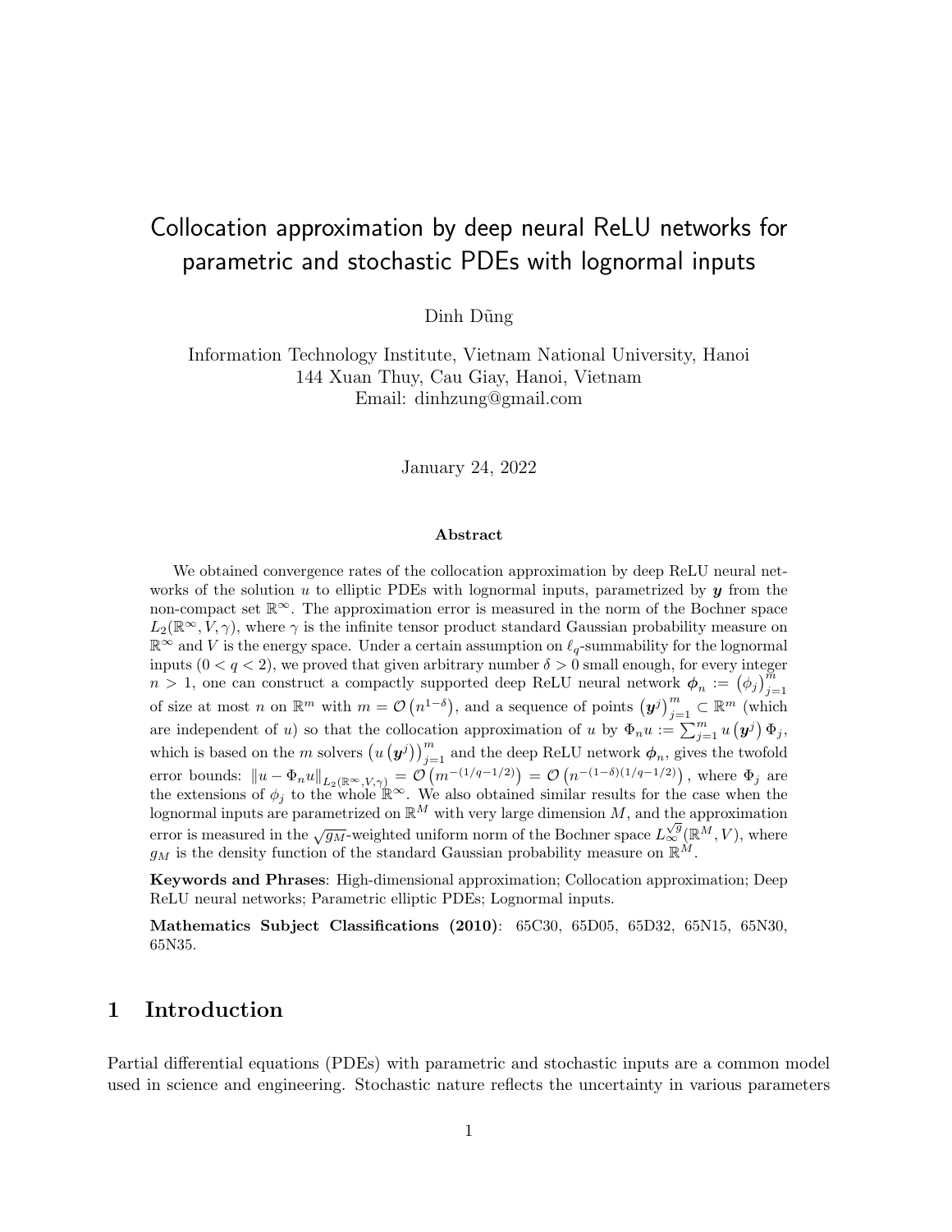# Collocation approximation by deep neural ReLU networks for parametric and stochastic PDEs with lognormal inputs

Dinh Dũng

Information Technology Institute, Vietnam National University, Hanoi
144 Xuan Thuy, Cau Giay, Hanoi, Vietnam
Email: dinhzung@gmail.com

January 24, 2022

### Abstract

We obtained convergence rates of the collocation approximation by deep ReLU neural networks of the solution $u$ to elliptic PDEs with lognormal inputs, parametrized by $\boldsymbol{y}$ from the non-compact set $\mathbb{R}^\infty$. The approximation error is measured in the norm of the Bochner space $L_2(\mathbb{R}^\infty, V, \gamma)$, where $\gamma$ is the infinite tensor product standard Gaussian probability measure on $\mathbb{R}^\infty$ and $V$ is the energy space. Under a certain assumption on $\ell_q$-summability for the lognormal inputs ($0 < q < 2$), we proved that given arbitrary number $\delta > 0$ small enough, for every integer $n > 1$, one can construct a compactly supported deep ReLU neural network $\boldsymbol{\phi}_n := \left(\phi_j\right)_{j=1}^m$ of size at most $n$ on $\mathbb{R}^m$ with $m = \mathcal{O}\left(n^{1-\delta}\right)$, and a sequence of points $\left(\boldsymbol{y}^j\right)_{j=1}^m \subset \mathbb{R}^m$ (which are independent of $u$) so that the collocation approximation of $u$ by $\Phi_n u := \sum_{j=1}^m u\left(\boldsymbol{y}^j\right) \Phi_j$, which is based on the $m$ solvers $\left(u\left(\boldsymbol{y}^j\right)\right)_{j=1}^m$ and the deep ReLU network $\boldsymbol{\phi}_n$, gives the twofold error bounds: $\|u - \Phi_n u\|_{L_2(\mathbb{R}^\infty, V, \gamma)} = \mathcal{O}\left(m^{-(1/q-1/2)}\right) = \mathcal{O}\left(n^{-(1-\delta)(1/q-1/2)}\right)$, where $\Phi_j$ are the extensions of $\phi_j$ to the whole $\mathbb{R}^\infty$. We also obtained similar results for the case when the lognormal inputs are parametrized on $\mathbb{R}^M$ with very large dimension $M$, and the approximation error is measured in the $\sqrt{g_M}$-weighted uniform norm of the Bochner space $L_\infty^{\sqrt{g}}(\mathbb{R}^M, V)$, where $g_M$ is the density function of the standard Gaussian probability measure on $\mathbb{R}^M$.

**Keywords and Phrases**: High-dimensional approximation; Collocation approximation; Deep ReLU neural networks; Parametric elliptic PDEs; Lognormal inputs.

**Mathematics Subject Classifications (2010)**: 65C30, 65D05, 65D32, 65N15, 65N30, 65N35.

## 1 Introduction

Partial differential equations (PDEs) with parametric and stochastic inputs are a common model used in science and engineering. Stochastic nature reflects the uncertainty in various parameters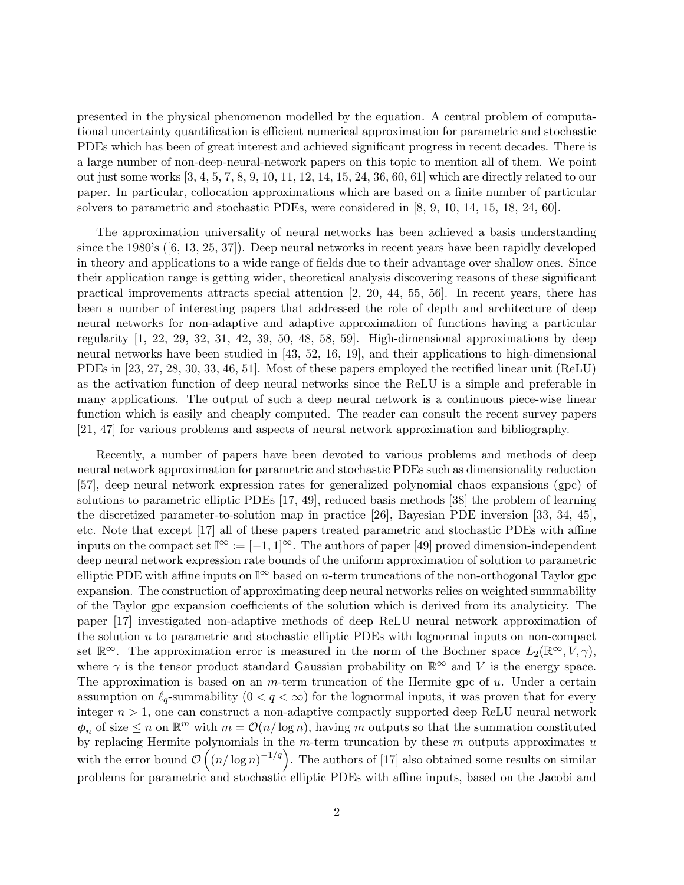presented in the physical phenomenon modelled by the equation. A central problem of computational uncertainty quantification is efficient numerical approximation for parametric and stochastic PDEs which has been of great interest and achieved significant progress in recent decades. There is a large number of non-deep-neural-network papers on this topic to mention all of them. We point out just some works [3, 4, 5, 7, 8, 9, 10, 11, 12, 14, 15, 24, 36, 60, 61] which are directly related to our paper. In particular, collocation approximations which are based on a finite number of particular solvers to parametric and stochastic PDEs, were considered in [8, 9, 10, 14, 15, 18, 24, 60].

The approximation universality of neural networks has been achieved a basis understanding since the 1980's ([6, 13, 25, 37]). Deep neural networks in recent years have been rapidly developed in theory and applications to a wide range of fields due to their advantage over shallow ones. Since their application range is getting wider, theoretical analysis discovering reasons of these significant practical improvements attracts special attention [2, 20, 44, 55, 56]. In recent years, there has been a number of interesting papers that addressed the role of depth and architecture of deep neural networks for non-adaptive and adaptive approximation of functions having a particular regularity [1, 22, 29, 32, 31, 42, 39, 50, 48, 58, 59]. High-dimensional approximations by deep neural networks have been studied in [43, 52, 16, 19], and their applications to high-dimensional PDEs in [23, 27, 28, 30, 33, 46, 51]. Most of these papers employed the rectified linear unit (ReLU) as the activation function of deep neural networks since the ReLU is a simple and preferable in many applications. The output of such a deep neural network is a continuous piece-wise linear function which is easily and cheaply computed. The reader can consult the recent survey papers [21, 47] for various problems and aspects of neural network approximation and bibliography.

Recently, a number of papers have been devoted to various problems and methods of deep neural network approximation for parametric and stochastic PDEs such as dimensionality reduction [57], deep neural network expression rates for generalized polynomial chaos expansions (gpc) of solutions to parametric elliptic PDEs [17, 49], reduced basis methods [38] the problem of learning the discretized parameter-to-solution map in practice [26], Bayesian PDE inversion [33, 34, 45], etc. Note that except [17] all of these papers treated parametric and stochastic PDEs with affine inputs on the compact set $\mathbb{I}^\infty := [-1,1]^\infty$. The authors of paper [49] proved dimension-independent deep neural network expression rate bounds of the uniform approximation of solution to parametric elliptic PDE with affine inputs on $\mathbb{I}^\infty$ based on $n$-term truncations of the non-orthogonal Taylor gpc expansion. The construction of approximating deep neural networks relies on weighted summability of the Taylor gpc expansion coefficients of the solution which is derived from its analyticity. The paper [17] investigated non-adaptive methods of deep ReLU neural network approximation of the solution $u$ to parametric and stochastic elliptic PDEs with lognormal inputs on non-compact set $\mathbb{R}^\infty$. The approximation error is measured in the norm of the Bochner space $L_2(\mathbb{R}^\infty, V, \gamma)$, where $\gamma$ is the tensor product standard Gaussian probability on $\mathbb{R}^\infty$ and $V$ is the energy space. The approximation is based on an $m$-term truncation of the Hermite gpc of $u$. Under a certain assumption on $\ell_q$-summability ($0 < q < \infty$) for the lognormal inputs, it was proven that for every integer $n > 1$, one can construct a non-adaptive compactly supported deep ReLU neural network $\boldsymbol{\phi}_n$ of size $\leq n$ on $\mathbb{R}^m$ with $m = \mathcal{O}(n/\log n)$, having $m$ outputs so that the summation constituted by replacing Hermite polynomials in the $m$-term truncation by these $m$ outputs approximates $u$ with the error bound $\mathcal{O}\left((n/\log n)^{-1/q}\right)$. The authors of [17] also obtained some results on similar problems for parametric and stochastic elliptic PDEs with affine inputs, based on the Jacobi and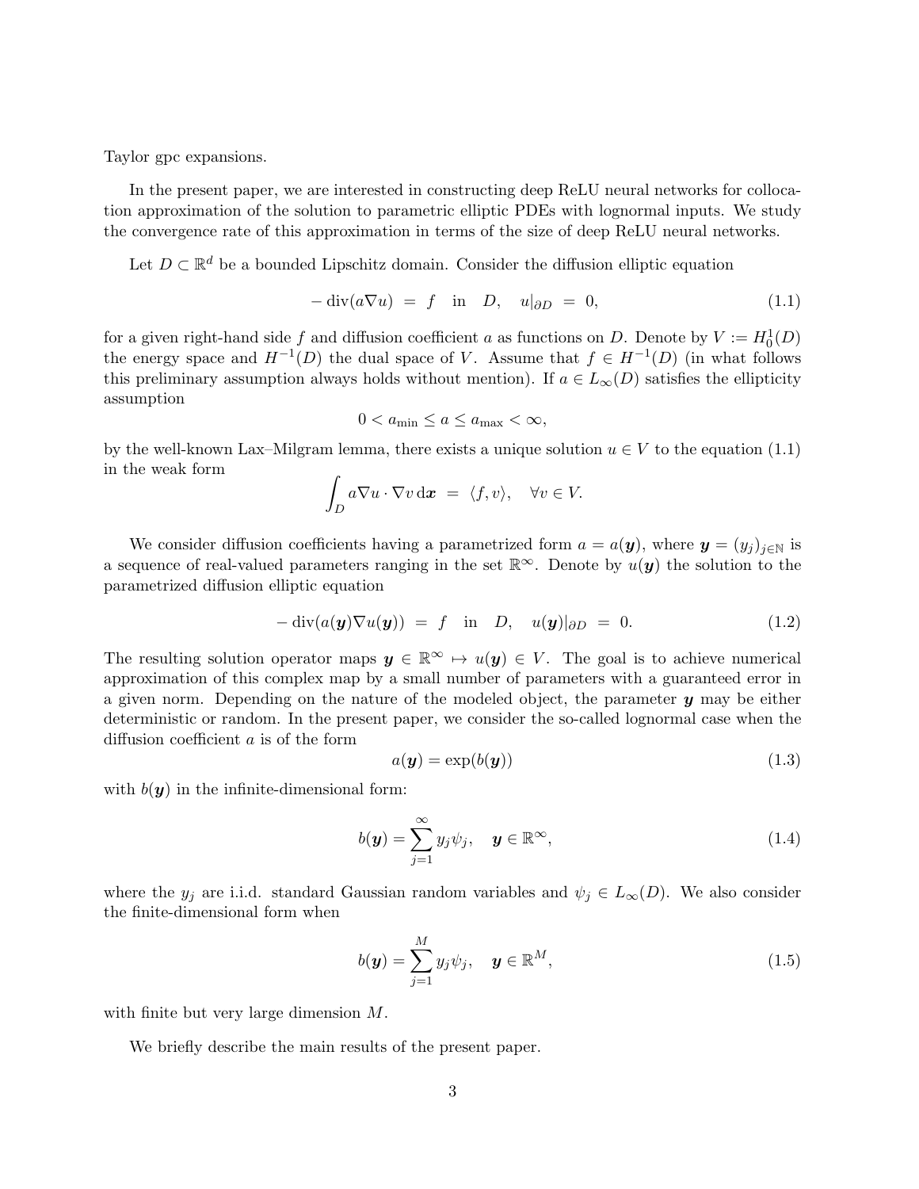Taylor gpc expansions.

In the present paper, we are interested in constructing deep ReLU neural networks for collocation approximation of the solution to parametric elliptic PDEs with lognormal inputs. We study the convergence rate of this approximation in terms of the size of deep ReLU neural networks.

Let $D \subset \mathbb{R}^d$ be a bounded Lipschitz domain. Consider the diffusion elliptic equation

$$- \operatorname{div}(a\nabla u) \ = \ f \quad \text{in} \quad D, \quad u|_{\partial D} \ = \ 0, \tag{1.1}$$

for a given right-hand side $f$ and diffusion coefficient $a$ as functions on $D$. Denote by $V := H_0^1(D)$ the energy space and $H^{-1}(D)$ the dual space of $V$. Assume that $f \in H^{-1}(D)$ (in what follows this preliminary assumption always holds without mention). If $a \in L_\infty(D)$ satisfies the ellipticity assumption

$$0 < a_{\min} \le a \le a_{\max} < \infty,$$

by the well-known Lax–Milgram lemma, there exists a unique solution $u \in V$ to the equation (1.1) in the weak form

$$\int_D a\nabla u \cdot \nabla v \, \mathrm{d}\boldsymbol{x} \ = \ \langle f, v\rangle, \quad \forall v \in V.$$

We consider diffusion coefficients having a parametrized form $a = a(\boldsymbol{y})$, where $\boldsymbol{y} = (y_j)_{j\in\mathbb{N}}$ is a sequence of real-valued parameters ranging in the set $\mathbb{R}^\infty$. Denote by $u(\boldsymbol{y})$ the solution to the parametrized diffusion elliptic equation

$$- \operatorname{div}(a(\boldsymbol{y})\nabla u(\boldsymbol{y})) \ = \ f \quad \text{in} \quad D, \quad u(\boldsymbol{y})|_{\partial D} \ = \ 0. \tag{1.2}$$

The resulting solution operator maps $\boldsymbol{y} \in \mathbb{R}^\infty \mapsto u(\boldsymbol{y}) \in V$. The goal is to achieve numerical approximation of this complex map by a small number of parameters with a guaranteed error in a given norm. Depending on the nature of the modeled object, the parameter $\boldsymbol{y}$ may be either deterministic or random. In the present paper, we consider the so-called lognormal case when the diffusion coefficient $a$ is of the form

$$a(\boldsymbol{y}) = \exp(b(\boldsymbol{y})) \tag{1.3}$$

with $b(\boldsymbol{y})$ in the infinite-dimensional form:

$$b(\boldsymbol{y}) = \sum_{j=1}^{\infty} y_j \psi_j, \quad \boldsymbol{y} \in \mathbb{R}^\infty, \tag{1.4}$$

where the $y_j$ are i.i.d. standard Gaussian random variables and $\psi_j \in L_\infty(D)$. We also consider the finite-dimensional form when

$$b(\boldsymbol{y}) = \sum_{j=1}^{M} y_j \psi_j, \quad \boldsymbol{y} \in \mathbb{R}^M, \tag{1.5}$$

with finite but very large dimension $M$.

We briefly describe the main results of the present paper.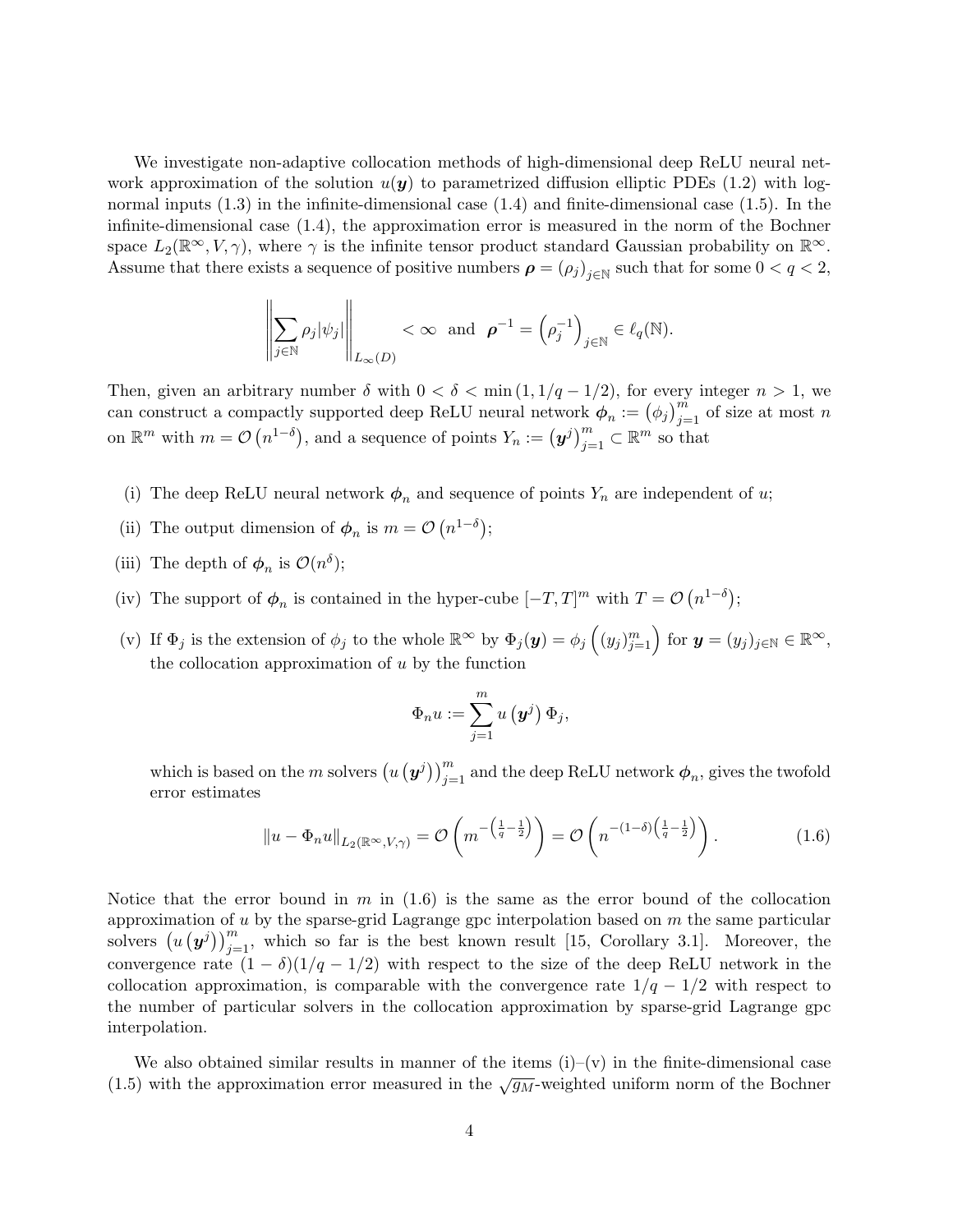We investigate non-adaptive collocation methods of high-dimensional deep ReLU neural network approximation of the solution $u(\boldsymbol{y})$ to parametrized diffusion elliptic PDEs (1.2) with log-normal inputs (1.3) in the infinite-dimensional case (1.4) and finite-dimensional case (1.5). In the infinite-dimensional case (1.4), the approximation error is measured in the norm of the Bochner space $L_2(\mathbb{R}^\infty, V, \gamma)$, where $\gamma$ is the infinite tensor product standard Gaussian probability on $\mathbb{R}^\infty$. Assume that there exists a sequence of positive numbers $\boldsymbol{\rho} = (\rho_j)_{j\in\mathbb{N}}$ such that for some $0 < q < 2$,

$$\left\| \sum_{j\in\mathbb{N}} \rho_j |\psi_j| \right\|_{L_\infty(D)} < \infty \quad \text{and} \quad \boldsymbol{\rho}^{-1} = \left(\rho_j^{-1}\right)_{j\in\mathbb{N}} \in \ell_q(\mathbb{N}).$$

Then, given an arbitrary number $\delta$ with $0 < \delta < \min(1, 1/q - 1/2)$, for every integer $n > 1$, we can construct a compactly supported deep ReLU neural network $\boldsymbol{\phi}_n := \left(\phi_j\right)_{j=1}^m$ of size at most $n$ on $\mathbb{R}^m$ with $m = \mathcal{O}\left(n^{1-\delta}\right)$, and a sequence of points $Y_n := \left(\boldsymbol{y}^j\right)_{j=1}^m \subset \mathbb{R}^m$ so that

(i) The deep ReLU neural network $\boldsymbol{\phi}_n$ and sequence of points $Y_n$ are independent of $u$;

(ii) The output dimension of $\boldsymbol{\phi}_n$ is $m = \mathcal{O}\left(n^{1-\delta}\right)$;

(iii) The depth of $\boldsymbol{\phi}_n$ is $\mathcal{O}(n^\delta)$;

(iv) The support of $\boldsymbol{\phi}_n$ is contained in the hyper-cube $[-T, T]^m$ with $T = \mathcal{O}\left(n^{1-\delta}\right)$;

(v) If $\Phi_j$ is the extension of $\phi_j$ to the whole $\mathbb{R}^\infty$ by $\Phi_j(\boldsymbol{y}) = \phi_j\left((y_j)_{j=1}^m\right)$ for $\boldsymbol{y} = (y_j)_{j\in\mathbb{N}} \in \mathbb{R}^\infty$, the collocation approximation of $u$ by the function

$$\Phi_n u := \sum_{j=1}^m u\left(\boldsymbol{y}^j\right) \Phi_j,$$

which is based on the $m$ solvers $\left(u\left(\boldsymbol{y}^j\right)\right)_{j=1}^m$ and the deep ReLU network $\boldsymbol{\phi}_n$, gives the twofold error estimates

$$\|u - \Phi_n u\|_{L_2(\mathbb{R}^\infty, V, \gamma)} = \mathcal{O}\left(m^{-\left(\frac{1}{q} - \frac{1}{2}\right)}\right) = \mathcal{O}\left(n^{-(1-\delta)\left(\frac{1}{q} - \frac{1}{2}\right)}\right). \tag{1.6}$$

Notice that the error bound in $m$ in (1.6) is the same as the error bound of the collocation approximation of $u$ by the sparse-grid Lagrange gpc interpolation based on $m$ the same particular solvers $\left(u\left(\boldsymbol{y}^j\right)\right)_{j=1}^m$, which so far is the best known result [15, Corollary 3.1]. Moreover, the convergence rate $(1 - \delta)(1/q - 1/2)$ with respect to the size of the deep ReLU network in the collocation approximation, is comparable with the convergence rate $1/q - 1/2$ with respect to the number of particular solvers in the collocation approximation by sparse-grid Lagrange gpc interpolation.

We also obtained similar results in manner of the items (i)–(v) in the finite-dimensional case (1.5) with the approximation error measured in the $\sqrt{g_M}$-weighted uniform norm of the Bochner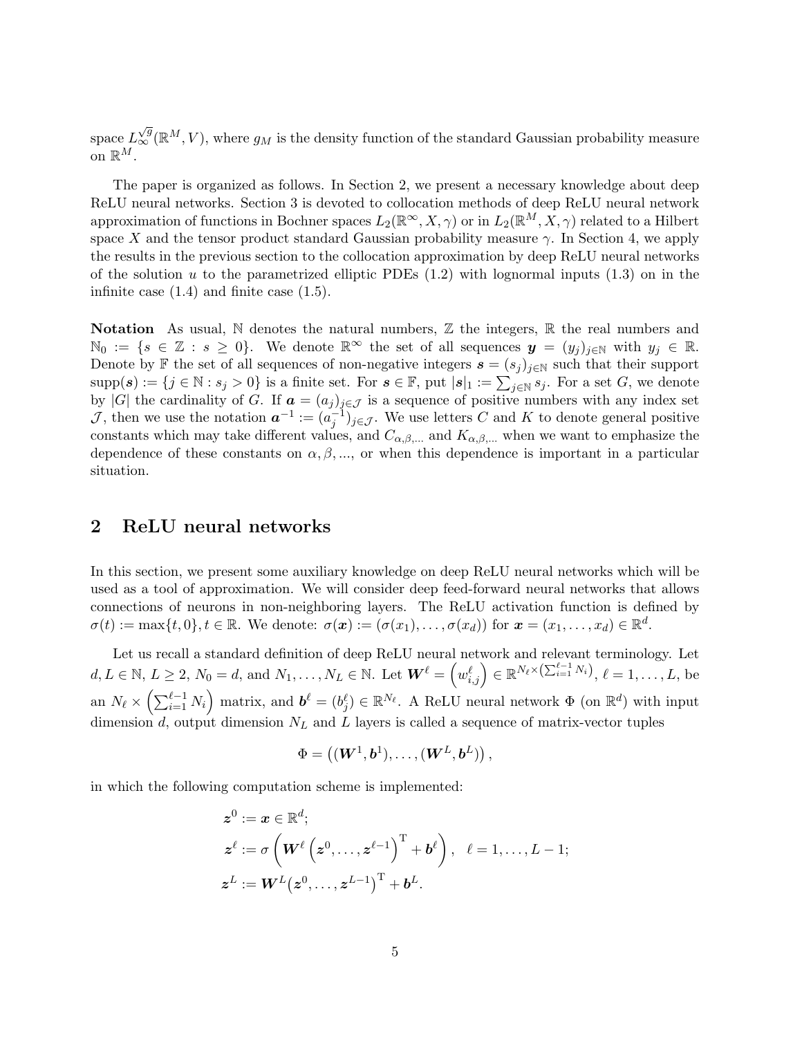space $L_\infty^{\sqrt{g}}(\mathbb{R}^M, V)$, where $g_M$ is the density function of the standard Gaussian probability measure on $\mathbb{R}^M$.

The paper is organized as follows. In Section 2, we present a necessary knowledge about deep ReLU neural networks. Section 3 is devoted to collocation methods of deep ReLU neural network approximation of functions in Bochner spaces $L_2(\mathbb{R}^\infty, X, \gamma)$ or in $L_2(\mathbb{R}^M, X, \gamma)$ related to a Hilbert space $X$ and the tensor product standard Gaussian probability measure $\gamma$. In Section 4, we apply the results in the previous section to the collocation approximation by deep ReLU neural networks of the solution $u$ to the parametrized elliptic PDEs (1.2) with lognormal inputs (1.3) on in the infinite case (1.4) and finite case (1.5).

**Notation** As usual, $\mathbb{N}$ denotes the natural numbers, $\mathbb{Z}$ the integers, $\mathbb{R}$ the real numbers and $\mathbb{N}_0 := \{s \in \mathbb{Z} : s \geq 0\}$. We denote $\mathbb{R}^\infty$ the set of all sequences $\boldsymbol{y} = (y_j)_{j \in \mathbb{N}}$ with $y_j \in \mathbb{R}$. Denote by $\mathbb{F}$ the set of all sequences of non-negative integers $\boldsymbol{s} = (s_j)_{j \in \mathbb{N}}$ such that their support $\operatorname{supp}(\boldsymbol{s}) := \{j \in \mathbb{N} : s_j > 0\}$ is a finite set. For $\boldsymbol{s} \in \mathbb{F}$, put $|\boldsymbol{s}|_1 := \sum_{j \in \mathbb{N}} s_j$. For a set $G$, we denote by $|G|$ the cardinality of $G$. If $\boldsymbol{a} = (a_j)_{j \in \mathcal{J}}$ is a sequence of positive numbers with any index set $\mathcal{J}$, then we use the notation $\boldsymbol{a}^{-1} := (a_j^{-1})_{j \in \mathcal{J}}$. We use letters $C$ and $K$ to denote general positive constants which may take different values, and $C_{\alpha,\beta,...}$ and $K_{\alpha,\beta,...}$ when we want to emphasize the dependence of these constants on $\alpha, \beta, ...$, or when this dependence is important in a particular situation.

## 2 ReLU neural networks

In this section, we present some auxiliary knowledge on deep ReLU neural networks which will be used as a tool of approximation. We will consider deep feed-forward neural networks that allows connections of neurons in non-neighboring layers. The ReLU activation function is defined by $\sigma(t) := \max\{t, 0\}, t \in \mathbb{R}$. We denote: $\sigma(\boldsymbol{x}) := (\sigma(x_1), \ldots, \sigma(x_d))$ for $\boldsymbol{x} = (x_1, \ldots, x_d) \in \mathbb{R}^d$.

Let us recall a standard definition of deep ReLU neural network and relevant terminology. Let $d, L \in \mathbb{N}$, $L \geq 2$, $N_0 = d$, and $N_1, \ldots, N_L \in \mathbb{N}$. Let $\boldsymbol{W}^\ell = \left(w_{i,j}^\ell\right) \in \mathbb{R}^{N_\ell \times (\sum_{i=1}^{\ell-1} N_i)}$, $\ell = 1, \ldots, L$, be an $N_\ell \times \left(\sum_{i=1}^{\ell-1} N_i\right)$ matrix, and $\boldsymbol{b}^\ell = (b_j^\ell) \in \mathbb{R}^{N_\ell}$. A ReLU neural network $\Phi$ (on $\mathbb{R}^d$) with input dimension $d$, output dimension $N_L$ and $L$ layers is called a sequence of matrix-vector tuples

$$\Phi = \left((\boldsymbol{W}^1, \boldsymbol{b}^1), \ldots, (\boldsymbol{W}^L, \boldsymbol{b}^L)\right),$$

in which the following computation scheme is implemented:

$$\begin{aligned}
\boldsymbol{z}^0 &:= \boldsymbol{x} \in \mathbb{R}^d; \\
\boldsymbol{z}^\ell &:= \sigma\left(\boldsymbol{W}^\ell \left(\boldsymbol{z}^0, \ldots, \boldsymbol{z}^{\ell-1}\right)^{\mathrm{T}} + \boldsymbol{b}^\ell\right), \quad \ell = 1, \ldots, L-1; \\
\boldsymbol{z}^L &:= \boldsymbol{W}^L\left(\boldsymbol{z}^0, \ldots, \boldsymbol{z}^{L-1}\right)^{\mathrm{T}} + \boldsymbol{b}^L.
\end{aligned}$$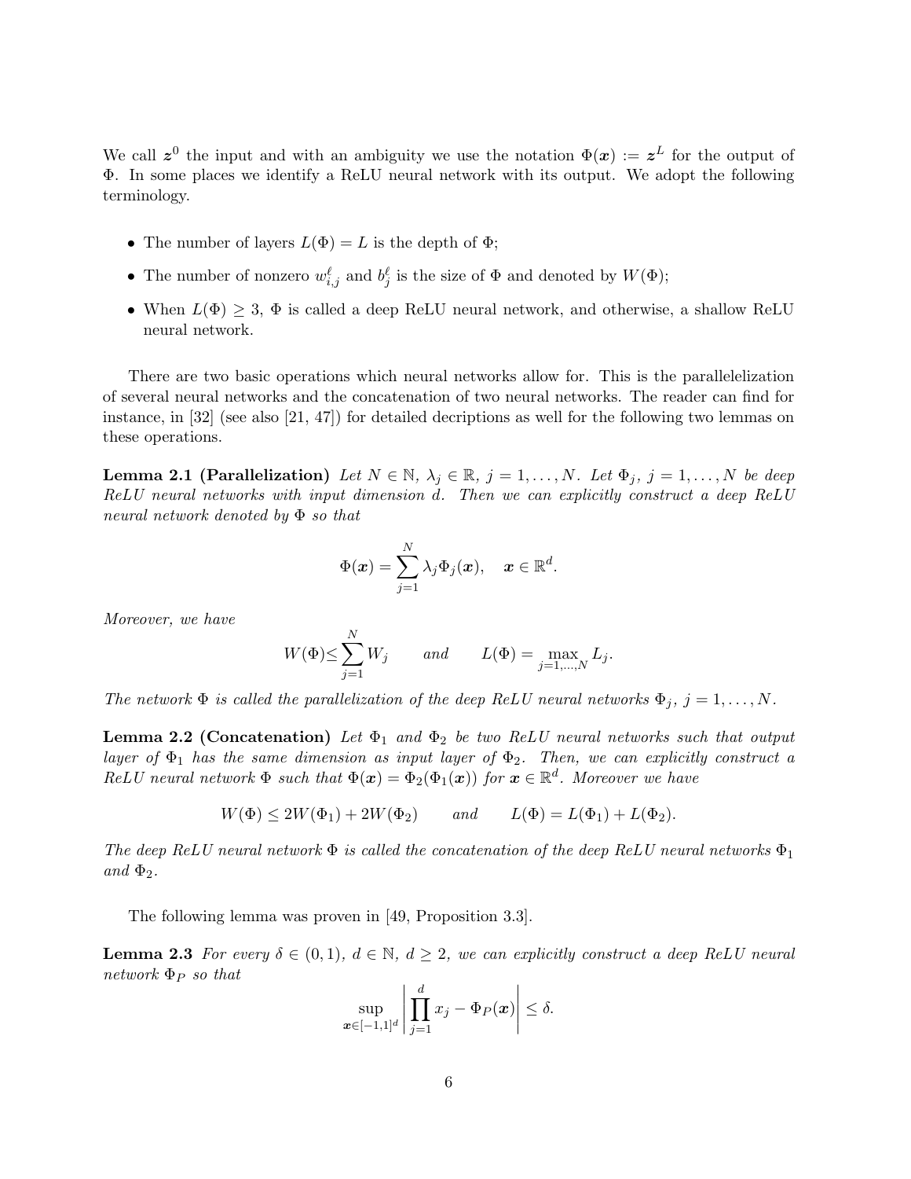We call $\boldsymbol{z}^0$ the input and with an ambiguity we use the notation $\Phi(\boldsymbol{x}) := \boldsymbol{z}^L$ for the output of $\Phi$. In some places we identify a ReLU neural network with its output. We adopt the following terminology.

- The number of layers $L(\Phi) = L$ is the depth of $\Phi$;
- The number of nonzero $w_{i,j}^{\ell}$ and $b_j^{\ell}$ is the size of $\Phi$ and denoted by $W(\Phi)$;
- When $L(\Phi) \geq 3$, $\Phi$ is called a deep ReLU neural network, and otherwise, a shallow ReLU neural network.

There are two basic operations which neural networks allow for. This is the parallelelization of several neural networks and the concatenation of two neural networks. The reader can find for instance, in [32] (see also [21, 47]) for detailed decriptions as well for the following two lemmas on these operations.

**Lemma 2.1 (Parallelization)** *Let $N \in \mathbb{N}$, $\lambda_j \in \mathbb{R}$, $j = 1, \ldots, N$. Let $\Phi_j$, $j = 1, \ldots, N$ be deep ReLU neural networks with input dimension $d$. Then we can explicitly construct a deep ReLU neural network denoted by $\Phi$ so that*

$$\Phi(\boldsymbol{x}) = \sum_{j=1}^{N} \lambda_j \Phi_j(\boldsymbol{x}), \quad \boldsymbol{x} \in \mathbb{R}^d.$$

*Moreover, we have*

$$W(\Phi) \leq \sum_{j=1}^{N} W_j \qquad \text{and} \qquad L(\Phi) = \max_{j=1,\ldots,N} L_j.$$

*The network $\Phi$ is called the parallelization of the deep ReLU neural networks $\Phi_j$, $j = 1, \ldots, N$.*

**Lemma 2.2 (Concatenation)** *Let $\Phi_1$ and $\Phi_2$ be two ReLU neural networks such that output layer of $\Phi_1$ has the same dimension as input layer of $\Phi_2$. Then, we can explicitly construct a ReLU neural network $\Phi$ such that $\Phi(\boldsymbol{x}) = \Phi_2(\Phi_1(\boldsymbol{x}))$ for $\boldsymbol{x} \in \mathbb{R}^d$. Moreover we have*

$$W(\Phi) \leq 2W(\Phi_1) + 2W(\Phi_2) \qquad \text{and} \qquad L(\Phi) = L(\Phi_1) + L(\Phi_2).$$

*The deep ReLU neural network $\Phi$ is called the concatenation of the deep ReLU neural networks $\Phi_1$ and $\Phi_2$.*

The following lemma was proven in [49, Proposition 3.3].

**Lemma 2.3** *For every $\delta \in (0, 1)$, $d \in \mathbb{N}$, $d \geq 2$, we can explicitly construct a deep ReLU neural network $\Phi_P$ so that*

$$\sup_{\boldsymbol{x} \in [-1,1]^d} \left| \prod_{j=1}^{d} x_j - \Phi_P(\boldsymbol{x}) \right| \leq \delta.$$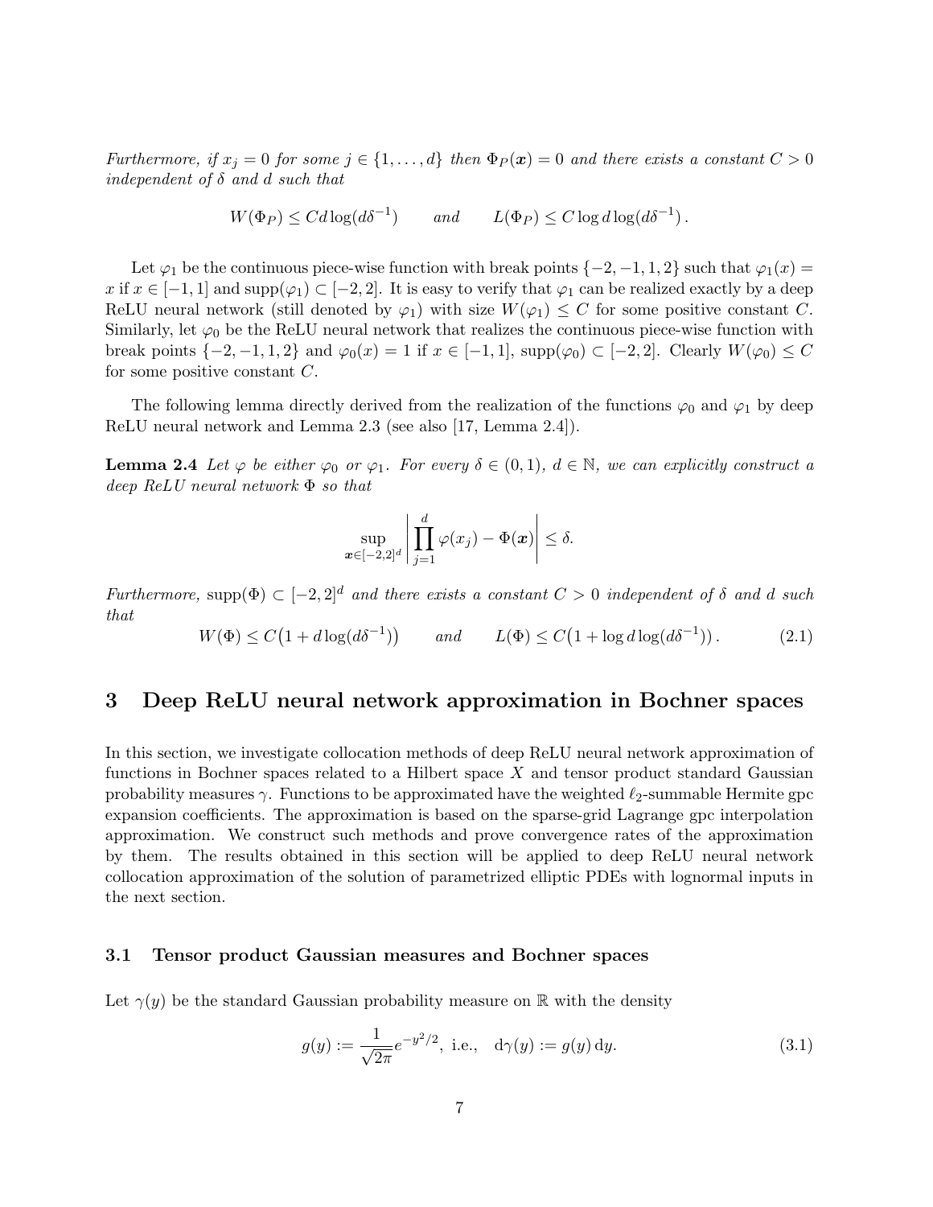*Furthermore, if $x_j = 0$ for some $j \in \{1, \ldots, d\}$ then $\Phi_P(\boldsymbol{x}) = 0$ and there exists a constant $C > 0$ independent of $\delta$ and $d$ such that*

$$W(\Phi_P) \le Cd \log(d\delta^{-1}) \qquad \text{and} \qquad L(\Phi_P) \le C \log d \log(d\delta^{-1}) .$$

Let $\varphi_1$ be the continuous piece-wise function with break points $\{-2, -1, 1, 2\}$ such that $\varphi_1(x) = x$ if $x \in [-1, 1]$ and $\operatorname{supp}(\varphi_1) \subset [-2, 2]$. It is easy to verify that $\varphi_1$ can be realized exactly by a deep ReLU neural network (still denoted by $\varphi_1$) with size $W(\varphi_1) \le C$ for some positive constant $C$. Similarly, let $\varphi_0$ be the ReLU neural network that realizes the continuous piece-wise function with break points $\{-2, -1, 1, 2\}$ and $\varphi_0(x) = 1$ if $x \in [-1, 1]$, $\operatorname{supp}(\varphi_0) \subset [-2, 2]$. Clearly $W(\varphi_0) \le C$ for some positive constant $C$.

The following lemma directly derived from the realization of the functions $\varphi_0$ and $\varphi_1$ by deep ReLU neural network and Lemma 2.3 (see also [17, Lemma 2.4]).

**Lemma 2.4** *Let $\varphi$ be either $\varphi_0$ or $\varphi_1$. For every $\delta \in (0, 1)$, $d \in \mathbb{N}$, we can explicitly construct a deep ReLU neural network $\Phi$ so that*

$$\sup_{\boldsymbol{x} \in [-2,2]^d} \left| \prod_{j=1}^{d} \varphi(x_j) - \Phi(\boldsymbol{x}) \right| \le \delta.$$

*Furthermore, $\operatorname{supp}(\Phi) \subset [-2, 2]^d$ and there exists a constant $C > 0$ independent of $\delta$ and $d$ such that*

$$W(\Phi) \le C\big(1 + d \log(d\delta^{-1})\big) \qquad \text{and} \qquad L(\Phi) \le C\big(1 + \log d \log(d\delta^{-1})\big) . \tag{2.1}$$

## 3 Deep ReLU neural network approximation in Bochner spaces

In this section, we investigate collocation methods of deep ReLU neural network approximation of functions in Bochner spaces related to a Hilbert space $X$ and tensor product standard Gaussian probability measures $\gamma$. Functions to be approximated have the weighted $\ell_2$-summable Hermite gpc expansion coefficients. The approximation is based on the sparse-grid Lagrange gpc interpolation approximation. We construct such methods and prove convergence rates of the approximation by them. The results obtained in this section will be applied to deep ReLU neural network collocation approximation of the solution of parametrized elliptic PDEs with lognormal inputs in the next section.

### 3.1 Tensor product Gaussian measures and Bochner spaces

Let $\gamma(y)$ be the standard Gaussian probability measure on $\mathbb{R}$ with the density

$$g(y) := \frac{1}{\sqrt{2\pi}} e^{-y^2/2}, \text{ i.e.,} \quad \mathrm{d}\gamma(y) := g(y)\,\mathrm{d}y. \tag{3.1}$$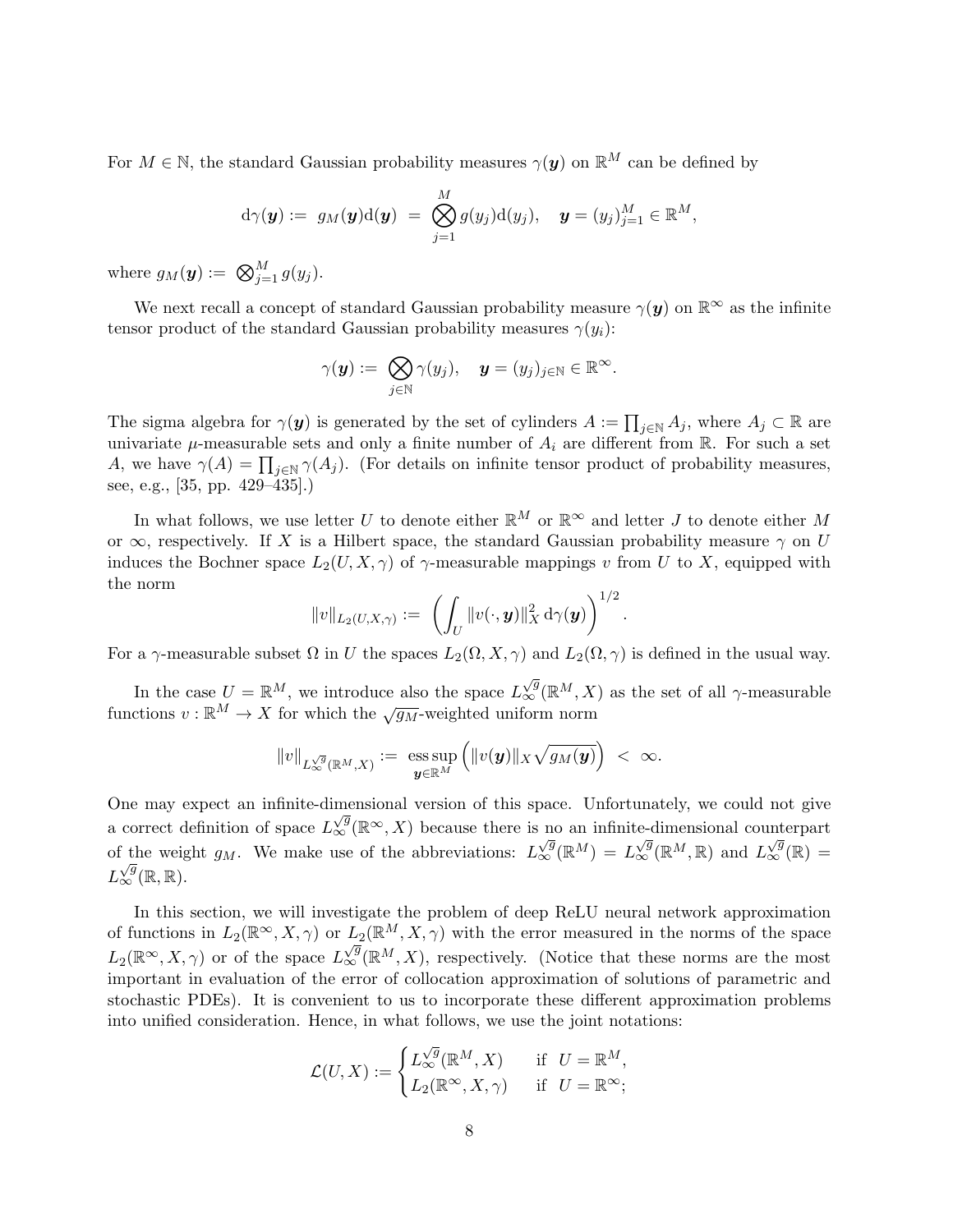For $M \in \mathbb{N}$, the standard Gaussian probability measures $\gamma(\boldsymbol{y})$ on $\mathbb{R}^M$ can be defined by

$$
\mathrm{d}\gamma(\boldsymbol{y}) := \; g_M(\boldsymbol{y})\mathrm{d}(\boldsymbol{y}) \; = \; \bigotimes_{j=1}^{M} g(y_j)\mathrm{d}(y_j), \quad \boldsymbol{y} = (y_j)_{j=1}^M \in \mathbb{R}^M,
$$

where $g_M(\boldsymbol{y}) := \; \bigotimes_{j=1}^{M} g(y_j)$.

We next recall a concept of standard Gaussian probability measure $\gamma(\boldsymbol{y})$ on $\mathbb{R}^\infty$ as the infinite tensor product of the standard Gaussian probability measures $\gamma(y_i)$:

$$
\gamma(\boldsymbol{y}) := \; \bigotimes_{j \in \mathbb{N}} \gamma(y_j), \quad \boldsymbol{y} = (y_j)_{j \in \mathbb{N}} \in \mathbb{R}^\infty.
$$

The sigma algebra for $\gamma(\boldsymbol{y})$ is generated by the set of cylinders $A := \prod_{j \in \mathbb{N}} A_j$, where $A_j \subset \mathbb{R}$ are univariate $\mu$-measurable sets and only a finite number of $A_i$ are different from $\mathbb{R}$. For such a set $A$, we have $\gamma(A) = \prod_{j \in \mathbb{N}} \gamma(A_j)$. (For details on infinite tensor product of probability measures, see, e.g., [35, pp. 429–435].)

In what follows, we use letter $U$ to denote either $\mathbb{R}^M$ or $\mathbb{R}^\infty$ and letter $J$ to denote either $M$ or $\infty$, respectively. If $X$ is a Hilbert space, the standard Gaussian probability measure $\gamma$ on $U$ induces the Bochner space $L_2(U, X, \gamma)$ of $\gamma$-measurable mappings $v$ from $U$ to $X$, equipped with the norm

$$
\|v\|_{L_2(U,X,\gamma)} := \; \left( \int_U \|v(\cdot, \boldsymbol{y})\|_X^2 \, \mathrm{d}\gamma(\boldsymbol{y}) \right)^{1/2}.
$$

For a $\gamma$-measurable subset $\Omega$ in $U$ the spaces $L_2(\Omega, X, \gamma)$ and $L_2(\Omega, \gamma)$ is defined in the usual way.

In the case $U = \mathbb{R}^M$, we introduce also the space $L_\infty^{\sqrt{g}}(\mathbb{R}^M, X)$ as the set of all $\gamma$-measurable functions $v : \mathbb{R}^M \to X$ for which the $\sqrt{g_M}$-weighted uniform norm

$$
\|v\|_{L_\infty^{\sqrt{g}}(\mathbb{R}^M,X)} := \; \operatorname*{ess\,sup}_{\boldsymbol{y} \in \mathbb{R}^M} \left( \|v(\boldsymbol{y})\|_X \sqrt{g_M(\boldsymbol{y})} \right) \; < \; \infty.
$$

One may expect an infinite-dimensional version of this space. Unfortunately, we could not give a correct definition of space $L_\infty^{\sqrt{g}}(\mathbb{R}^\infty, X)$ because there is no an infinite-dimensional counterpart of the weight $g_M$. We make use of the abbreviations: $L_\infty^{\sqrt{g}}(\mathbb{R}^M) = L_\infty^{\sqrt{g}}(\mathbb{R}^M, \mathbb{R})$ and $L_\infty^{\sqrt{g}}(\mathbb{R}) = L_\infty^{\sqrt{g}}(\mathbb{R}, \mathbb{R})$.

In this section, we will investigate the problem of deep ReLU neural network approximation of functions in $L_2(\mathbb{R}^\infty, X, \gamma)$ or $L_2(\mathbb{R}^M, X, \gamma)$ with the error measured in the norms of the space $L_2(\mathbb{R}^\infty, X, \gamma)$ or of the space $L_\infty^{\sqrt{g}}(\mathbb{R}^M, X)$, respectively. (Notice that these norms are the most important in evaluation of the error of collocation approximation of solutions of parametric and stochastic PDEs). It is convenient to us to incorporate these different approximation problems into unified consideration. Hence, in what follows, we use the joint notations:

$$
\mathcal{L}(U, X) := \begin{cases} L_\infty^{\sqrt{g}}(\mathbb{R}^M, X) & \text{if } \; U = \mathbb{R}^M, \\ L_2(\mathbb{R}^\infty, X, \gamma) & \text{if } \; U = \mathbb{R}^\infty; \end{cases}
$$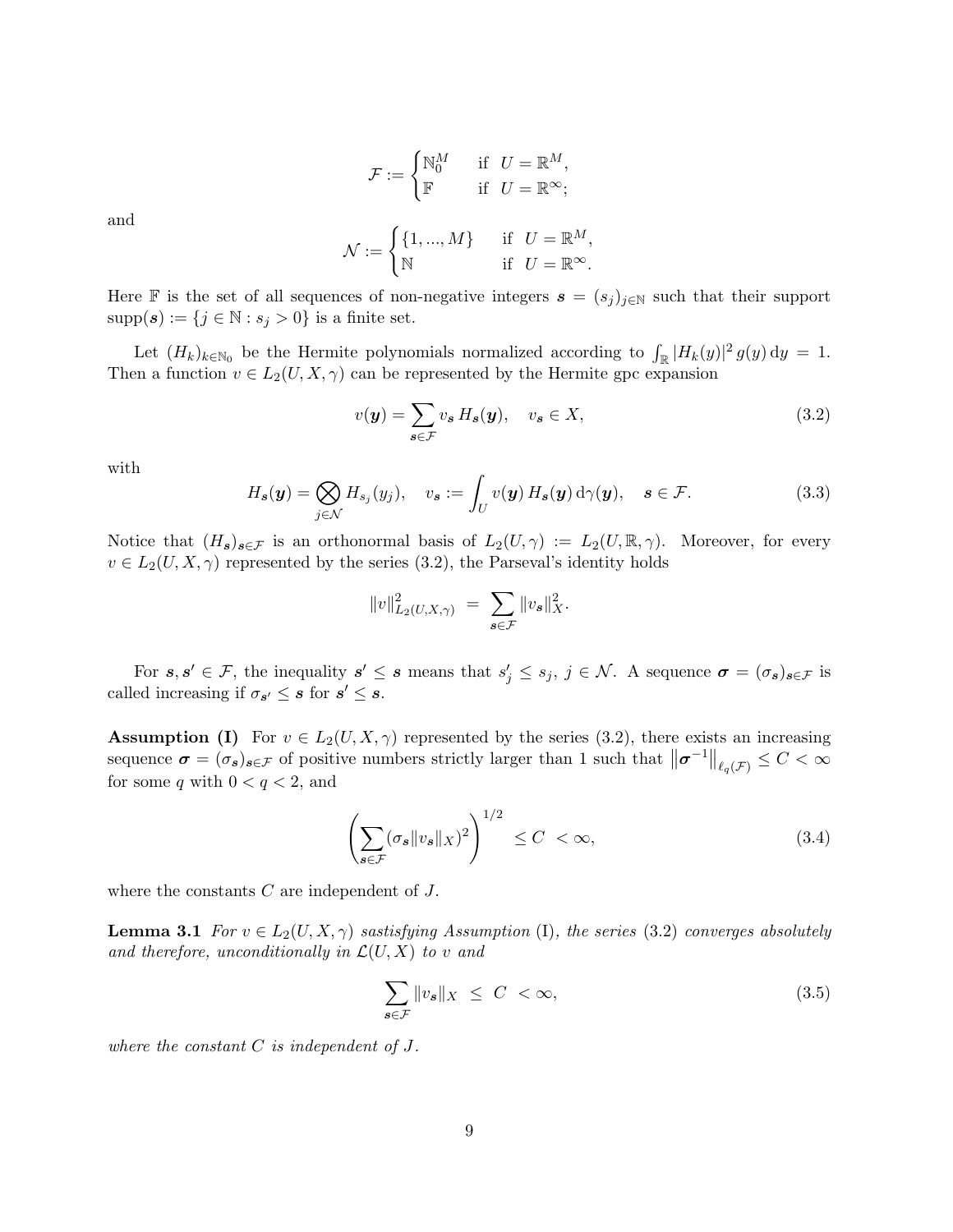$$\mathcal{F} := \begin{cases} \mathbb{N}_0^M & \text{if } \ U = \mathbb{R}^M, \\ \mathbb{F} & \text{if } \ U = \mathbb{R}^\infty; \end{cases}$$

and

$$\mathcal{N} := \begin{cases} \{1, ..., M\} & \text{if } \ U = \mathbb{R}^M, \\ \mathbb{N} & \text{if } \ U = \mathbb{R}^\infty. \end{cases}$$

Here $\mathbb{F}$ is the set of all sequences of non-negative integers $\boldsymbol{s} = (s_j)_{j \in \mathbb{N}}$ such that their support $\operatorname{supp}(\boldsymbol{s}) := \{j \in \mathbb{N} : s_j > 0\}$ is a finite set.

Let $(H_k)_{k \in \mathbb{N}_0}$ be the Hermite polynomials normalized according to $\int_\mathbb{R} |H_k(y)|^2 \, g(y) \, \mathrm{d}y = 1$. Then a function $v \in L_2(U, X, \gamma)$ can be represented by the Hermite gpc expansion

$$v(\boldsymbol{y}) = \sum_{\boldsymbol{s} \in \mathcal{F}} v_{\boldsymbol{s}} \, H_{\boldsymbol{s}}(\boldsymbol{y}), \quad v_{\boldsymbol{s}} \in X, \tag{3.2}$$

with

$$H_{\boldsymbol{s}}(\boldsymbol{y}) = \bigotimes_{j \in \mathcal{N}} H_{s_j}(y_j), \quad v_{\boldsymbol{s}} := \int_U v(\boldsymbol{y}) \, H_{\boldsymbol{s}}(\boldsymbol{y}) \, \mathrm{d}\gamma(\boldsymbol{y}), \quad \boldsymbol{s} \in \mathcal{F}. \tag{3.3}$$

Notice that $(H_{\boldsymbol{s}})_{\boldsymbol{s} \in \mathcal{F}}$ is an orthonormal basis of $L_2(U, \gamma) := L_2(U, \mathbb{R}, \gamma)$. Moreover, for every $v \in L_2(U, X, \gamma)$ represented by the series (3.2), the Parseval's identity holds

$$\|v\|^2_{L_2(U,X,\gamma)} \ = \ \sum_{\boldsymbol{s} \in \mathcal{F}} \|v_{\boldsymbol{s}}\|^2_X.$$

For $\boldsymbol{s}, \boldsymbol{s}' \in \mathcal{F}$, the inequality $\boldsymbol{s}' \leq \boldsymbol{s}$ means that $s'_j \leq s_j$, $j \in \mathcal{N}$. A sequence $\boldsymbol{\sigma} = (\sigma_{\boldsymbol{s}})_{\boldsymbol{s} \in \mathcal{F}}$ is called increasing if $\sigma_{\boldsymbol{s}'} \leq \boldsymbol{s}$ for $\boldsymbol{s}' \leq \boldsymbol{s}$.

**Assumption (I)** For $v \in L_2(U, X, \gamma)$ represented by the series (3.2), there exists an increasing sequence $\boldsymbol{\sigma} = (\sigma_{\boldsymbol{s}})_{\boldsymbol{s} \in \mathcal{F}}$ of positive numbers strictly larger than 1 such that $\left\|\boldsymbol{\sigma}^{-1}\right\|_{\ell_q(\mathcal{F})} \leq C < \infty$ for some $q$ with $0 < q < 2$, and

$$\left( \sum_{\boldsymbol{s} \in \mathcal{F}} (\sigma_{\boldsymbol{s}} \|v_{\boldsymbol{s}}\|_X)^2 \right)^{1/2} \ \leq C \ < \infty, \tag{3.4}$$

where the constants $C$ are independent of $J$.

**Lemma 3.1** *For $v \in L_2(U, X, \gamma)$ sastisfying Assumption* (I)*, the series* (3.2) *converges absolutely and therefore, unconditionally in $\mathcal{L}(U, X)$ to $v$ and*

$$\sum_{\boldsymbol{s} \in \mathcal{F}} \|v_{\boldsymbol{s}}\|_X \ \leq \ C \ < \infty, \tag{3.5}$$

*where the constant $C$ is independent of $J$.*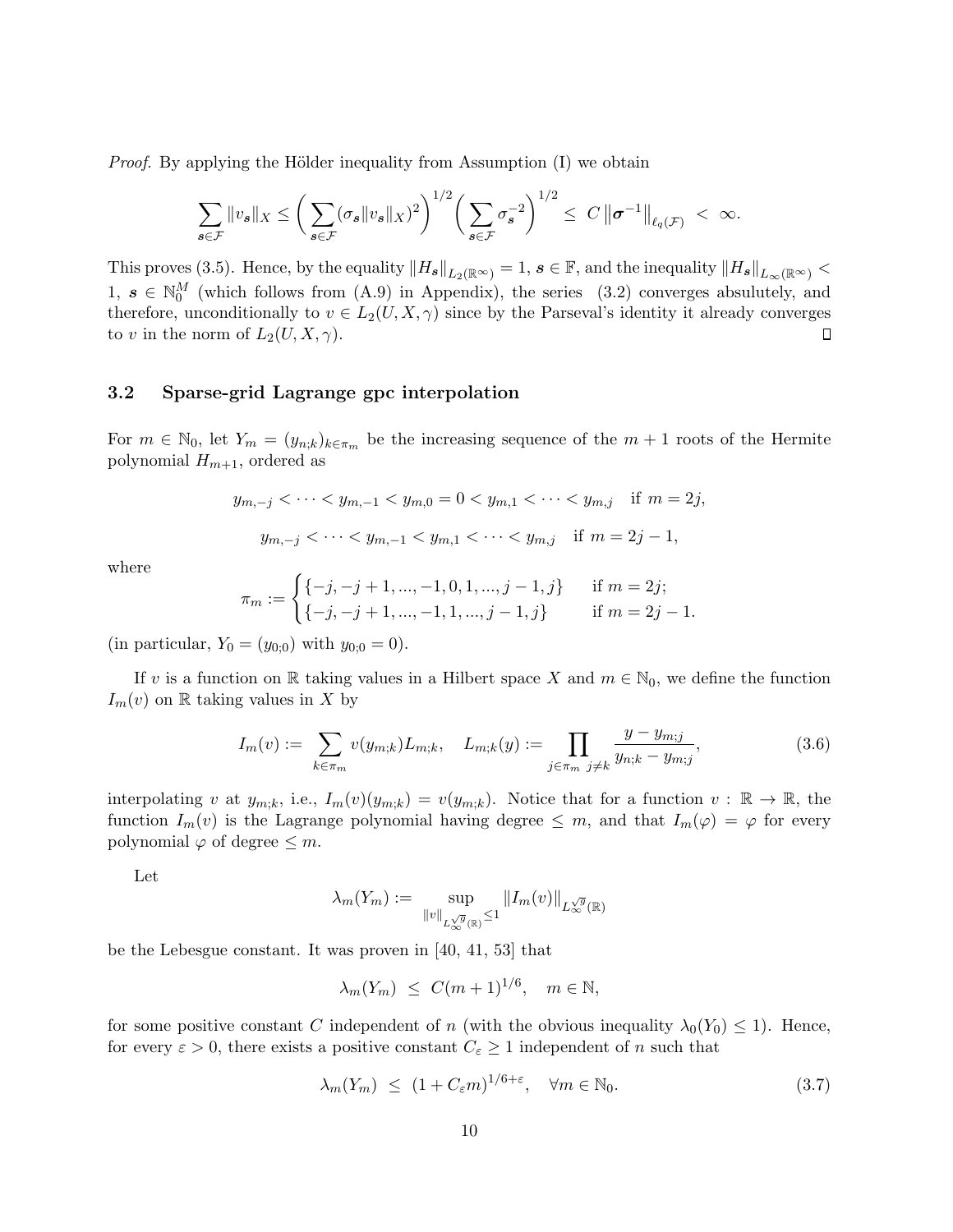*Proof.* By applying the Hölder inequality from Assumption (I) we obtain

$$\sum_{\boldsymbol{s}\in\mathcal{F}} \|v_{\boldsymbol{s}}\|_X \leq \bigg( \sum_{\boldsymbol{s}\in\mathcal{F}} (\sigma_{\boldsymbol{s}} \|v_{\boldsymbol{s}}\|_X)^2 \bigg)^{1/2} \bigg( \sum_{\boldsymbol{s}\in\mathcal{F}} \sigma_{\boldsymbol{s}}^{-2} \bigg)^{1/2} \leq \; C \left\|\boldsymbol{\sigma}^{-1}\right\|_{\ell_q(\mathcal{F})} \; < \; \infty.$$

This proves (3.5). Hence, by the equality $\|H_{\boldsymbol{s}}\|_{L_2(\mathbb{R}^\infty)} = 1$, $\boldsymbol{s} \in \mathbb{F}$, and the inequality $\|H_{\boldsymbol{s}}\|_{L_\infty(\mathbb{R}^\infty)} < 1$, $\boldsymbol{s} \in \mathbb{N}_0^M$ (which follows from (A.9) in Appendix), the series (3.2) converges absulutely, and therefore, unconditionally to $v \in L_2(U, X, \gamma)$ since by the Parseval's identity it already converges to $v$ in the norm of $L_2(U, X, \gamma)$. $\square$

### 3.2 Sparse-grid Lagrange gpc interpolation

For $m \in \mathbb{N}_0$, let $Y_m = (y_{n;k})_{k\in\pi_m}$ be the increasing sequence of the $m+1$ roots of the Hermite polynomial $H_{m+1}$, ordered as

$$y_{m,-j} < \cdots < y_{m,-1} < y_{m,0} = 0 < y_{m,1} < \cdots < y_{m,j} \quad \text{if } m = 2j,$$

$$y_{m,-j} < \cdots < y_{m,-1} < y_{m,1} < \cdots < y_{m,j} \quad \text{if } m = 2j-1,$$

where

$$\pi_m := \begin{cases} \{-j, -j+1, ..., -1, 0, 1, ..., j-1, j\} & \text{if } m = 2j; \\ \{-j, -j+1, ..., -1, 1, ..., j-1, j\} & \text{if } m = 2j-1. \end{cases}$$

(in particular, $Y_0 = (y_{0;0})$ with $y_{0;0} = 0$).

If $v$ is a function on $\mathbb{R}$ taking values in a Hilbert space $X$ and $m \in \mathbb{N}_0$, we define the function $I_m(v)$ on $\mathbb{R}$ taking values in $X$ by

$$I_m(v) := \sum_{k\in\pi_m} v(y_{m;k}) L_{m;k}, \quad L_{m;k}(y) := \prod_{j\in\pi_m \; j\neq k} \frac{y - y_{m;j}}{y_{n;k} - y_{m;j}}, \tag{3.6}$$

interpolating $v$ at $y_{m;k}$, i.e., $I_m(v)(y_{m;k}) = v(y_{m;k})$. Notice that for a function $v : \mathbb{R} \to \mathbb{R}$, the function $I_m(v)$ is the Lagrange polynomial having degree $\leq m$, and that $I_m(\varphi) = \varphi$ for every polynomial $\varphi$ of degree $\leq m$.

Let

$$\lambda_m(Y_m) := \sup_{\|v\|_{L_\infty^{\sqrt{g}}(\mathbb{R})} \leq 1} \|I_m(v)\|_{L_\infty^{\sqrt{g}}(\mathbb{R})}$$

be the Lebesgue constant. It was proven in [40, 41, 53] that

$$\lambda_m(Y_m) \; \leq \; C(m+1)^{1/6}, \quad m \in \mathbb{N},$$

for some positive constant $C$ independent of $n$ (with the obvious inequality $\lambda_0(Y_0) \leq 1$). Hence, for every $\varepsilon > 0$, there exists a positive constant $C_\varepsilon \geq 1$ independent of $n$ such that

$$\lambda_m(Y_m) \; \leq \; (1 + C_\varepsilon m)^{1/6+\varepsilon}, \quad \forall m \in \mathbb{N}_0. \tag{3.7}$$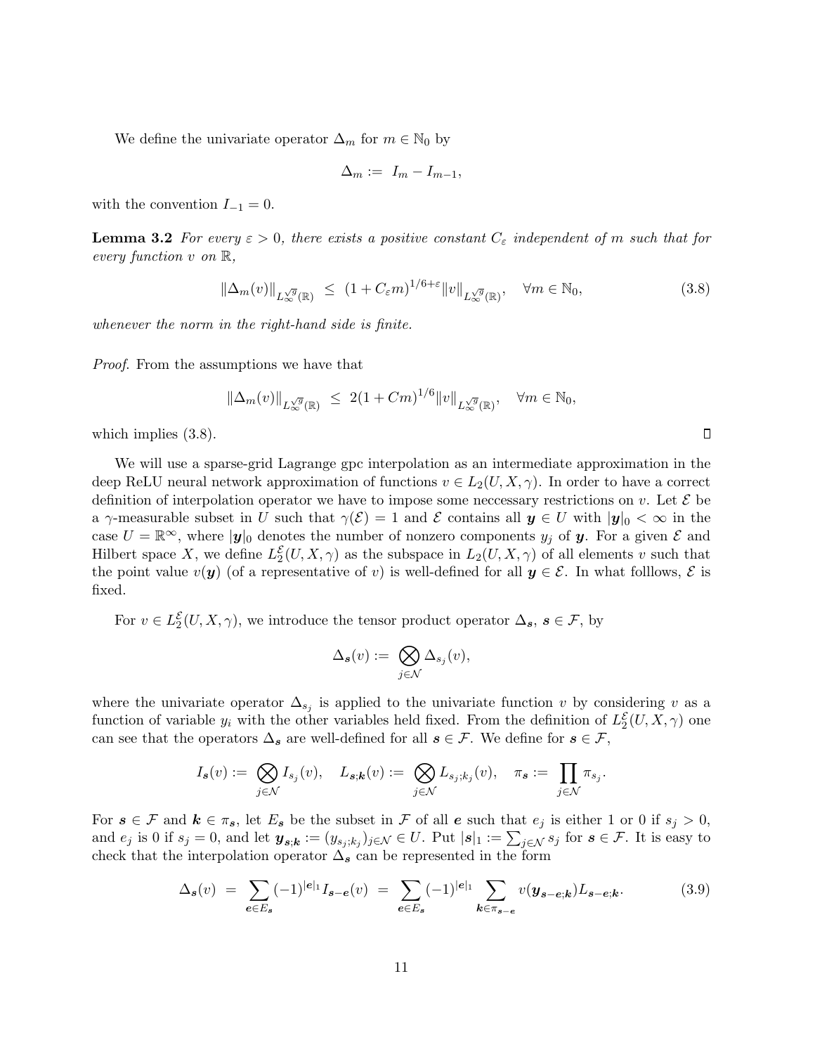We define the univariate operator $\Delta_m$ for $m \in \mathbb{N}_0$ by

$$\Delta_m := I_m - I_{m-1},$$

with the convention $I_{-1} = 0$.

**Lemma 3.2** *For every $\varepsilon > 0$, there exists a positive constant $C_\varepsilon$ independent of $m$ such that for every function $v$ on $\mathbb{R}$,*

$$\|\Delta_m(v)\|_{L_\infty^{\sqrt{g}}(\mathbb{R})} \leq (1 + C_\varepsilon m)^{1/6+\varepsilon} \|v\|_{L_\infty^{\sqrt{g}}(\mathbb{R})}, \quad \forall m \in \mathbb{N}_0, \tag{3.8}$$

*whenever the norm in the right-hand side is finite.*

*Proof.* From the assumptions we have that

$$\|\Delta_m(v)\|_{L_\infty^{\sqrt{g}}(\mathbb{R})} \leq 2(1 + Cm)^{1/6} \|v\|_{L_\infty^{\sqrt{g}}(\mathbb{R})}, \quad \forall m \in \mathbb{N}_0,$$

which implies (3.8). ☐

We will use a sparse-grid Lagrange gpc interpolation as an intermediate approximation in the deep ReLU neural network approximation of functions $v \in L_2(U, X, \gamma)$. In order to have a correct definition of interpolation operator we have to impose some neccessary restrictions on $v$. Let $\mathcal{E}$ be a $\gamma$-measurable subset in $U$ such that $\gamma(\mathcal{E}) = 1$ and $\mathcal{E}$ contains all $\boldsymbol{y} \in U$ with $|\boldsymbol{y}|_0 < \infty$ in the case $U = \mathbb{R}^\infty$, where $|\boldsymbol{y}|_0$ denotes the number of nonzero components $y_j$ of $\boldsymbol{y}$. For a given $\mathcal{E}$ and Hilbert space $X$, we define $L_2^{\mathcal{E}}(U, X, \gamma)$ as the subspace in $L_2(U, X, \gamma)$ of all elements $v$ such that the point value $v(\boldsymbol{y})$ (of a representative of $v$) is well-defined for all $\boldsymbol{y} \in \mathcal{E}$. In what folllows, $\mathcal{E}$ is fixed.

For $v \in L_2^{\mathcal{E}}(U, X, \gamma)$, we introduce the tensor product operator $\Delta_{\boldsymbol{s}}$, $\boldsymbol{s} \in \mathcal{F}$, by

$$\Delta_{\boldsymbol{s}}(v) := \bigotimes_{j \in \mathcal{N}} \Delta_{s_j}(v),$$

where the univariate operator $\Delta_{s_j}$ is applied to the univariate function $v$ by considering $v$ as a function of variable $y_i$ with the other variables held fixed. From the definition of $L_2^{\mathcal{E}}(U, X, \gamma)$ one can see that the operators $\Delta_{\boldsymbol{s}}$ are well-defined for all $\boldsymbol{s} \in \mathcal{F}$. We define for $\boldsymbol{s} \in \mathcal{F}$,

$$I_{\boldsymbol{s}}(v) := \bigotimes_{j \in \mathcal{N}} I_{s_j}(v), \quad L_{\boldsymbol{s};\boldsymbol{k}}(v) := \bigotimes_{j \in \mathcal{N}} L_{s_j;k_j}(v), \quad \pi_{\boldsymbol{s}} := \prod_{j \in \mathcal{N}} \pi_{s_j}.$$

For $\boldsymbol{s} \in \mathcal{F}$ and $\boldsymbol{k} \in \pi_{\boldsymbol{s}}$, let $E_{\boldsymbol{s}}$ be the subset in $\mathcal{F}$ of all $\boldsymbol{e}$ such that $e_j$ is either 1 or 0 if $s_j > 0$, and $e_j$ is 0 if $s_j = 0$, and let $\boldsymbol{y}_{\boldsymbol{s};\boldsymbol{k}} := (y_{s_j;k_j})_{j \in \mathcal{N}} \in U$. Put $|\boldsymbol{s}|_1 := \sum_{j \in \mathcal{N}} s_j$ for $\boldsymbol{s} \in \mathcal{F}$. It is easy to check that the interpolation operator $\Delta_{\boldsymbol{s}}$ can be represented in the form

$$\Delta_{\boldsymbol{s}}(v) = \sum_{\boldsymbol{e} \in E_{\boldsymbol{s}}} (-1)^{|\boldsymbol{e}|_1} I_{\boldsymbol{s}-\boldsymbol{e}}(v) = \sum_{\boldsymbol{e} \in E_{\boldsymbol{s}}} (-1)^{|\boldsymbol{e}|_1} \sum_{\boldsymbol{k} \in \pi_{\boldsymbol{s}-\boldsymbol{e}}} v(\boldsymbol{y}_{\boldsymbol{s}-\boldsymbol{e};\boldsymbol{k}}) L_{\boldsymbol{s}-\boldsymbol{e};\boldsymbol{k}}. \tag{3.9}$$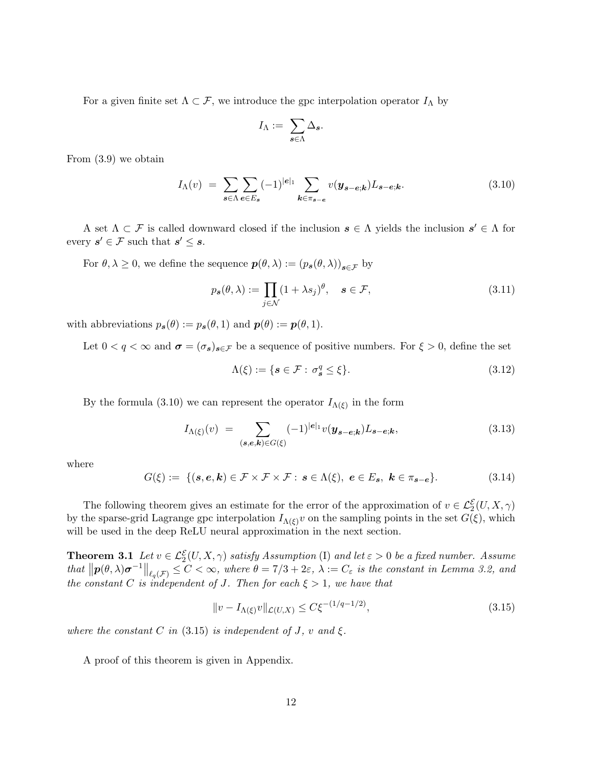For a given finite set $\Lambda \subset \mathcal{F}$, we introduce the gpc interpolation operator $I_\Lambda$ by

$$I_\Lambda := \sum_{\boldsymbol{s} \in \Lambda} \Delta_{\boldsymbol{s}}.$$

From (3.9) we obtain

$$I_\Lambda(v) = \sum_{\boldsymbol{s} \in \Lambda} \sum_{\boldsymbol{e} \in E_{\boldsymbol{s}}} (-1)^{|\boldsymbol{e}|_1} \sum_{\boldsymbol{k} \in \pi_{\boldsymbol{s}-\boldsymbol{e}}} v(\boldsymbol{y}_{\boldsymbol{s}-\boldsymbol{e};\boldsymbol{k}}) L_{\boldsymbol{s}-\boldsymbol{e};\boldsymbol{k}}. \tag{3.10}$$

A set $\Lambda \subset \mathcal{F}$ is called downward closed if the inclusion $\boldsymbol{s} \in \Lambda$ yields the inclusion $\boldsymbol{s}' \in \Lambda$ for every $\boldsymbol{s}' \in \mathcal{F}$ such that $\boldsymbol{s}' \leq \boldsymbol{s}$.

For $\theta, \lambda \geq 0$, we define the sequence $\boldsymbol{p}(\theta, \lambda) := (p_{\boldsymbol{s}}(\theta, \lambda))_{\boldsymbol{s} \in \mathcal{F}}$ by

$$p_{\boldsymbol{s}}(\theta, \lambda) := \prod_{j \in \mathcal{N}} (1 + \lambda s_j)^\theta, \quad \boldsymbol{s} \in \mathcal{F}, \tag{3.11}$$

with abbreviations $p_{\boldsymbol{s}}(\theta) := p_{\boldsymbol{s}}(\theta, 1)$ and $\boldsymbol{p}(\theta) := \boldsymbol{p}(\theta, 1)$.

Let $0 < q < \infty$ and $\boldsymbol{\sigma} = (\sigma_{\boldsymbol{s}})_{\boldsymbol{s} \in \mathcal{F}}$ be a sequence of positive numbers. For $\xi > 0$, define the set

$$\Lambda(\xi) := \{\boldsymbol{s} \in \mathcal{F} : \sigma_{\boldsymbol{s}}^q \leq \xi\}. \tag{3.12}$$

By the formula (3.10) we can represent the operator $I_{\Lambda(\xi)}$ in the form

$$I_{\Lambda(\xi)}(v) = \sum_{(\boldsymbol{s},\boldsymbol{e},\boldsymbol{k}) \in G(\xi)} (-1)^{|\boldsymbol{e}|_1} v(\boldsymbol{y}_{\boldsymbol{s}-\boldsymbol{e};\boldsymbol{k}}) L_{\boldsymbol{s}-\boldsymbol{e};\boldsymbol{k}}, \tag{3.13}$$

where

$$G(\xi) := \{(\boldsymbol{s}, \boldsymbol{e}, \boldsymbol{k}) \in \mathcal{F} \times \mathcal{F} \times \mathcal{F} : \boldsymbol{s} \in \Lambda(\xi), \ \boldsymbol{e} \in E_{\boldsymbol{s}}, \ \boldsymbol{k} \in \pi_{\boldsymbol{s}-\boldsymbol{e}}\}. \tag{3.14}$$

The following theorem gives an estimate for the error of the approximation of $v \in \mathcal{L}_2^{\mathcal{E}}(U, X, \gamma)$ by the sparse-grid Lagrange gpc interpolation $I_{\Lambda(\xi)} v$ on the sampling points in the set $G(\xi)$, which will be used in the deep ReLU neural approximation in the next section.

**Theorem 3.1** *Let $v \in \mathcal{L}_2^{\mathcal{E}}(U, X, \gamma)$ satisfy Assumption (I) and let $\varepsilon > 0$ be a fixed number. Assume that $\left\|\boldsymbol{p}(\theta, \lambda)\boldsymbol{\sigma}^{-1}\right\|_{\ell_q(\mathcal{F})} \leq C < \infty$, where $\theta = 7/3 + 2\varepsilon$, $\lambda := C_\varepsilon$ is the constant in Lemma 3.2, and the constant $C$ is independent of $J$. Then for each $\xi > 1$, we have that*

$$\|v - I_{\Lambda(\xi)} v\|_{\mathcal{L}(U,X)} \leq C \xi^{-(1/q - 1/2)}, \tag{3.15}$$

*where the constant $C$ in (3.15) is independent of $J$, $v$ and $\xi$.*

A proof of this theorem is given in Appendix.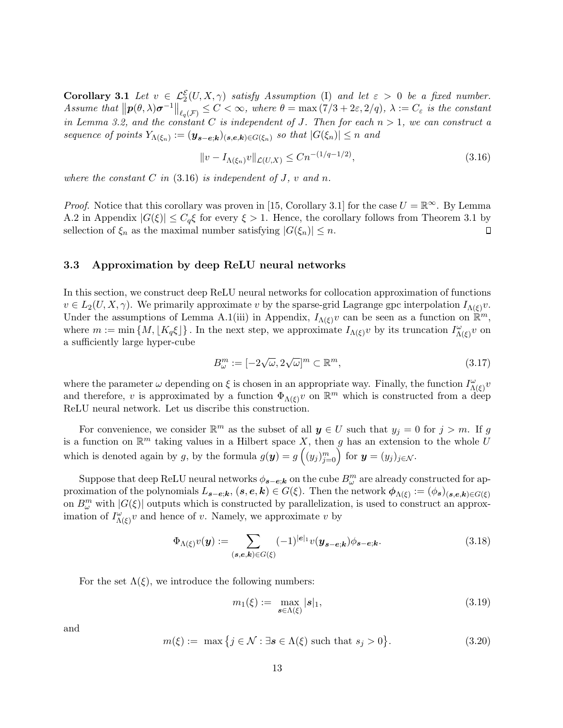**Corollary 3.1** *Let $v \in \mathcal{L}_2^{\mathcal{E}}(U, X, \gamma)$ satisfy Assumption* (I) *and let $\varepsilon > 0$ be a fixed number. Assume that $\left\|\boldsymbol{p}(\theta, \lambda)\boldsymbol{\sigma}^{-1}\right\|_{\ell_q(\mathcal{F})} \le C < \infty$, where $\theta = \max(7/3 + 2\varepsilon, 2/q)$, $\lambda := C_\varepsilon$ is the constant in Lemma 3.2, and the constant $C$ is independent of $J$. Then for each $n > 1$, we can construct a sequence of points $Y_{\Lambda(\xi_n)} := (\boldsymbol{y}_{\boldsymbol{s}-\boldsymbol{e};\boldsymbol{k}})_{(\boldsymbol{s},\boldsymbol{e},\boldsymbol{k}) \in G(\xi_n)}$ so that $|G(\xi_n)| \le n$ and*

$$
\|v - I_{\Lambda(\xi_n)} v\|_{\mathcal{L}(U,X)} \le C n^{-(1/q - 1/2)}, \tag{3.16}
$$

*where the constant $C$ in* (3.16) *is independent of $J$, $v$ and $n$.*

*Proof.* Notice that this corollary was proven in [15, Corollary 3.1] for the case $U = \mathbb{R}^\infty$. By Lemma A.2 in Appendix $|G(\xi)| \le C_q \xi$ for every $\xi > 1$. Hence, the corollary follows from Theorem 3.1 by sellection of $\xi_n$ as the maximal number satisfying $|G(\xi_n)| \le n$. $\square$

### 3.3 Approximation by deep ReLU neural networks

In this section, we construct deep ReLU neural networks for collocation approximation of functions $v \in L_2(U, X, \gamma)$. We primarily approximate $v$ by the sparse-grid Lagrange gpc interpolation $I_{\Lambda(\xi)} v$. Under the assumptions of Lemma A.1(iii) in Appendix, $I_{\Lambda(\xi)} v$ can be seen as a function on $\mathbb{R}^m$, where $m := \min\{M, \lfloor K_q \xi \rfloor\}$. In the next step, we approximate $I_{\Lambda(\xi)} v$ by its truncation $I^{\omega}_{\Lambda(\xi)} v$ on a sufficiently large hyper-cube

$$
B^m_\omega := [-2\sqrt{\omega}, 2\sqrt{\omega}]^m \subset \mathbb{R}^m, \tag{3.17}
$$

where the parameter $\omega$ depending on $\xi$ is chosen in an appropriate way. Finally, the function $I^{\omega}_{\Lambda(\xi)} v$ and therefore, $v$ is approximated by a function $\Phi_{\Lambda(\xi)} v$ on $\mathbb{R}^m$ which is constructed from a deep ReLU neural network. Let us discribe this construction.

For convenience, we consider $\mathbb{R}^m$ as the subset of all $\boldsymbol{y} \in U$ such that $y_j = 0$ for $j > m$. If $g$ is a function on $\mathbb{R}^m$ taking values in a Hilbert space $X$, then $g$ has an extension to the whole $U$ which is denoted again by $g$, by the formula $g(\boldsymbol{y}) = g\left((y_j)_{j=0}^m\right)$ for $\boldsymbol{y} = (y_j)_{j \in \mathcal{N}}$.

Suppose that deep ReLU neural networks $\phi_{\boldsymbol{s}-\boldsymbol{e};\boldsymbol{k}}$ on the cube $B^m_\omega$ are already constructed for approximation of the polynomials $L_{\boldsymbol{s}-\boldsymbol{e};\boldsymbol{k}}$, $(\boldsymbol{s}, \boldsymbol{e}, \boldsymbol{k}) \in G(\xi)$. Then the network $\boldsymbol{\phi}_{\Lambda(\xi)} := (\phi_{\boldsymbol{s}})_{(\boldsymbol{s},\boldsymbol{e},\boldsymbol{k}) \in G(\xi)}$ on $B^m_\omega$ with $|G(\xi)|$ outputs which is constructed by parallelization, is used to construct an approximation of $I^{\omega}_{\Lambda(\xi)} v$ and hence of $v$. Namely, we approximate $v$ by

$$
\Phi_{\Lambda(\xi)} v(\boldsymbol{y}) := \sum_{(\boldsymbol{s},\boldsymbol{e},\boldsymbol{k}) \in G(\xi)} (-1)^{|\boldsymbol{e}|_1} v(\boldsymbol{y}_{\boldsymbol{s}-\boldsymbol{e};\boldsymbol{k}}) \phi_{\boldsymbol{s}-\boldsymbol{e};\boldsymbol{k}}. \tag{3.18}
$$

For the set $\Lambda(\xi)$, we introduce the following numbers:

$$
m_1(\xi) := \max_{\boldsymbol{s} \in \Lambda(\xi)} |\boldsymbol{s}|_1, \tag{3.19}
$$

and

$$
m(\xi) := \max\left\{j \in \mathcal{N} : \exists \boldsymbol{s} \in \Lambda(\xi) \text{ such that } s_j > 0\right\}. \tag{3.20}
$$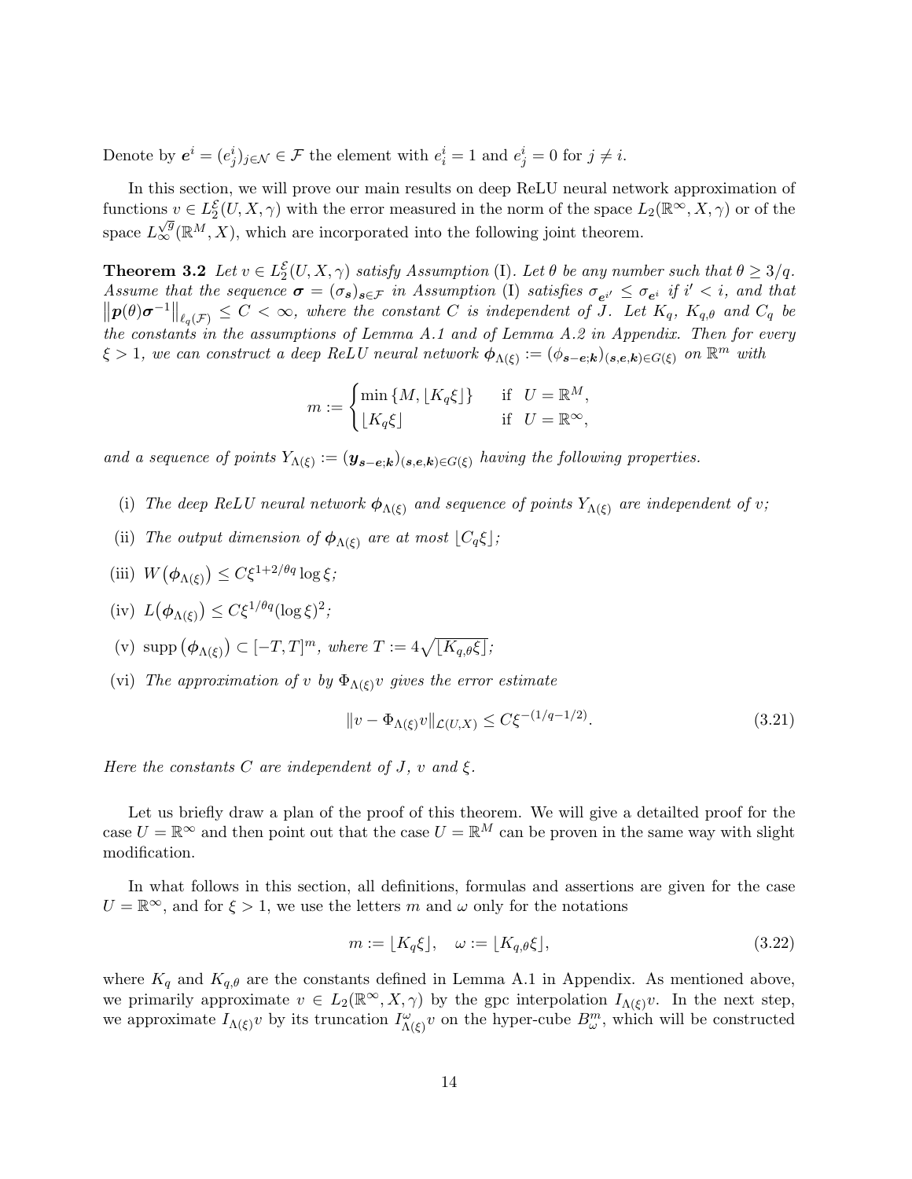Denote by $\boldsymbol{e}^i = (e^i_j)_{j \in \mathcal{N}} \in \mathcal{F}$ the element with $e^i_i = 1$ and $e^i_j = 0$ for $j \neq i$.

In this section, we will prove our main results on deep ReLU neural network approximation of functions $v \in L_2^{\mathcal{E}}(U, X, \gamma)$ with the error measured in the norm of the space $L_2(\mathbb{R}^\infty, X, \gamma)$ or of the space $L_\infty^{\sqrt{g}}(\mathbb{R}^M, X)$, which are incorporated into the following joint theorem.

**Theorem 3.2** *Let $v \in L_2^{\mathcal{E}}(U, X, \gamma)$ satisfy Assumption* (I)*. Let $\theta$ be any number such that $\theta \geq 3/q$. Assume that the sequence $\boldsymbol{\sigma} = (\sigma_{\boldsymbol{s}})_{\boldsymbol{s} \in \mathcal{F}}$ in Assumption* (I) *satisfies $\sigma_{\boldsymbol{e}^{i'}} \leq \sigma_{\boldsymbol{e}^i}$ if $i' < i$, and that $\left\| \boldsymbol{p}(\theta) \boldsymbol{\sigma}^{-1} \right\|_{\ell_q(\mathcal{F})} \leq C < \infty$, where the constant $C$ is independent of $J$. Let $K_q$, $K_{q,\theta}$ and $C_q$ be the constants in the assumptions of Lemma A.1 and of Lemma A.2 in Appendix. Then for every $\xi > 1$, we can construct a deep ReLU neural network $\boldsymbol{\phi}_{\Lambda(\xi)} := (\phi_{\boldsymbol{s}-\boldsymbol{e};\boldsymbol{k}})_{(\boldsymbol{s},\boldsymbol{e},\boldsymbol{k}) \in G(\xi)}$ on $\mathbb{R}^m$ with*

$$m := \begin{cases} \min\{M, \lfloor K_q \xi \rfloor\} & \text{if } U = \mathbb{R}^M, \\ \lfloor K_q \xi \rfloor & \text{if } U = \mathbb{R}^\infty, \end{cases}$$

*and a sequence of points $Y_{\Lambda(\xi)} := (\boldsymbol{y}_{\boldsymbol{s}-\boldsymbol{e};\boldsymbol{k}})_{(\boldsymbol{s},\boldsymbol{e},\boldsymbol{k}) \in G(\xi)}$ having the following properties.*

(i) *The deep ReLU neural network $\boldsymbol{\phi}_{\Lambda(\xi)}$ and sequence of points $Y_{\Lambda(\xi)}$ are independent of $v$;*

(ii) *The output dimension of $\boldsymbol{\phi}_{\Lambda(\xi)}$ are at most $\lfloor C_q \xi \rfloor$;*

(iii) $W\big(\boldsymbol{\phi}_{\Lambda(\xi)}\big) \leq C \xi^{1+2/\theta q} \log \xi$*;*

(iv) $L\big(\boldsymbol{\phi}_{\Lambda(\xi)}\big) \leq C \xi^{1/\theta q} (\log \xi)^2$*;*

(v) $\operatorname{supp}\big(\boldsymbol{\phi}_{\Lambda(\xi)}\big) \subset [-T, T]^m$*, where $T := 4\sqrt{\lfloor K_{q,\theta} \xi \rfloor}$;*

(vi) *The approximation of $v$ by $\Phi_{\Lambda(\xi)} v$ gives the error estimate*

$$\| v - \Phi_{\Lambda(\xi)} v \|_{\mathcal{L}(U,X)} \leq C \xi^{-(1/q - 1/2)}. \tag{3.21}$$

*Here the constants $C$ are independent of $J$, $v$ and $\xi$.*

Let us briefly draw a plan of the proof of this theorem. We will give a detailted proof for the case $U = \mathbb{R}^\infty$ and then point out that the case $U = \mathbb{R}^M$ can be proven in the same way with slight modification.

In what follows in this section, all definitions, formulas and assertions are given for the case $U = \mathbb{R}^\infty$, and for $\xi > 1$, we use the letters $m$ and $\omega$ only for the notations

$$m := \lfloor K_q \xi \rfloor, \quad \omega := \lfloor K_{q,\theta} \xi \rfloor, \tag{3.22}$$

where $K_q$ and $K_{q,\theta}$ are the constants defined in Lemma A.1 in Appendix. As mentioned above, we primarily approximate $v \in L_2(\mathbb{R}^\infty, X, \gamma)$ by the gpc interpolation $I_{\Lambda(\xi)} v$. In the next step, we approximate $I_{\Lambda(\xi)} v$ by its truncation $I^\omega_{\Lambda(\xi)} v$ on the hyper-cube $B^m_\omega$, which will be constructed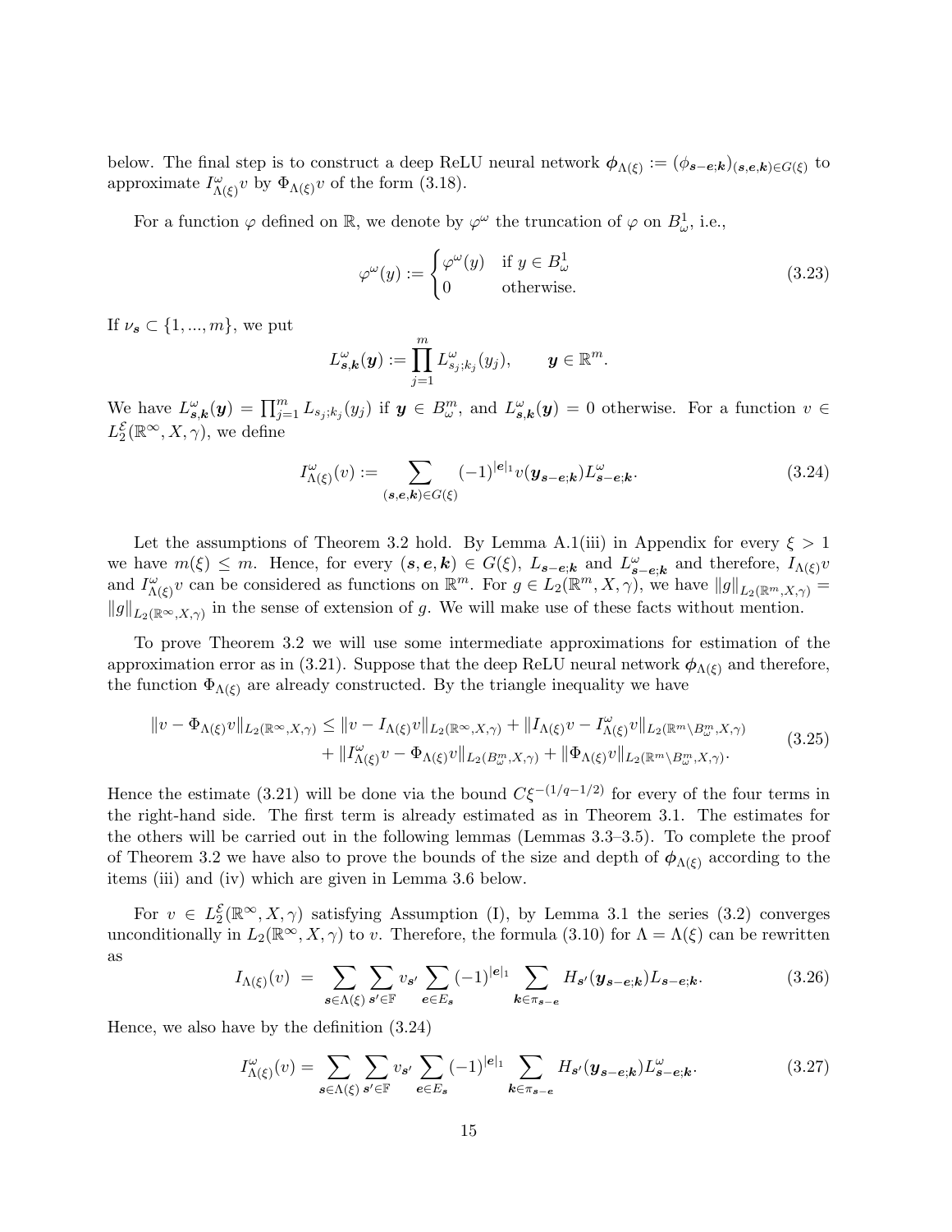below. The final step is to construct a deep ReLU neural network $\boldsymbol{\phi}_{\Lambda(\xi)} := (\phi_{\boldsymbol{s}-\boldsymbol{e};\boldsymbol{k}})_{(\boldsymbol{s},\boldsymbol{e},\boldsymbol{k})\in G(\xi)}$ to approximate $I^{\omega}_{\Lambda(\xi)}v$ by $\Phi_{\Lambda(\xi)}v$ of the form (3.18).

For a function $\varphi$ defined on $\mathbb{R}$, we denote by $\varphi^{\omega}$ the truncation of $\varphi$ on $B^1_{\omega}$, i.e.,

$$
\varphi^{\omega}(y) := \begin{cases} \varphi^{\omega}(y) & \text{if } y \in B^1_{\omega} \\ 0 & \text{otherwise.} \end{cases} \tag{3.23}
$$

If $\nu_{\boldsymbol{s}} \subset \{1, ..., m\}$, we put

$$
L^{\omega}_{\boldsymbol{s},\boldsymbol{k}}(\boldsymbol{y}) := \prod_{j=1}^{m} L^{\omega}_{s_j;k_j}(y_j), \qquad \boldsymbol{y} \in \mathbb{R}^m.
$$

We have $L^{\omega}_{\boldsymbol{s},\boldsymbol{k}}(\boldsymbol{y}) = \prod_{j=1}^{m} L_{s_j;k_j}(y_j)$ if $\boldsymbol{y} \in B^m_{\omega}$, and $L^{\omega}_{\boldsymbol{s},\boldsymbol{k}}(\boldsymbol{y}) = 0$ otherwise. For a function $v \in L_2^{\mathcal{E}}(\mathbb{R}^{\infty}, X, \gamma)$, we define

$$
I^{\omega}_{\Lambda(\xi)}(v) := \sum_{(\boldsymbol{s},\boldsymbol{e},\boldsymbol{k})\in G(\xi)} (-1)^{|\boldsymbol{e}|_1} v(\boldsymbol{y}_{\boldsymbol{s}-\boldsymbol{e};\boldsymbol{k}}) L^{\omega}_{\boldsymbol{s}-\boldsymbol{e};\boldsymbol{k}}. \tag{3.24}
$$

Let the assumptions of Theorem 3.2 hold. By Lemma A.1(iii) in Appendix for every $\xi > 1$ we have $m(\xi) \leq m$. Hence, for every $(\boldsymbol{s},\boldsymbol{e},\boldsymbol{k}) \in G(\xi)$, $L_{\boldsymbol{s}-\boldsymbol{e};\boldsymbol{k}}$ and $L^{\omega}_{\boldsymbol{s}-\boldsymbol{e};\boldsymbol{k}}$ and therefore, $I_{\Lambda(\xi)}v$ and $I^{\omega}_{\Lambda(\xi)}v$ can be considered as functions on $\mathbb{R}^m$. For $g \in L_2(\mathbb{R}^m, X, \gamma)$, we have $\|g\|_{L_2(\mathbb{R}^m,X,\gamma)} = \|g\|_{L_2(\mathbb{R}^{\infty},X,\gamma)}$ in the sense of extension of $g$. We will make use of these facts without mention.

To prove Theorem 3.2 we will use some intermediate approximations for estimation of the approximation error as in (3.21). Suppose that the deep ReLU neural network $\boldsymbol{\phi}_{\Lambda(\xi)}$ and therefore, the function $\Phi_{\Lambda(\xi)}$ are already constructed. By the triangle inequality we have

$$
\begin{aligned}
\|v - \Phi_{\Lambda(\xi)}v\|_{L_2(\mathbb{R}^{\infty},X,\gamma)} \leq{}& \|v - I_{\Lambda(\xi)}v\|_{L_2(\mathbb{R}^{\infty},X,\gamma)} + \|I_{\Lambda(\xi)}v - I^{\omega}_{\Lambda(\xi)}v\|_{L_2(\mathbb{R}^m\setminus B^m_{\omega},X,\gamma)} \\
&+ \|I^{\omega}_{\Lambda(\xi)}v - \Phi_{\Lambda(\xi)}v\|_{L_2(B^m_{\omega},X,\gamma)} + \|\Phi_{\Lambda(\xi)}v\|_{L_2(\mathbb{R}^m\setminus B^m_{\omega},X,\gamma)}.
\end{aligned} \tag{3.25}
$$

Hence the estimate (3.21) will be done via the bound $C\xi^{-(1/q-1/2)}$ for every of the four terms in the right-hand side. The first term is already estimated as in Theorem 3.1. The estimates for the others will be carried out in the following lemmas (Lemmas 3.3–3.5). To complete the proof of Theorem 3.2 we have also to prove the bounds of the size and depth of $\boldsymbol{\phi}_{\Lambda(\xi)}$ according to the items (iii) and (iv) which are given in Lemma 3.6 below.

For $v \in L_2^{\mathcal{E}}(\mathbb{R}^{\infty}, X, \gamma)$ satisfying Assumption (I), by Lemma 3.1 the series (3.2) converges unconditionally in $L_2(\mathbb{R}^{\infty}, X, \gamma)$ to $v$. Therefore, the formula (3.10) for $\Lambda = \Lambda(\xi)$ can be rewritten as

$$
I_{\Lambda(\xi)}(v) \;=\; \sum_{\boldsymbol{s}\in\Lambda(\xi)} \sum_{\boldsymbol{s}'\in\mathbb{F}} v_{\boldsymbol{s}'} \sum_{\boldsymbol{e}\in E_{\boldsymbol{s}}} (-1)^{|\boldsymbol{e}|_1} \sum_{\boldsymbol{k}\in\pi_{\boldsymbol{s}-\boldsymbol{e}}} H_{\boldsymbol{s}'}(\boldsymbol{y}_{\boldsymbol{s}-\boldsymbol{e};\boldsymbol{k}}) L_{\boldsymbol{s}-\boldsymbol{e};\boldsymbol{k}}. \tag{3.26}
$$

Hence, we also have by the definition (3.24)

$$
I^{\omega}_{\Lambda(\xi)}(v) = \sum_{\boldsymbol{s}\in\Lambda(\xi)} \sum_{\boldsymbol{s}'\in\mathbb{F}} v_{\boldsymbol{s}'} \sum_{\boldsymbol{e}\in E_{\boldsymbol{s}}} (-1)^{|\boldsymbol{e}|_1} \sum_{\boldsymbol{k}\in\pi_{\boldsymbol{s}-\boldsymbol{e}}} H_{\boldsymbol{s}'}(\boldsymbol{y}_{\boldsymbol{s}-\boldsymbol{e};\boldsymbol{k}}) L^{\omega}_{\boldsymbol{s}-\boldsymbol{e};\boldsymbol{k}}. \tag{3.27}
$$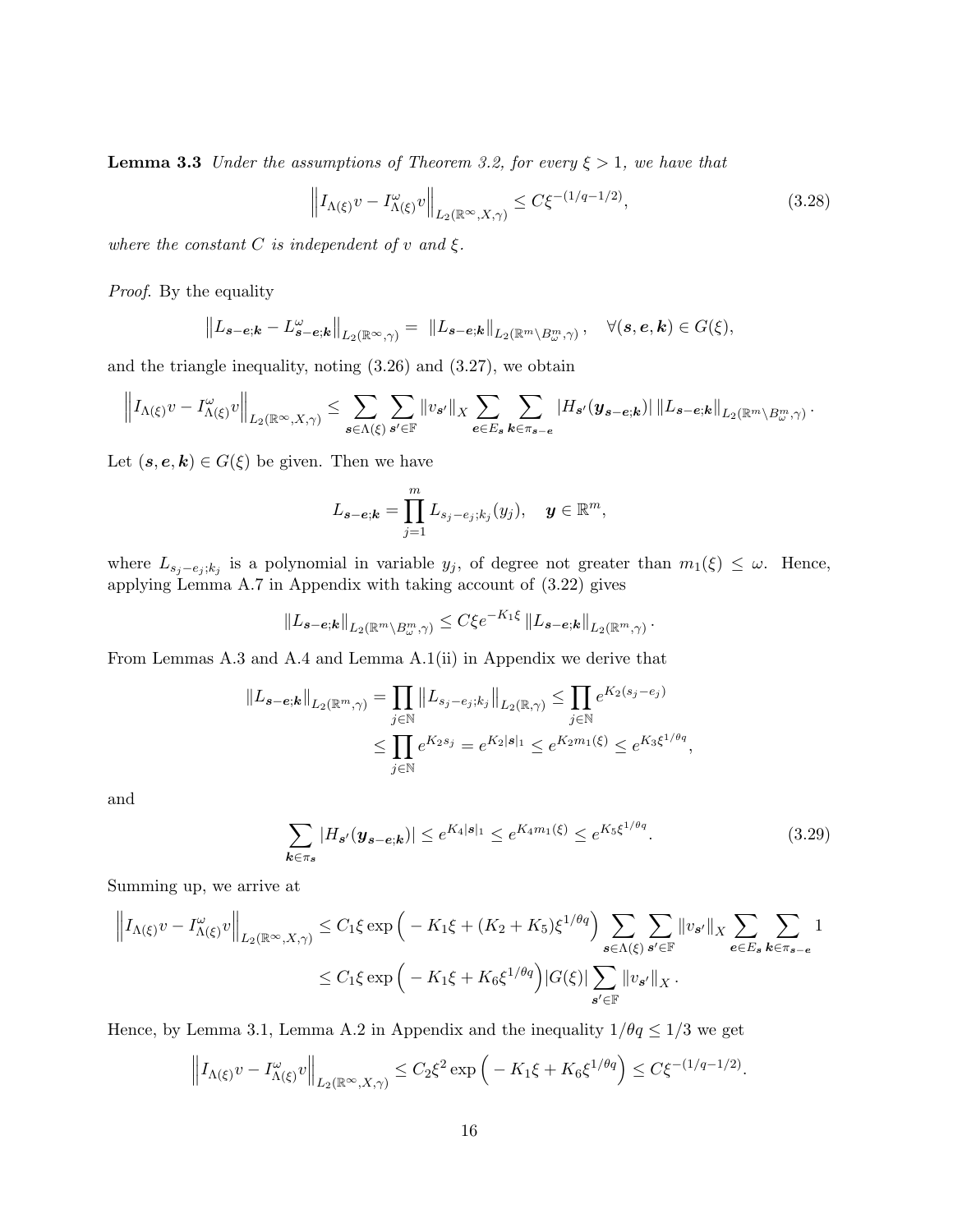**Lemma 3.3** *Under the assumptions of Theorem 3.2, for every $\xi > 1$, we have that*

$$\left\| I_{\Lambda(\xi)} v - I^{\omega}_{\Lambda(\xi)} v \right\|_{L_2(\mathbb{R}^\infty, X, \gamma)} \leq C \xi^{-(1/q - 1/2)}, \tag{3.28}$$

*where the constant $C$ is independent of $v$ and $\xi$.*

*Proof.* By the equality

$$\left\| L_{\boldsymbol{s}-\boldsymbol{e};\boldsymbol{k}} - L^{\omega}_{\boldsymbol{s}-\boldsymbol{e};\boldsymbol{k}} \right\|_{L_2(\mathbb{R}^\infty, \gamma)} = \left\| L_{\boldsymbol{s}-\boldsymbol{e};\boldsymbol{k}} \right\|_{L_2(\mathbb{R}^m \setminus B^m_\omega, \gamma)}, \quad \forall (\boldsymbol{s}, \boldsymbol{e}, \boldsymbol{k}) \in G(\xi),$$

and the triangle inequality, noting (3.26) and (3.27), we obtain

$$\left\| I_{\Lambda(\xi)} v - I^{\omega}_{\Lambda(\xi)} v \right\|_{L_2(\mathbb{R}^\infty, X, \gamma)} \leq \sum_{\boldsymbol{s} \in \Lambda(\xi)} \sum_{\boldsymbol{s}' \in \mathbb{F}} \|v_{\boldsymbol{s}'}\|_X \sum_{\boldsymbol{e} \in E_{\boldsymbol{s}}} \sum_{\boldsymbol{k} \in \pi_{\boldsymbol{s}-\boldsymbol{e}}} |H_{\boldsymbol{s}'}(\boldsymbol{y}_{\boldsymbol{s}-\boldsymbol{e};\boldsymbol{k}})| \left\| L_{\boldsymbol{s}-\boldsymbol{e};\boldsymbol{k}} \right\|_{L_2(\mathbb{R}^m \setminus B^m_\omega, \gamma)}.$$

Let $(\boldsymbol{s}, \boldsymbol{e}, \boldsymbol{k}) \in G(\xi)$ be given. Then we have

$$L_{\boldsymbol{s}-\boldsymbol{e};\boldsymbol{k}} = \prod_{j=1}^{m} L_{s_j - e_j; k_j}(y_j), \quad \boldsymbol{y} \in \mathbb{R}^m,$$

where $L_{s_j - e_j; k_j}$ is a polynomial in variable $y_j$, of degree not greater than $m_1(\xi) \leq \omega$. Hence, applying Lemma A.7 in Appendix with taking account of (3.22) gives

$$\left\| L_{\boldsymbol{s}-\boldsymbol{e};\boldsymbol{k}} \right\|_{L_2(\mathbb{R}^m \setminus B^m_\omega, \gamma)} \leq C \xi e^{-K_1 \xi} \left\| L_{\boldsymbol{s}-\boldsymbol{e};\boldsymbol{k}} \right\|_{L_2(\mathbb{R}^m, \gamma)}.$$

From Lemmas A.3 and A.4 and Lemma A.1(ii) in Appendix we derive that

$$\begin{aligned}
\left\| L_{\boldsymbol{s}-\boldsymbol{e};\boldsymbol{k}} \right\|_{L_2(\mathbb{R}^m, \gamma)} &= \prod_{j \in \mathbb{N}} \left\| L_{s_j - e_j; k_j} \right\|_{L_2(\mathbb{R}, \gamma)} \leq \prod_{j \in \mathbb{N}} e^{K_2 (s_j - e_j)} \\
&\leq \prod_{j \in \mathbb{N}} e^{K_2 s_j} = e^{K_2 |\boldsymbol{s}|_1} \leq e^{K_2 m_1(\xi)} \leq e^{K_3 \xi^{1/\theta q}},
\end{aligned}$$

and

$$\sum_{\boldsymbol{k} \in \pi_{\boldsymbol{s}}} |H_{\boldsymbol{s}'}(\boldsymbol{y}_{\boldsymbol{s}-\boldsymbol{e};\boldsymbol{k}})| \leq e^{K_4 |\boldsymbol{s}|_1} \leq e^{K_4 m_1(\xi)} \leq e^{K_5 \xi^{1/\theta q}}. \tag{3.29}$$

Summing up, we arrive at

$$\begin{aligned}
\left\| I_{\Lambda(\xi)} v - I^{\omega}_{\Lambda(\xi)} v \right\|_{L_2(\mathbb{R}^\infty, X, \gamma)} &\leq C_1 \xi \exp\Big( -K_1 \xi + (K_2 + K_5) \xi^{1/\theta q} \Big) \sum_{\boldsymbol{s} \in \Lambda(\xi)} \sum_{\boldsymbol{s}' \in \mathbb{F}} \|v_{\boldsymbol{s}'}\|_X \sum_{\boldsymbol{e} \in E_{\boldsymbol{s}}} \sum_{\boldsymbol{k} \in \pi_{\boldsymbol{s}-\boldsymbol{e}}} 1 \\
&\leq C_1 \xi \exp\Big( -K_1 \xi + K_6 \xi^{1/\theta q} \Big) |G(\xi)| \sum_{\boldsymbol{s}' \in \mathbb{F}} \|v_{\boldsymbol{s}'}\|_X.
\end{aligned}$$

Hence, by Lemma 3.1, Lemma A.2 in Appendix and the inequality $1/\theta q \leq 1/3$ we get

$$\left\| I_{\Lambda(\xi)} v - I^{\omega}_{\Lambda(\xi)} v \right\|_{L_2(\mathbb{R}^\infty, X, \gamma)} \leq C_2 \xi^2 \exp\Big( -K_1 \xi + K_6 \xi^{1/\theta q} \Big) \leq C \xi^{-(1/q - 1/2)}.$$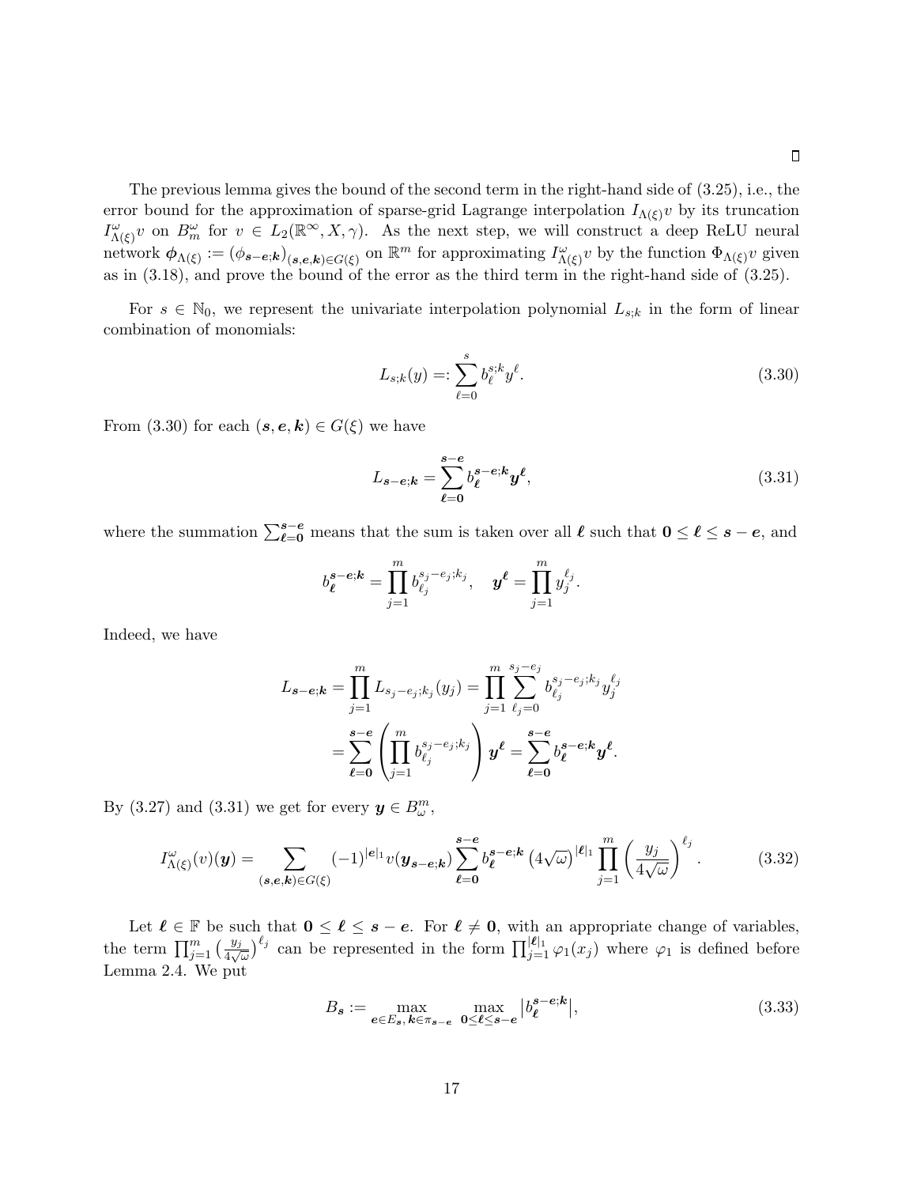□

The previous lemma gives the bound of the second term in the right-hand side of (3.25), i.e., the error bound for the approximation of sparse-grid Lagrange interpolation $I_{\Lambda(\xi)}v$ by its truncation $I^{\omega}_{\Lambda(\xi)}v$ on $B^{\omega}_m$ for $v \in L_2(\mathbb{R}^\infty, X, \gamma)$. As the next step, we will construct a deep ReLU neural network $\boldsymbol{\phi}_{\Lambda(\xi)} := (\phi_{\boldsymbol{s}-\boldsymbol{e};\boldsymbol{k}})_{(\boldsymbol{s},\boldsymbol{e},\boldsymbol{k})\in G(\xi)}$ on $\mathbb{R}^m$ for approximating $I^{\omega}_{\Lambda(\xi)}v$ by the function $\Phi_{\Lambda(\xi)}v$ given as in (3.18), and prove the bound of the error as the third term in the right-hand side of (3.25).

For $s \in \mathbb{N}_0$, we represent the univariate interpolation polynomial $L_{s;k}$ in the form of linear combination of monomials:

$$L_{s;k}(y) =: \sum_{\ell=0}^{s} b^{s;k}_{\ell} y^{\ell}. \tag{3.30}$$

From (3.30) for each $(\boldsymbol{s},\boldsymbol{e},\boldsymbol{k}) \in G(\xi)$ we have

$$L_{\boldsymbol{s}-\boldsymbol{e};\boldsymbol{k}} = \sum_{\boldsymbol{\ell}=\boldsymbol{0}}^{\boldsymbol{s}-\boldsymbol{e}} b^{\boldsymbol{s}-\boldsymbol{e};\boldsymbol{k}}_{\boldsymbol{\ell}} \boldsymbol{y}^{\boldsymbol{\ell}}, \tag{3.31}$$

where the summation $\sum_{\boldsymbol{\ell}=\boldsymbol{0}}^{\boldsymbol{s}-\boldsymbol{e}}$ means that the sum is taken over all $\boldsymbol{\ell}$ such that $\boldsymbol{0} \le \boldsymbol{\ell} \le \boldsymbol{s}-\boldsymbol{e}$, and

$$b^{\boldsymbol{s}-\boldsymbol{e};\boldsymbol{k}}_{\boldsymbol{\ell}} = \prod_{j=1}^{m} b^{s_j-e_j;k_j}_{\ell_j}, \quad \boldsymbol{y}^{\boldsymbol{\ell}} = \prod_{j=1}^{m} y_j^{\ell_j}.$$

Indeed, we have

$$\begin{aligned}
L_{\boldsymbol{s}-\boldsymbol{e};\boldsymbol{k}} &= \prod_{j=1}^{m} L_{s_j-e_j;k_j}(y_j) = \prod_{j=1}^{m} \sum_{\ell_j=0}^{s_j-e_j} b^{s_j-e_j;k_j}_{\ell_j} y_j^{\ell_j} \\
&= \sum_{\boldsymbol{\ell}=\boldsymbol{0}}^{\boldsymbol{s}-\boldsymbol{e}} \left( \prod_{j=1}^{m} b^{s_j-e_j;k_j}_{\ell_j} \right) \boldsymbol{y}^{\boldsymbol{\ell}} = \sum_{\boldsymbol{\ell}=\boldsymbol{0}}^{\boldsymbol{s}-\boldsymbol{e}} b^{\boldsymbol{s}-\boldsymbol{e};\boldsymbol{k}}_{\boldsymbol{\ell}} \boldsymbol{y}^{\boldsymbol{\ell}}.
\end{aligned}$$

By (3.27) and (3.31) we get for every $\boldsymbol{y} \in B^m_\omega$,

$$I^{\omega}_{\Lambda(\xi)}(v)(\boldsymbol{y}) = \sum_{(\boldsymbol{s},\boldsymbol{e},\boldsymbol{k})\in G(\xi)} (-1)^{|\boldsymbol{e}|_1} v(\boldsymbol{y}_{\boldsymbol{s}-\boldsymbol{e};\boldsymbol{k}}) \sum_{\boldsymbol{\ell}=\boldsymbol{0}}^{\boldsymbol{s}-\boldsymbol{e}} b^{\boldsymbol{s}-\boldsymbol{e};\boldsymbol{k}}_{\boldsymbol{\ell}} \left(4\sqrt{\omega}\right)^{|\boldsymbol{\ell}|_1} \prod_{j=1}^{m} \left( \frac{y_j}{4\sqrt{\omega}} \right)^{\ell_j}. \tag{3.32}$$

Let $\boldsymbol{\ell} \in \mathbb{F}$ be such that $\boldsymbol{0} \le \boldsymbol{\ell} \le \boldsymbol{s}-\boldsymbol{e}$. For $\boldsymbol{\ell} \ne \boldsymbol{0}$, with an appropriate change of variables, the term $\prod_{j=1}^{m} \left( \frac{y_j}{4\sqrt{\omega}} \right)^{\ell_j}$ can be represented in the form $\prod_{j=1}^{|\boldsymbol{\ell}|_1} \varphi_1(x_j)$ where $\varphi_1$ is defined before Lemma 2.4. We put

$$B_{\boldsymbol{s}} := \max_{\boldsymbol{e}\in E_{\boldsymbol{s}},\, \boldsymbol{k}\in\pi_{\boldsymbol{s}-\boldsymbol{e}}} \ \max_{\boldsymbol{0}\le\boldsymbol{\ell}\le\boldsymbol{s}-\boldsymbol{e}} \left| b^{\boldsymbol{s}-\boldsymbol{e};\boldsymbol{k}}_{\boldsymbol{\ell}} \right|, \tag{3.33}$$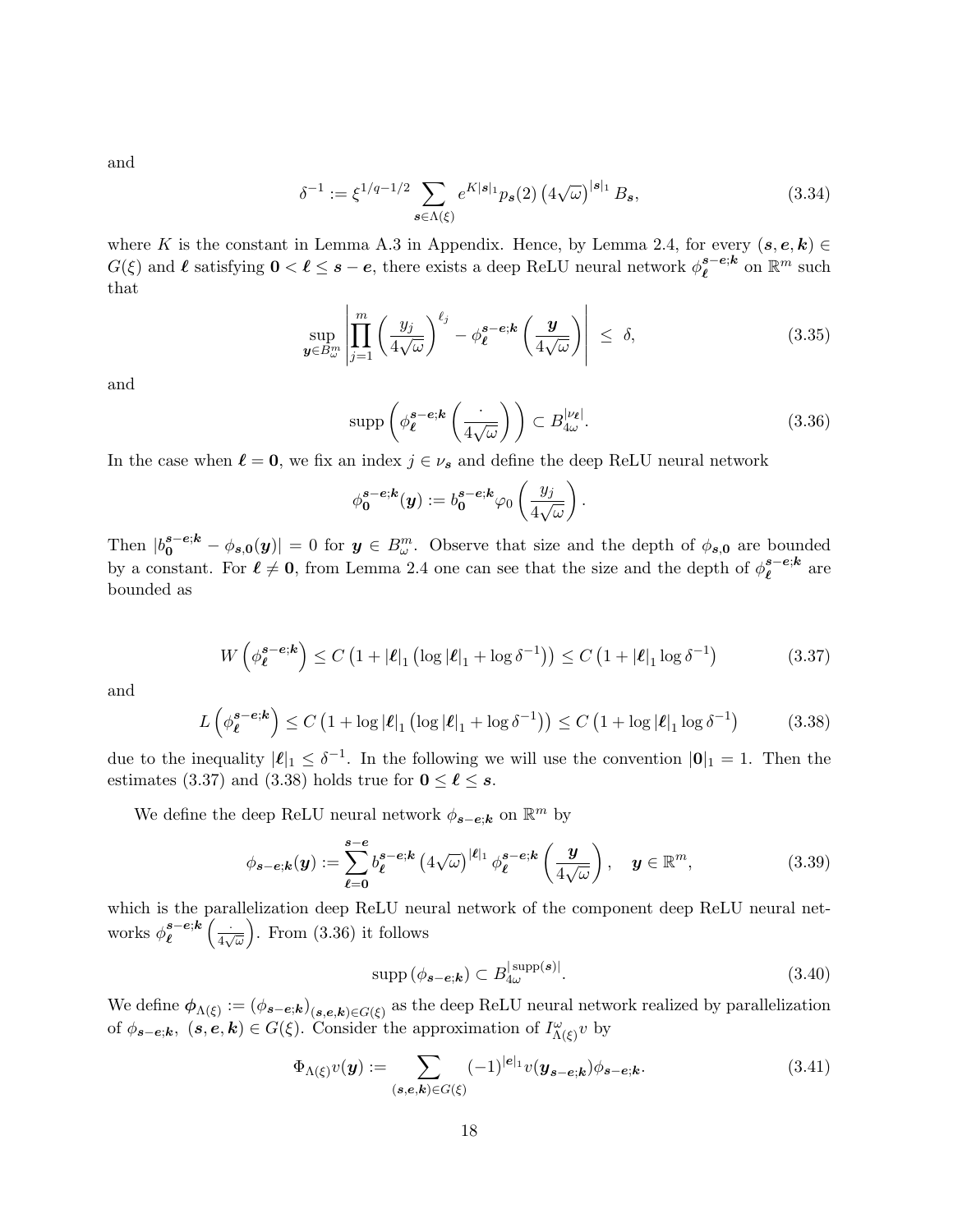and

$$\delta^{-1} := \xi^{1/q-1/2} \sum_{\boldsymbol{s}\in\Lambda(\xi)} e^{K|\boldsymbol{s}|_1} p_{\boldsymbol{s}}(2) \left(4\sqrt{\omega}\right)^{|\boldsymbol{s}|_1} B_{\boldsymbol{s}}, \tag{3.34}$$

where $K$ is the constant in Lemma A.3 in Appendix. Hence, by Lemma 2.4, for every $(\boldsymbol{s}, \boldsymbol{e}, \boldsymbol{k}) \in G(\xi)$ and $\boldsymbol{\ell}$ satisfying $\boldsymbol{0} < \boldsymbol{\ell} \leq \boldsymbol{s} - \boldsymbol{e}$, there exists a deep ReLU neural network $\phi_{\boldsymbol{\ell}}^{\boldsymbol{s}-\boldsymbol{e};\boldsymbol{k}}$ on $\mathbb{R}^m$ such that

$$\sup_{\boldsymbol{y}\in B^m_\omega} \left| \prod_{j=1}^m \left(\frac{y_j}{4\sqrt{\omega}}\right)^{\ell_j} - \phi_{\boldsymbol{\ell}}^{\boldsymbol{s}-\boldsymbol{e};\boldsymbol{k}}\left(\frac{\boldsymbol{y}}{4\sqrt{\omega}}\right) \right| \leq \delta, \tag{3.35}$$

and

$$\operatorname{supp}\left(\phi_{\boldsymbol{\ell}}^{\boldsymbol{s}-\boldsymbol{e};\boldsymbol{k}}\left(\frac{\cdot}{4\sqrt{\omega}}\right)\right) \subset B_{4\omega}^{|\nu_{\boldsymbol{\ell}}|}. \tag{3.36}$$

In the case when $\boldsymbol{\ell} = \boldsymbol{0}$, we fix an index $j \in \nu_{\boldsymbol{s}}$ and define the deep ReLU neural network

$$\phi_{\boldsymbol{0}}^{\boldsymbol{s}-\boldsymbol{e};\boldsymbol{k}}(\boldsymbol{y}) := b_{\boldsymbol{0}}^{\boldsymbol{s}-\boldsymbol{e};\boldsymbol{k}} \varphi_0\left(\frac{y_j}{4\sqrt{\omega}}\right).$$

Then $|b_{\boldsymbol{0}}^{\boldsymbol{s}-\boldsymbol{e};\boldsymbol{k}} - \phi_{\boldsymbol{s},\boldsymbol{0}}(\boldsymbol{y})| = 0$ for $\boldsymbol{y} \in B^m_\omega$. Observe that size and the depth of $\phi_{\boldsymbol{s},\boldsymbol{0}}$ are bounded by a constant. For $\boldsymbol{\ell} \neq \boldsymbol{0}$, from Lemma 2.4 one can see that the size and the depth of $\phi_{\boldsymbol{\ell}}^{\boldsymbol{s}-\boldsymbol{e};\boldsymbol{k}}$ are bounded as

$$W\left(\phi_{\boldsymbol{\ell}}^{\boldsymbol{s}-\boldsymbol{e};\boldsymbol{k}}\right) \leq C\left(1 + |\boldsymbol{\ell}|_1 \left(\log|\boldsymbol{\ell}|_1 + \log\delta^{-1}\right)\right) \leq C\left(1 + |\boldsymbol{\ell}|_1 \log\delta^{-1}\right) \tag{3.37}$$

and

$$L\left(\phi_{\boldsymbol{\ell}}^{\boldsymbol{s}-\boldsymbol{e};\boldsymbol{k}}\right) \leq C\left(1 + \log|\boldsymbol{\ell}|_1 \left(\log|\boldsymbol{\ell}|_1 + \log\delta^{-1}\right)\right) \leq C\left(1 + \log|\boldsymbol{\ell}|_1 \log\delta^{-1}\right) \tag{3.38}$$

due to the inequality $|\boldsymbol{\ell}|_1 \leq \delta^{-1}$. In the following we will use the convention $|\boldsymbol{0}|_1 = 1$. Then the estimates (3.37) and (3.38) holds true for $\boldsymbol{0} \leq \boldsymbol{\ell} \leq \boldsymbol{s}$.

We define the deep ReLU neural network $\phi_{\boldsymbol{s}-\boldsymbol{e};\boldsymbol{k}}$ on $\mathbb{R}^m$ by

$$\phi_{\boldsymbol{s}-\boldsymbol{e};\boldsymbol{k}}(\boldsymbol{y}) := \sum_{\boldsymbol{\ell}=\boldsymbol{0}}^{\boldsymbol{s}-\boldsymbol{e}} b_{\boldsymbol{\ell}}^{\boldsymbol{s}-\boldsymbol{e};\boldsymbol{k}} \left(4\sqrt{\omega}\right)^{|\boldsymbol{\ell}|_1} \phi_{\boldsymbol{\ell}}^{\boldsymbol{s}-\boldsymbol{e};\boldsymbol{k}}\left(\frac{\boldsymbol{y}}{4\sqrt{\omega}}\right), \quad \boldsymbol{y} \in \mathbb{R}^m, \tag{3.39}$$

which is the parallelization deep ReLU neural network of the component deep ReLU neural networks $\phi_{\boldsymbol{\ell}}^{\boldsymbol{s}-\boldsymbol{e};\boldsymbol{k}}\left(\frac{\cdot}{4\sqrt{\omega}}\right)$. From (3.36) it follows

$$\operatorname{supp}\left(\phi_{\boldsymbol{s}-\boldsymbol{e};\boldsymbol{k}}\right) \subset B_{4\omega}^{|\operatorname{supp}(\boldsymbol{s})|}. \tag{3.40}$$

We define $\boldsymbol{\phi}_{\Lambda(\xi)} := \left(\phi_{\boldsymbol{s}-\boldsymbol{e};\boldsymbol{k}}\right)_{(\boldsymbol{s},\boldsymbol{e},\boldsymbol{k})\in G(\xi)}$ as the deep ReLU neural network realized by parallelization of $\phi_{\boldsymbol{s}-\boldsymbol{e};\boldsymbol{k}}$, $(\boldsymbol{s}, \boldsymbol{e}, \boldsymbol{k}) \in G(\xi)$. Consider the approximation of $I^\omega_{\Lambda(\xi)} v$ by

$$\Phi_{\Lambda(\xi)} v(\boldsymbol{y}) := \sum_{(\boldsymbol{s},\boldsymbol{e},\boldsymbol{k})\in G(\xi)} (-1)^{|\boldsymbol{e}|_1} v(\boldsymbol{y}_{\boldsymbol{s}-\boldsymbol{e};\boldsymbol{k}}) \phi_{\boldsymbol{s}-\boldsymbol{e};\boldsymbol{k}}. \tag{3.41}$$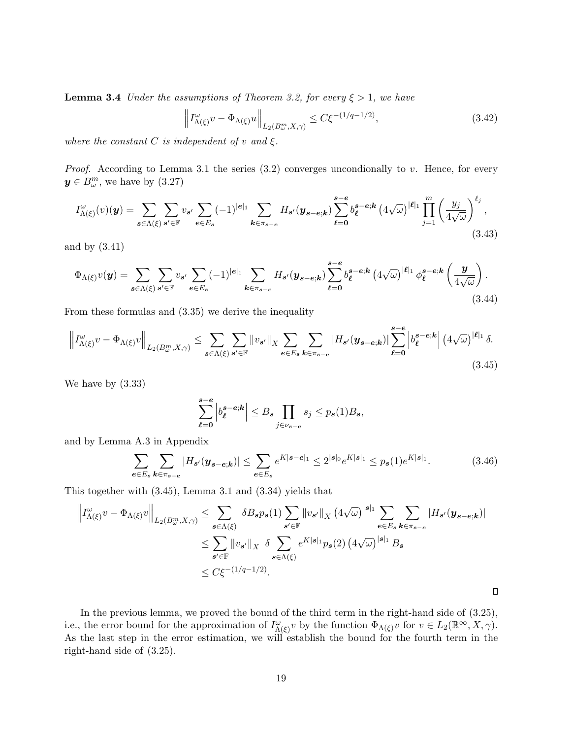**Lemma 3.4** *Under the assumptions of Theorem 3.2, for every $\xi > 1$, we have*

$$\left\| I^{\omega}_{\Lambda(\xi)} v - \Phi_{\Lambda(\xi)} u \right\|_{L_2(B^m_\omega, X, \gamma)} \leq C \xi^{-(1/q - 1/2)}, \tag{3.42}$$

*where the constant $C$ is independent of $v$ and $\xi$.*

*Proof.* According to Lemma 3.1 the series (3.2) converges uncondionally to $v$. Hence, for every $\boldsymbol{y} \in B^m_\omega$, we have by (3.27)

$$I^{\omega}_{\Lambda(\xi)}(v)(\boldsymbol{y}) = \sum_{\boldsymbol{s} \in \Lambda(\xi)} \sum_{\boldsymbol{s}' \in \mathbb{F}} v_{\boldsymbol{s}'} \sum_{\boldsymbol{e} \in E_{\boldsymbol{s}}} (-1)^{|\boldsymbol{e}|_1} \sum_{\boldsymbol{k} \in \pi_{\boldsymbol{s}-\boldsymbol{e}}} H_{\boldsymbol{s}'}(\boldsymbol{y}_{\boldsymbol{s}-\boldsymbol{e};\boldsymbol{k}}) \sum_{\boldsymbol{\ell}=\boldsymbol{0}}^{\boldsymbol{s}-\boldsymbol{e}} b^{\boldsymbol{s}-\boldsymbol{e};\boldsymbol{k}}_{\boldsymbol{\ell}} \left(4\sqrt{\omega}\right)^{|\boldsymbol{\ell}|_1} \prod_{j=1}^{m} \left( \frac{y_j}{4\sqrt{\omega}} \right)^{\ell_j}, \tag{3.43}$$

and by (3.41)

$$\Phi_{\Lambda(\xi)} v(\boldsymbol{y}) = \sum_{\boldsymbol{s} \in \Lambda(\xi)} \sum_{\boldsymbol{s}' \in \mathbb{F}} v_{\boldsymbol{s}'} \sum_{\boldsymbol{e} \in E_{\boldsymbol{s}}} (-1)^{|\boldsymbol{e}|_1} \sum_{\boldsymbol{k} \in \pi_{\boldsymbol{s}-\boldsymbol{e}}} H_{\boldsymbol{s}'}(\boldsymbol{y}_{\boldsymbol{s}-\boldsymbol{e};\boldsymbol{k}}) \sum_{\boldsymbol{\ell}=\boldsymbol{0}}^{\boldsymbol{s}-\boldsymbol{e}} b^{\boldsymbol{s}-\boldsymbol{e};\boldsymbol{k}}_{\boldsymbol{\ell}} \left(4\sqrt{\omega}\right)^{|\boldsymbol{\ell}|_1} \phi^{\boldsymbol{s}-\boldsymbol{e};\boldsymbol{k}}_{\boldsymbol{\ell}} \left( \frac{\boldsymbol{y}}{4\sqrt{\omega}} \right). \tag{3.44}$$

From these formulas and (3.35) we derive the inequality

$$\left\| I^{\omega}_{\Lambda(\xi)} v - \Phi_{\Lambda(\xi)} v \right\|_{L_2(B^m_\omega, X, \gamma)} \leq \sum_{\boldsymbol{s} \in \Lambda(\xi)} \sum_{\boldsymbol{s}' \in \mathbb{F}} \|v_{\boldsymbol{s}'}\|_X \sum_{\boldsymbol{e} \in E_{\boldsymbol{s}}} \sum_{\boldsymbol{k} \in \pi_{\boldsymbol{s}-\boldsymbol{e}}} |H_{\boldsymbol{s}'}(\boldsymbol{y}_{\boldsymbol{s}-\boldsymbol{e};\boldsymbol{k}})| \sum_{\boldsymbol{\ell}=\boldsymbol{0}}^{\boldsymbol{s}-\boldsymbol{e}} \left| b^{\boldsymbol{s}-\boldsymbol{e};\boldsymbol{k}}_{\boldsymbol{\ell}} \right| \left(4\sqrt{\omega}\right)^{|\boldsymbol{\ell}|_1} \delta. \tag{3.45}$$

We have by (3.33)

$$\sum_{\boldsymbol{\ell}=\boldsymbol{0}}^{\boldsymbol{s}-\boldsymbol{e}} \left| b^{\boldsymbol{s}-\boldsymbol{e};\boldsymbol{k}}_{\boldsymbol{\ell}} \right| \leq B_{\boldsymbol{s}} \prod_{j \in \nu_{\boldsymbol{s}-\boldsymbol{e}}} s_j \leq p_{\boldsymbol{s}}(1) B_{\boldsymbol{s}},$$

and by Lemma A.3 in Appendix

$$\sum_{\boldsymbol{e} \in E_{\boldsymbol{s}}} \sum_{\boldsymbol{k} \in \pi_{\boldsymbol{s}-\boldsymbol{e}}} |H_{\boldsymbol{s}'}(\boldsymbol{y}_{\boldsymbol{s}-\boldsymbol{e};\boldsymbol{k}})| \leq \sum_{\boldsymbol{e} \in E_{\boldsymbol{s}}} e^{K|\boldsymbol{s}-\boldsymbol{e}|_1} \leq 2^{|\boldsymbol{s}|_0} e^{K|\boldsymbol{s}|_1} \leq p_{\boldsymbol{s}}(1) e^{K|\boldsymbol{s}|_1}. \tag{3.46}$$

This together with (3.45), Lemma 3.1 and (3.34) yields that

$$\begin{aligned}
\left\| I^{\omega}_{\Lambda(\xi)} v - \Phi_{\Lambda(\xi)} v \right\|_{L_2(B^m_\omega, X, \gamma)} &\leq \sum_{\boldsymbol{s} \in \Lambda(\xi)} \delta B_{\boldsymbol{s}} p_{\boldsymbol{s}}(1) \sum_{\boldsymbol{s}' \in \mathbb{F}} \|v_{\boldsymbol{s}'}\|_X \left(4\sqrt{\omega}\right)^{|\boldsymbol{s}|_1} \sum_{\boldsymbol{e} \in E_{\boldsymbol{s}}} \sum_{\boldsymbol{k} \in \pi_{\boldsymbol{s}-\boldsymbol{e}}} |H_{\boldsymbol{s}'}(\boldsymbol{y}_{\boldsymbol{s}-\boldsymbol{e};\boldsymbol{k}})| \\
&\leq \sum_{\boldsymbol{s}' \in \mathbb{F}} \|v_{\boldsymbol{s}'}\|_X \; \delta \sum_{\boldsymbol{s} \in \Lambda(\xi)} e^{K|\boldsymbol{s}|_1} p_{\boldsymbol{s}}(2) \left(4\sqrt{\omega}\right)^{|\boldsymbol{s}|_1} B_{\boldsymbol{s}} \\
&\leq C \xi^{-(1/q - 1/2)}.
\end{aligned}$$

$\square$

In the previous lemma, we proved the bound of the third term in the right-hand side of (3.25), i.e., the error bound for the approximation of $I^{\omega}_{\Lambda(\xi)} v$ by the function $\Phi_{\Lambda(\xi)} v$ for $v \in L_2(\mathbb{R}^\infty, X, \gamma)$. As the last step in the error estimation, we will establish the bound for the fourth term in the right-hand side of (3.25).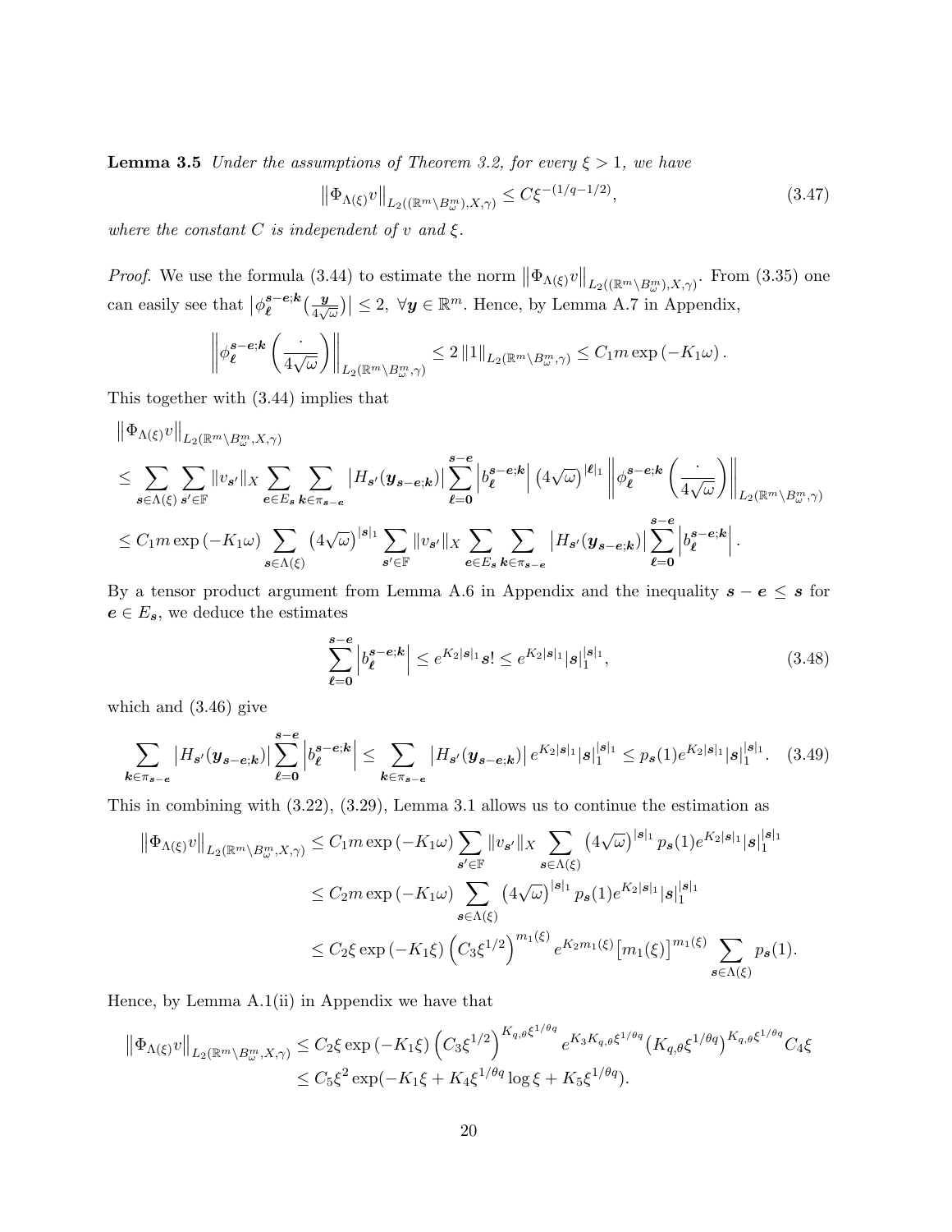**Lemma 3.5** *Under the assumptions of Theorem 3.2, for every $\xi > 1$, we have*

$$\left\|\Phi_{\Lambda(\xi)} v\right\|_{L_2((\mathbb{R}^m \setminus B^m_\omega), X, \gamma)} \leq C \xi^{-(1/q - 1/2)}, \tag{3.47}$$

*where the constant $C$ is independent of $v$ and $\xi$.*

*Proof.* We use the formula (3.44) to estimate the norm $\left\|\Phi_{\Lambda(\xi)} v\right\|_{L_2((\mathbb{R}^m \setminus B^m_\omega), X, \gamma)}$. From (3.35) one can easily see that $\left|\phi_{\boldsymbol{\ell}}^{\boldsymbol{s}-\boldsymbol{e};\boldsymbol{k}}\left(\frac{\boldsymbol{y}}{4\sqrt{\omega}}\right)\right| \leq 2$, $\forall \boldsymbol{y} \in \mathbb{R}^m$. Hence, by Lemma A.7 in Appendix,

$$\left\|\phi_{\boldsymbol{\ell}}^{\boldsymbol{s}-\boldsymbol{e};\boldsymbol{k}}\left(\frac{\cdot}{4\sqrt{\omega}}\right)\right\|_{L_2(\mathbb{R}^m \setminus B^m_\omega, \gamma)} \leq 2\left\|1\right\|_{L_2(\mathbb{R}^m \setminus B^m_\omega, \gamma)} \leq C_1 m \exp\left(-K_1 \omega\right).$$

This together with (3.44) implies that

$$\begin{aligned}
&\left\|\Phi_{\Lambda(\xi)} v\right\|_{L_2(\mathbb{R}^m \setminus B^m_\omega, X, \gamma)} \\
&\leq \sum_{\boldsymbol{s} \in \Lambda(\xi)} \sum_{\boldsymbol{s}' \in \mathbb{F}} \|v_{\boldsymbol{s}'}\|_X \sum_{\boldsymbol{e} \in E_{\boldsymbol{s}}} \sum_{\boldsymbol{k} \in \pi_{\boldsymbol{s}-\boldsymbol{e}}} \left|H_{\boldsymbol{s}'}(\boldsymbol{y}_{\boldsymbol{s}-\boldsymbol{e};\boldsymbol{k}})\right| \sum_{\boldsymbol{\ell}=\boldsymbol{0}}^{\boldsymbol{s}-\boldsymbol{e}} \left|b_{\boldsymbol{\ell}}^{\boldsymbol{s}-\boldsymbol{e};\boldsymbol{k}}\right| \left(4\sqrt{\omega}\right)^{|\boldsymbol{\ell}|_1} \left\|\phi_{\boldsymbol{\ell}}^{\boldsymbol{s}-\boldsymbol{e};\boldsymbol{k}}\left(\frac{\cdot}{4\sqrt{\omega}}\right)\right\|_{L_2(\mathbb{R}^m \setminus B^m_\omega, \gamma)} \\
&\leq C_1 m \exp\left(-K_1 \omega\right) \sum_{\boldsymbol{s} \in \Lambda(\xi)} \left(4\sqrt{\omega}\right)^{|\boldsymbol{s}|_1} \sum_{\boldsymbol{s}' \in \mathbb{F}} \|v_{\boldsymbol{s}'}\|_X \sum_{\boldsymbol{e} \in E_{\boldsymbol{s}}} \sum_{\boldsymbol{k} \in \pi_{\boldsymbol{s}-\boldsymbol{e}}} \left|H_{\boldsymbol{s}'}(\boldsymbol{y}_{\boldsymbol{s}-\boldsymbol{e};\boldsymbol{k}})\right| \sum_{\boldsymbol{\ell}=\boldsymbol{0}}^{\boldsymbol{s}-\boldsymbol{e}} \left|b_{\boldsymbol{\ell}}^{\boldsymbol{s}-\boldsymbol{e};\boldsymbol{k}}\right|.
\end{aligned}$$

By a tensor product argument from Lemma A.6 in Appendix and the inequality $\boldsymbol{s} - \boldsymbol{e} \leq \boldsymbol{s}$ for $\boldsymbol{e} \in E_{\boldsymbol{s}}$, we deduce the estimates

$$\sum_{\boldsymbol{\ell}=\boldsymbol{0}}^{\boldsymbol{s}-\boldsymbol{e}} \left|b_{\boldsymbol{\ell}}^{\boldsymbol{s}-\boldsymbol{e};\boldsymbol{k}}\right| \leq e^{K_2 |\boldsymbol{s}|_1} \boldsymbol{s}! \leq e^{K_2 |\boldsymbol{s}|_1} |\boldsymbol{s}|_1^{|\boldsymbol{s}|_1}, \tag{3.48}$$

which and (3.46) give

$$\sum_{\boldsymbol{k} \in \pi_{\boldsymbol{s}-\boldsymbol{e}}} \left|H_{\boldsymbol{s}'}(\boldsymbol{y}_{\boldsymbol{s}-\boldsymbol{e};\boldsymbol{k}})\right| \sum_{\boldsymbol{\ell}=\boldsymbol{0}}^{\boldsymbol{s}-\boldsymbol{e}} \left|b_{\boldsymbol{\ell}}^{\boldsymbol{s}-\boldsymbol{e};\boldsymbol{k}}\right| \leq \sum_{\boldsymbol{k} \in \pi_{\boldsymbol{s}-\boldsymbol{e}}} \left|H_{\boldsymbol{s}'}(\boldsymbol{y}_{\boldsymbol{s}-\boldsymbol{e};\boldsymbol{k}})\right| e^{K_2 |\boldsymbol{s}|_1} |\boldsymbol{s}|_1^{|\boldsymbol{s}|_1} \leq p_{\boldsymbol{s}}(1) e^{K_2 |\boldsymbol{s}|_1} |\boldsymbol{s}|_1^{|\boldsymbol{s}|_1}. \tag{3.49}$$

This in combining with (3.22), (3.29), Lemma 3.1 allows us to continue the estimation as

$$\begin{aligned}
\left\|\Phi_{\Lambda(\xi)} v\right\|_{L_2(\mathbb{R}^m \setminus B^m_\omega, X, \gamma)} &\leq C_1 m \exp\left(-K_1 \omega\right) \sum_{\boldsymbol{s}' \in \mathbb{F}} \|v_{\boldsymbol{s}'}\|_X \sum_{\boldsymbol{s} \in \Lambda(\xi)} \left(4\sqrt{\omega}\right)^{|\boldsymbol{s}|_1} p_{\boldsymbol{s}}(1) e^{K_2 |\boldsymbol{s}|_1} |\boldsymbol{s}|_1^{|\boldsymbol{s}|_1} \\
&\leq C_2 m \exp\left(-K_1 \omega\right) \sum_{\boldsymbol{s} \in \Lambda(\xi)} \left(4\sqrt{\omega}\right)^{|\boldsymbol{s}|_1} p_{\boldsymbol{s}}(1) e^{K_2 |\boldsymbol{s}|_1} |\boldsymbol{s}|_1^{|\boldsymbol{s}|_1} \\
&\leq C_2 \xi \exp\left(-K_1 \xi\right) \left(C_3 \xi^{1/2}\right)^{m_1(\xi)} e^{K_2 m_1(\xi)} \left[m_1(\xi)\right]^{m_1(\xi)} \sum_{\boldsymbol{s} \in \Lambda(\xi)} p_{\boldsymbol{s}}(1).
\end{aligned}$$

Hence, by Lemma A.1(ii) in Appendix we have that

$$\begin{aligned}
\left\|\Phi_{\Lambda(\xi)} v\right\|_{L_2(\mathbb{R}^m \setminus B^m_\omega, X, \gamma)} &\leq C_2 \xi \exp\left(-K_1 \xi\right) \left(C_3 \xi^{1/2}\right)^{K_{q,\theta} \xi^{1/\theta q}} e^{K_3 K_{q,\theta} \xi^{1/\theta q}} \left(K_{q,\theta} \xi^{1/\theta q}\right)^{K_{q,\theta} \xi^{1/\theta q}} C_4 \xi \\
&\leq C_5 \xi^2 \exp(-K_1 \xi + K_4 \xi^{1/\theta q} \log \xi + K_5 \xi^{1/\theta q}).
\end{aligned}$$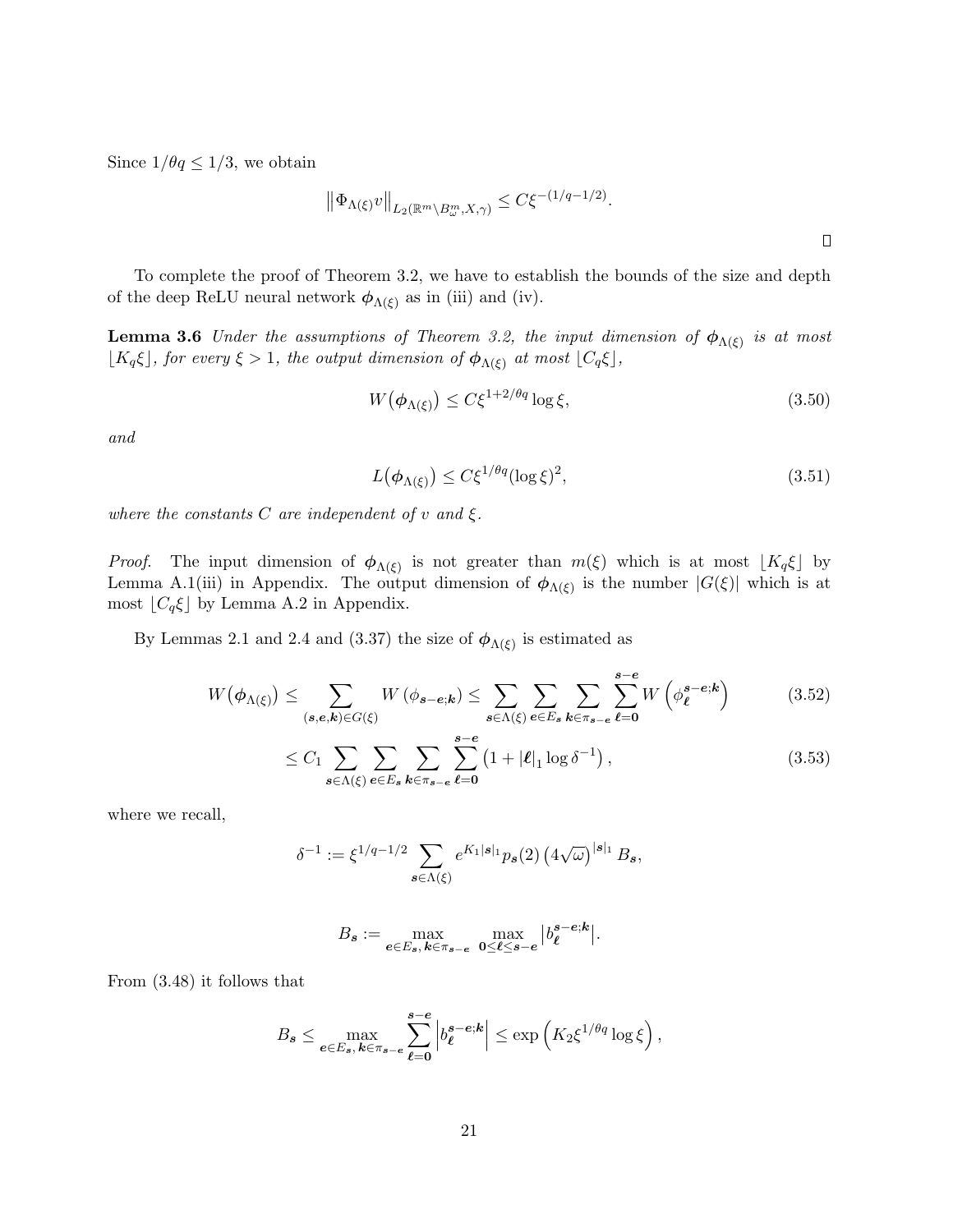Since $1/\theta q \leq 1/3$, we obtain

$$\left\|\Phi_{\Lambda(\xi)} v\right\|_{L_2(\mathbb{R}^m \setminus B^m_\omega, X, \gamma)} \leq C\xi^{-(1/q-1/2)}.$$

$\square$

To complete the proof of Theorem 3.2, we have to establish the bounds of the size and depth of the deep ReLU neural network $\boldsymbol{\phi}_{\Lambda(\xi)}$ as in (iii) and (iv).

**Lemma 3.6** *Under the assumptions of Theorem 3.2, the input dimension of $\boldsymbol{\phi}_{\Lambda(\xi)}$ is at most $\lfloor K_q \xi \rfloor$, for every $\xi > 1$, the output dimension of $\boldsymbol{\phi}_{\Lambda(\xi)}$ at most $\lfloor C_q \xi \rfloor$,*

$$W\big(\boldsymbol{\phi}_{\Lambda(\xi)}\big) \leq C\xi^{1+2/\theta q} \log \xi, \tag{3.50}$$

*and*

$$L\big(\boldsymbol{\phi}_{\Lambda(\xi)}\big) \leq C\xi^{1/\theta q} (\log \xi)^2, \tag{3.51}$$

*where the constants $C$ are independent of $v$ and $\xi$.*

*Proof.* The input dimension of $\boldsymbol{\phi}_{\Lambda(\xi)}$ is not greater than $m(\xi)$ which is at most $\lfloor K_q \xi \rfloor$ by Lemma A.1(iii) in Appendix. The output dimension of $\boldsymbol{\phi}_{\Lambda(\xi)}$ is the number $|G(\xi)|$ which is at most $\lfloor C_q \xi \rfloor$ by Lemma A.2 in Appendix.

By Lemmas 2.1 and 2.4 and (3.37) the size of $\boldsymbol{\phi}_{\Lambda(\xi)}$ is estimated as

$$W\big(\boldsymbol{\phi}_{\Lambda(\xi)}\big) \leq \sum_{(\boldsymbol{s},\boldsymbol{e},\boldsymbol{k}) \in G(\xi)} W\left(\phi_{\boldsymbol{s}-\boldsymbol{e};\boldsymbol{k}}\right) \leq \sum_{\boldsymbol{s} \in \Lambda(\xi)} \sum_{\boldsymbol{e} \in E_{\boldsymbol{s}}} \sum_{\boldsymbol{k} \in \pi_{\boldsymbol{s}-\boldsymbol{e}}} \sum_{\boldsymbol{\ell}=\boldsymbol{0}}^{\boldsymbol{s}-\boldsymbol{e}} W\left(\phi_{\boldsymbol{\ell}}^{\boldsymbol{s}-\boldsymbol{e};\boldsymbol{k}}\right) \tag{3.52}$$

$$\leq C_1 \sum_{\boldsymbol{s} \in \Lambda(\xi)} \sum_{\boldsymbol{e} \in E_{\boldsymbol{s}}} \sum_{\boldsymbol{k} \in \pi_{\boldsymbol{s}-\boldsymbol{e}}} \sum_{\boldsymbol{\ell}=\boldsymbol{0}}^{\boldsymbol{s}-\boldsymbol{e}} \left(1 + |\boldsymbol{\ell}|_1 \log \delta^{-1}\right), \tag{3.53}$$

where we recall,

$$\delta^{-1} := \xi^{1/q-1/2} \sum_{\boldsymbol{s} \in \Lambda(\xi)} e^{K_1 |\boldsymbol{s}|_1} p_{\boldsymbol{s}}(2) \left(4\sqrt{\omega}\right)^{|\boldsymbol{s}|_1} B_{\boldsymbol{s}},$$

$$B_{\boldsymbol{s}} := \max_{\boldsymbol{e} \in E_{\boldsymbol{s}},\, \boldsymbol{k} \in \pi_{\boldsymbol{s}-\boldsymbol{e}}} \ \max_{\boldsymbol{0} \leq \boldsymbol{\ell} \leq \boldsymbol{s}-\boldsymbol{e}} \left|b_{\boldsymbol{\ell}}^{\boldsymbol{s}-\boldsymbol{e};\boldsymbol{k}}\right|.$$

From (3.48) it follows that

$$B_{\boldsymbol{s}} \leq \max_{\boldsymbol{e} \in E_{\boldsymbol{s}},\, \boldsymbol{k} \in \pi_{\boldsymbol{s}-\boldsymbol{e}}} \sum_{\boldsymbol{\ell}=\boldsymbol{0}}^{\boldsymbol{s}-\boldsymbol{e}} \left|b_{\boldsymbol{\ell}}^{\boldsymbol{s}-\boldsymbol{e};\boldsymbol{k}}\right| \leq \exp\left(K_2 \xi^{1/\theta q} \log \xi\right),$$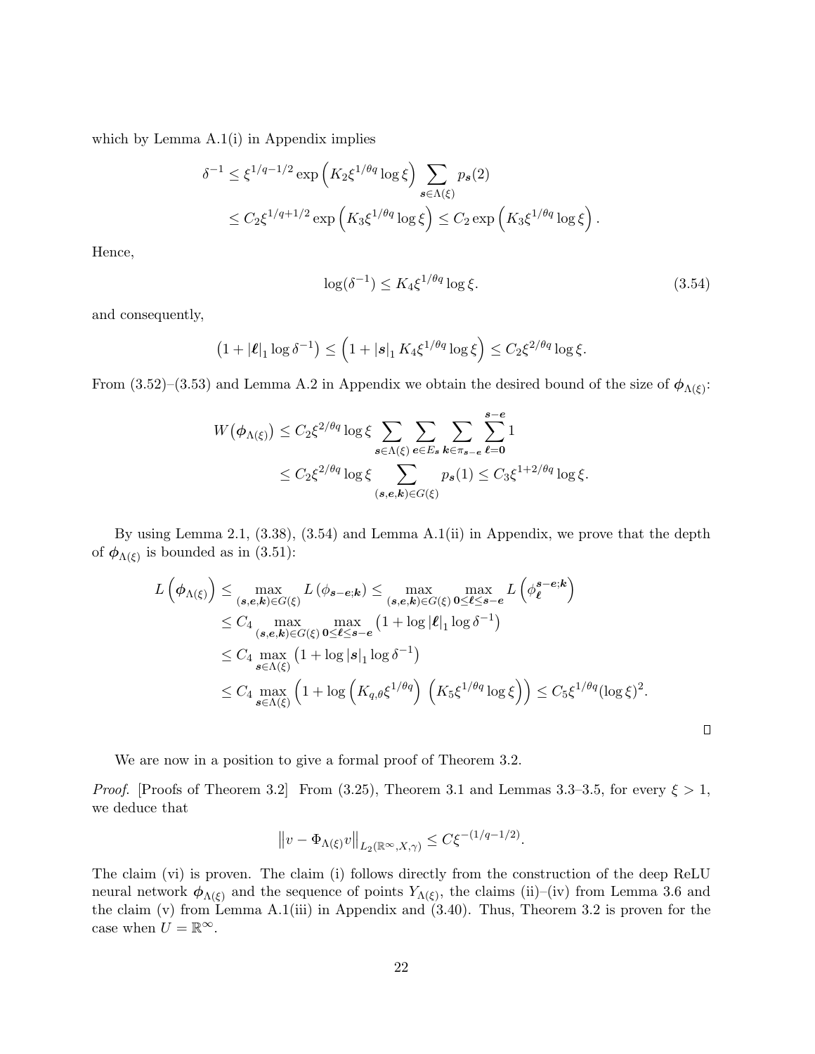which by Lemma A.1(i) in Appendix implies

$$
\begin{aligned}
\delta^{-1} &\leq \xi^{1/q-1/2} \exp\left(K_2 \xi^{1/\theta q} \log \xi\right) \sum_{\boldsymbol{s} \in \Lambda(\xi)} p_{\boldsymbol{s}}(2) \\
&\leq C_2 \xi^{1/q+1/2} \exp\left(K_3 \xi^{1/\theta q} \log \xi\right) \leq C_2 \exp\left(K_3 \xi^{1/\theta q} \log \xi\right).
\end{aligned}
$$

Hence,

$$
\log(\delta^{-1}) \leq K_4 \xi^{1/\theta q} \log \xi. \tag{3.54}
$$

and consequently,

$$
\left(1 + |\boldsymbol{\ell}|_1 \log \delta^{-1}\right) \leq \left(1 + |\boldsymbol{s}|_1 K_4 \xi^{1/\theta q} \log \xi\right) \leq C_2 \xi^{2/\theta q} \log \xi.
$$

From (3.52)–(3.53) and Lemma A.2 in Appendix we obtain the desired bound of the size of $\boldsymbol{\phi}_{\Lambda(\xi)}$:

$$
\begin{aligned}
W\left(\boldsymbol{\phi}_{\Lambda(\xi)}\right) &\leq C_2 \xi^{2/\theta q} \log \xi \sum_{\boldsymbol{s} \in \Lambda(\xi)} \sum_{\boldsymbol{e} \in E_{\boldsymbol{s}}} \sum_{\boldsymbol{k} \in \pi_{\boldsymbol{s}-\boldsymbol{e}}} \sum_{\boldsymbol{\ell}=\boldsymbol{0}}^{\boldsymbol{s}-\boldsymbol{e}} 1 \\
&\leq C_2 \xi^{2/\theta q} \log \xi \sum_{(\boldsymbol{s},\boldsymbol{e},\boldsymbol{k}) \in G(\xi)} p_{\boldsymbol{s}}(1) \leq C_3 \xi^{1+2/\theta q} \log \xi.
\end{aligned}
$$

By using Lemma 2.1, (3.38), (3.54) and Lemma A.1(ii) in Appendix, we prove that the depth of $\boldsymbol{\phi}_{\Lambda(\xi)}$ is bounded as in (3.51):

$$
\begin{aligned}
L\left(\boldsymbol{\phi}_{\Lambda(\xi)}\right) &\leq \max_{(\boldsymbol{s},\boldsymbol{e},\boldsymbol{k}) \in G(\xi)} L\left(\phi_{\boldsymbol{s}-\boldsymbol{e};\boldsymbol{k}}\right) \leq \max_{(\boldsymbol{s},\boldsymbol{e},\boldsymbol{k}) \in G(\xi)} \max_{\boldsymbol{0} \leq \boldsymbol{\ell} \leq \boldsymbol{s}-\boldsymbol{e}} L\left(\phi_{\boldsymbol{\ell}}^{\boldsymbol{s}-\boldsymbol{e};\boldsymbol{k}}\right) \\
&\leq C_4 \max_{(\boldsymbol{s},\boldsymbol{e},\boldsymbol{k}) \in G(\xi)} \max_{\boldsymbol{0} \leq \boldsymbol{\ell} \leq \boldsymbol{s}-\boldsymbol{e}} \left(1 + \log |\boldsymbol{\ell}|_1 \log \delta^{-1}\right) \\
&\leq C_4 \max_{\boldsymbol{s} \in \Lambda(\xi)} \left(1 + \log |\boldsymbol{s}|_1 \log \delta^{-1}\right) \\
&\leq C_4 \max_{\boldsymbol{s} \in \Lambda(\xi)} \left(1 + \log\left(K_{q,\theta} \xi^{1/\theta q}\right) \left(K_5 \xi^{1/\theta q} \log \xi\right)\right) \leq C_5 \xi^{1/\theta q} (\log \xi)^2.
\end{aligned}
$$

□

We are now in a position to give a formal proof of Theorem 3.2.

*Proof.* [Proofs of Theorem 3.2] From (3.25), Theorem 3.1 and Lemmas 3.3–3.5, for every $\xi > 1$, we deduce that

$$
\left\| v - \Phi_{\Lambda(\xi)} v \right\|_{L_2(\mathbb{R}^\infty, X, \gamma)} \leq C \xi^{-(1/q-1/2)}.
$$

The claim (vi) is proven. The claim (i) follows directly from the construction of the deep ReLU neural network $\boldsymbol{\phi}_{\Lambda(\xi)}$ and the sequence of points $Y_{\Lambda(\xi)}$, the claims (ii)–(iv) from Lemma 3.6 and the claim (v) from Lemma A.1(iii) in Appendix and (3.40). Thus, Theorem 3.2 is proven for the case when $U = \mathbb{R}^\infty$.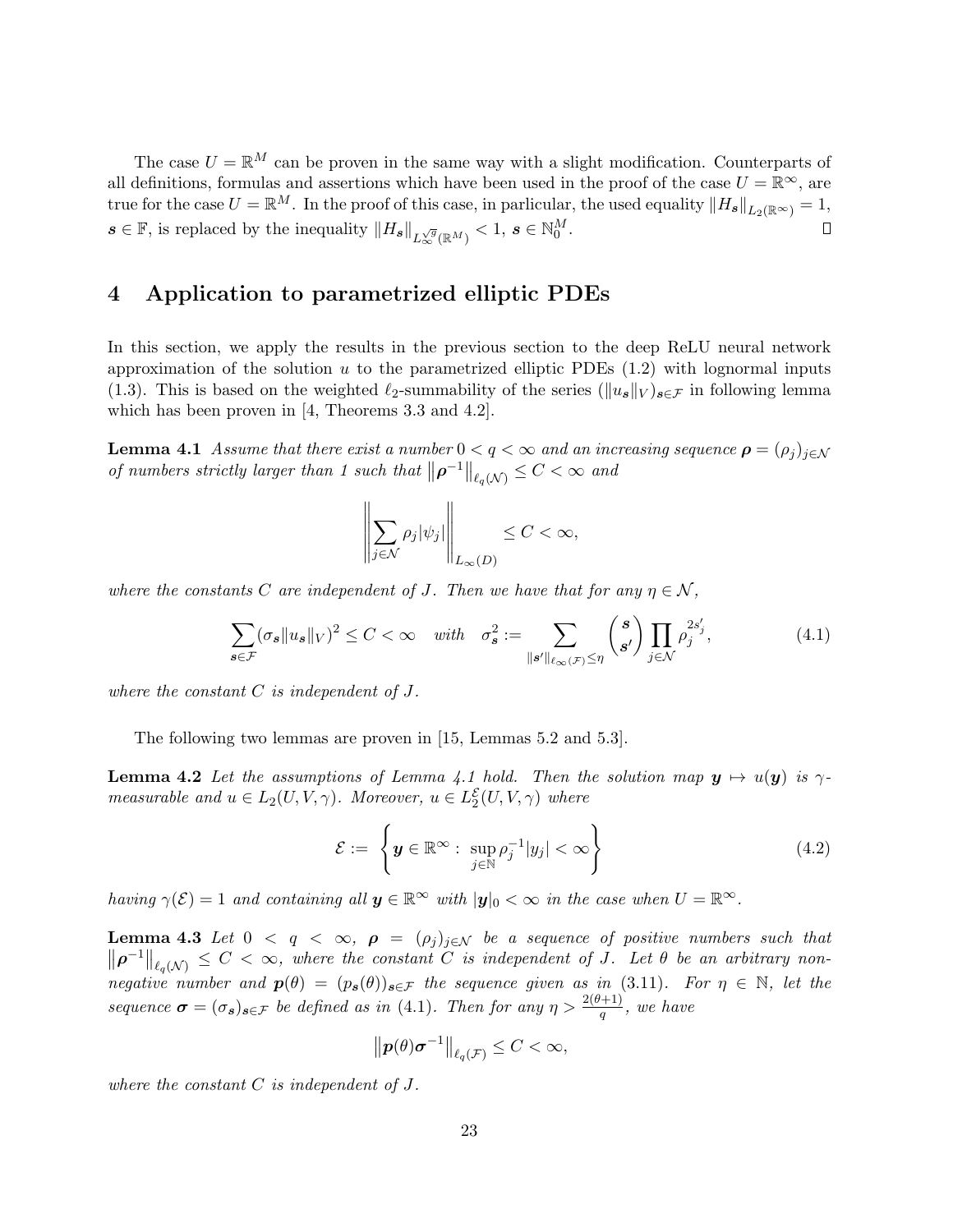The case $U = \mathbb{R}^M$ can be proven in the same way with a slight modification. Counterparts of all definitions, formulas and assertions which have been used in the proof of the case $U = \mathbb{R}^\infty$, are true for the case $U = \mathbb{R}^M$. In the proof of this case, in parlicular, the used equality $\|H_{\boldsymbol{s}}\|_{L_2(\mathbb{R}^\infty)} = 1$, $\boldsymbol{s} \in \mathbb{F}$, is replaced by the inequality $\|H_{\boldsymbol{s}}\|_{L_\infty^{\sqrt{g}}(\mathbb{R}^M)} < 1$, $\boldsymbol{s} \in \mathbb{N}_0^M$. ∎

# 4 Application to parametrized elliptic PDEs

In this section, we apply the results in the previous section to the deep ReLU neural network approximation of the solution $u$ to the parametrized elliptic PDEs (1.2) with lognormal inputs (1.3). This is based on the weighted $\ell_2$-summability of the series $(\|u_{\boldsymbol{s}}\|_V)_{\boldsymbol{s}\in\mathcal{F}}$ in following lemma which has been proven in [4, Theorems 3.3 and 4.2].

**Lemma 4.1** *Assume that there exist a number $0 < q < \infty$ and an increasing sequence $\boldsymbol{\rho} = (\rho_j)_{j\in\mathcal{N}}$ of numbers strictly larger than 1 such that $\|\boldsymbol{\rho}^{-1}\|_{\ell_q(\mathcal{N})} \le C < \infty$ and*

$$\left\| \sum_{j\in\mathcal{N}} \rho_j |\psi_j| \right\|_{L_\infty(D)} \le C < \infty,$$

*where the constants $C$ are independent of $J$. Then we have that for any $\eta \in \mathcal{N}$,*

$$\sum_{\boldsymbol{s}\in\mathcal{F}} (\sigma_{\boldsymbol{s}} \|u_{\boldsymbol{s}}\|_V)^2 \le C < \infty \quad \text{with} \quad \sigma_{\boldsymbol{s}}^2 := \sum_{\|\boldsymbol{s}'\|_{\ell_\infty(\mathcal{F})} \le \eta} \binom{\boldsymbol{s}}{\boldsymbol{s}'} \prod_{j\in\mathcal{N}} \rho_j^{2s'_j}, \tag{4.1}$$

*where the constant $C$ is independent of $J$.*

The following two lemmas are proven in [15, Lemmas 5.2 and 5.3].

**Lemma 4.2** *Let the assumptions of Lemma 4.1 hold. Then the solution map $\boldsymbol{y} \mapsto u(\boldsymbol{y})$ is $\gamma$-measurable and $u \in L_2(U, V, \gamma)$. Moreover, $u \in L_2^{\mathcal{E}}(U, V, \gamma)$ where*

$$\mathcal{E} := \left\{ \boldsymbol{y} \in \mathbb{R}^\infty : \sup_{j\in\mathbb{N}} \rho_j^{-1} |y_j| < \infty \right\} \tag{4.2}$$

*having $\gamma(\mathcal{E}) = 1$ and containing all $\boldsymbol{y} \in \mathbb{R}^\infty$ with $|\boldsymbol{y}|_0 < \infty$ in the case when $U = \mathbb{R}^\infty$.*

**Lemma 4.3** *Let $0 < q < \infty$, $\boldsymbol{\rho} = (\rho_j)_{j\in\mathcal{N}}$ be a sequence of positive numbers such that $\|\boldsymbol{\rho}^{-1}\|_{\ell_q(\mathcal{N})} \le C < \infty$, where the constant $C$ is independent of $J$. Let $\theta$ be an arbitrary non-negative number and $\boldsymbol{p}(\theta) = (p_{\boldsymbol{s}}(\theta))_{\boldsymbol{s}\in\mathcal{F}}$ the sequence given as in (3.11). For $\eta \in \mathbb{N}$, let the sequence $\boldsymbol{\sigma} = (\sigma_{\boldsymbol{s}})_{\boldsymbol{s}\in\mathcal{F}}$ be defined as in (4.1). Then for any $\eta > \frac{2(\theta+1)}{q}$, we have*

$$\|\boldsymbol{p}(\theta)\boldsymbol{\sigma}^{-1}\|_{\ell_q(\mathcal{F})} \le C < \infty,$$

*where the constant $C$ is independent of $J$.*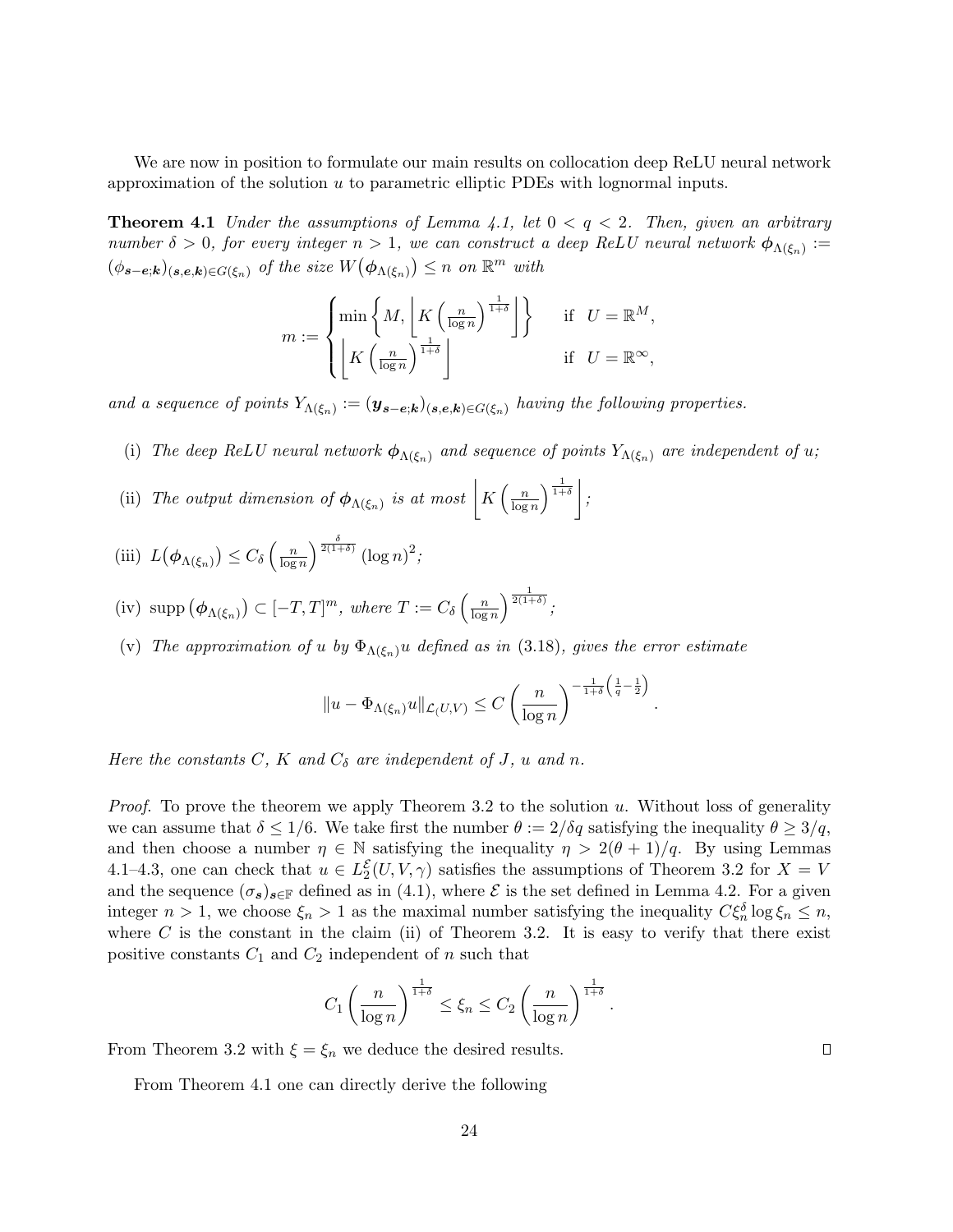We are now in position to formulate our main results on collocation deep ReLU neural network approximation of the solution $u$ to parametric elliptic PDEs with lognormal inputs.

**Theorem 4.1** *Under the assumptions of Lemma 4.1, let $0 < q < 2$. Then, given an arbitrary number $\delta > 0$, for every integer $n > 1$, we can construct a deep ReLU neural network $\boldsymbol{\phi}_{\Lambda(\xi_n)} := (\phi_{\boldsymbol{s}-\boldsymbol{e};\boldsymbol{k}})_{(\boldsymbol{s},\boldsymbol{e},\boldsymbol{k})\in G(\xi_n)}$ of the size $W(\boldsymbol{\phi}_{\Lambda(\xi_n)}) \le n$ on $\mathbb{R}^m$ with*

$$
m := \begin{cases} \min\left\{ M, \left\lfloor K\left(\frac{n}{\log n}\right)^{\frac{1}{1+\delta}} \right\rfloor \right\} & \text{if } \ U = \mathbb{R}^M, \\ \left\lfloor K\left(\frac{n}{\log n}\right)^{\frac{1}{1+\delta}} \right\rfloor & \text{if } \ U = \mathbb{R}^\infty, \end{cases}
$$

*and a sequence of points $Y_{\Lambda(\xi_n)} := (\boldsymbol{y}_{\boldsymbol{s}-\boldsymbol{e};\boldsymbol{k}})_{(\boldsymbol{s},\boldsymbol{e},\boldsymbol{k})\in G(\xi_n)}$ having the following properties.*

(i) *The deep ReLU neural network $\boldsymbol{\phi}_{\Lambda(\xi_n)}$ and sequence of points $Y_{\Lambda(\xi_n)}$ are independent of $u$;*

(ii) *The output dimension of $\boldsymbol{\phi}_{\Lambda(\xi_n)}$ is at most $\left\lfloor K\left(\frac{n}{\log n}\right)^{\frac{1}{1+\delta}} \right\rfloor$;*

(iii) $L(\boldsymbol{\phi}_{\Lambda(\xi_n)}) \le C_\delta \left(\frac{n}{\log n}\right)^{\frac{\delta}{2(1+\delta)}} (\log n)^2$*;*

(iv) $\operatorname{supp}(\boldsymbol{\phi}_{\Lambda(\xi_n)}) \subset [-T,T]^m$*, where* $T := C_\delta \left(\frac{n}{\log n}\right)^{\frac{1}{2(1+\delta)}}$*;*

(v) *The approximation of $u$ by $\Phi_{\Lambda(\xi_n)}u$ defined as in (3.18), gives the error estimate*

$$
\|u - \Phi_{\Lambda(\xi_n)}u\|_{\mathcal{L}(U,V)} \le C\left(\frac{n}{\log n}\right)^{-\frac{1}{1+\delta}\left(\frac{1}{q}-\frac{1}{2}\right)}.
$$

*Here the constants $C$, $K$ and $C_\delta$ are independent of $J$, $u$ and $n$.*

*Proof.* To prove the theorem we apply Theorem 3.2 to the solution $u$. Without loss of generality we can assume that $\delta \le 1/6$. We take first the number $\theta := 2/\delta q$ satisfying the inequality $\theta \ge 3/q$, and then choose a number $\eta \in \mathbb{N}$ satisfying the inequality $\eta > 2(\theta+1)/q$. By using Lemmas 4.1–4.3, one can check that $u \in L_2^{\mathcal{E}}(U,V,\gamma)$ satisfies the assumptions of Theorem 3.2 for $X = V$ and the sequence $(\sigma_{\boldsymbol{s}})_{\boldsymbol{s}\in\mathbb{F}}$ defined as in (4.1), where $\mathcal{E}$ is the set defined in Lemma 4.2. For a given integer $n > 1$, we choose $\xi_n > 1$ as the maximal number satisfying the inequality $C\xi_n^\delta \log \xi_n \le n$, where $C$ is the constant in the claim (ii) of Theorem 3.2. It is easy to verify that there exist positive constants $C_1$ and $C_2$ independent of $n$ such that

$$
C_1\left(\frac{n}{\log n}\right)^{\frac{1}{1+\delta}} \le \xi_n \le C_2\left(\frac{n}{\log n}\right)^{\frac{1}{1+\delta}}.
$$

From Theorem 3.2 with $\xi = \xi_n$ we deduce the desired results. $\square$

From Theorem 4.1 one can directly derive the following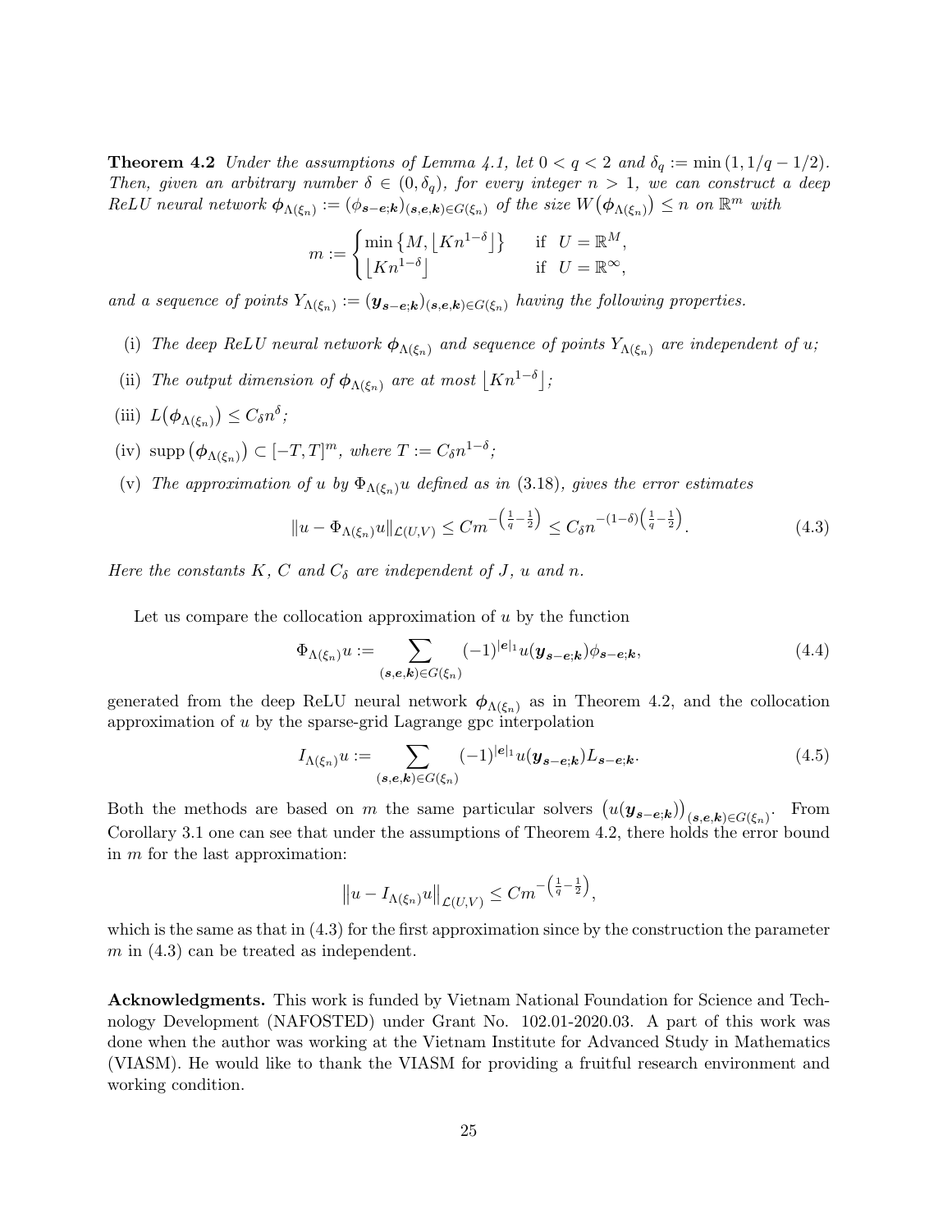**Theorem 4.2** *Under the assumptions of Lemma 4.1, let $0 < q < 2$ and $\delta_q := \min(1, 1/q - 1/2)$. Then, given an arbitrary number $\delta \in (0, \delta_q)$, for every integer $n > 1$, we can construct a deep ReLU neural network $\boldsymbol{\phi}_{\Lambda(\xi_n)} := (\phi_{\boldsymbol{s}-\boldsymbol{e};\boldsymbol{k}})_{(\boldsymbol{s},\boldsymbol{e},\boldsymbol{k})\in G(\xi_n)}$ of the size $W(\boldsymbol{\phi}_{\Lambda(\xi_n)}) \leq n$ on $\mathbb{R}^m$ with*

$$m := \begin{cases} \min\left\{M, \lfloor Kn^{1-\delta}\rfloor\right\} & \text{if } U = \mathbb{R}^M, \\ \lfloor Kn^{1-\delta}\rfloor & \text{if } U = \mathbb{R}^\infty, \end{cases}$$

*and a sequence of points $Y_{\Lambda(\xi_n)} := (\boldsymbol{y}_{\boldsymbol{s}-\boldsymbol{e};\boldsymbol{k}})_{(\boldsymbol{s},\boldsymbol{e},\boldsymbol{k})\in G(\xi_n)}$ having the following properties.*

- (i) *The deep ReLU neural network $\boldsymbol{\phi}_{\Lambda(\xi_n)}$ and sequence of points $Y_{\Lambda(\xi_n)}$ are independent of $u$;*
- (ii) *The output dimension of $\boldsymbol{\phi}_{\Lambda(\xi_n)}$ are at most $\lfloor Kn^{1-\delta}\rfloor$;*
- (iii) $L(\boldsymbol{\phi}_{\Lambda(\xi_n)}) \leq C_\delta n^\delta$;
- (iv) $\operatorname{supp}(\boldsymbol{\phi}_{\Lambda(\xi_n)}) \subset [-T, T]^m$, *where* $T := C_\delta n^{1-\delta}$;
- (v) *The approximation of $u$ by $\Phi_{\Lambda(\xi_n)}u$ defined as in (3.18), gives the error estimates*

$$\|u - \Phi_{\Lambda(\xi_n)}u\|_{\mathcal{L}(U,V)} \leq Cm^{-\left(\frac{1}{q}-\frac{1}{2}\right)} \leq C_\delta n^{-(1-\delta)\left(\frac{1}{q}-\frac{1}{2}\right)}. \tag{4.3}$$

*Here the constants $K$, $C$ and $C_\delta$ are independent of $J$, $u$ and $n$.*

Let us compare the collocation approximation of $u$ by the function

$$\Phi_{\Lambda(\xi_n)}u := \sum_{(\boldsymbol{s},\boldsymbol{e},\boldsymbol{k})\in G(\xi_n)} (-1)^{|\boldsymbol{e}|_1} u(\boldsymbol{y}_{\boldsymbol{s}-\boldsymbol{e};\boldsymbol{k}})\phi_{\boldsymbol{s}-\boldsymbol{e};\boldsymbol{k}}, \tag{4.4}$$

generated from the deep ReLU neural network $\boldsymbol{\phi}_{\Lambda(\xi_n)}$ as in Theorem 4.2, and the collocation approximation of $u$ by the sparse-grid Lagrange gpc interpolation

$$I_{\Lambda(\xi_n)}u := \sum_{(\boldsymbol{s},\boldsymbol{e},\boldsymbol{k})\in G(\xi_n)} (-1)^{|\boldsymbol{e}|_1} u(\boldsymbol{y}_{\boldsymbol{s}-\boldsymbol{e};\boldsymbol{k}})L_{\boldsymbol{s}-\boldsymbol{e};\boldsymbol{k}}. \tag{4.5}$$

Both the methods are based on $m$ the same particular solvers $\left(u(\boldsymbol{y}_{\boldsymbol{s}-\boldsymbol{e};\boldsymbol{k}})\right)_{(\boldsymbol{s},\boldsymbol{e},\boldsymbol{k})\in G(\xi_n)}$. From Corollary 3.1 one can see that under the assumptions of Theorem 4.2, there holds the error bound in $m$ for the last approximation:

$$\left\|u - I_{\Lambda(\xi_n)}u\right\|_{\mathcal{L}(U,V)} \leq Cm^{-\left(\frac{1}{q}-\frac{1}{2}\right)},$$

which is the same as that in (4.3) for the first approximation since by the construction the parameter $m$ in (4.3) can be treated as independent.

**Acknowledgments.** This work is funded by Vietnam National Foundation for Science and Technology Development (NAFOSTED) under Grant No. 102.01-2020.03. A part of this work was done when the author was working at the Vietnam Institute for Advanced Study in Mathematics (VIASM). He would like to thank the VIASM for providing a fruitful research environment and working condition.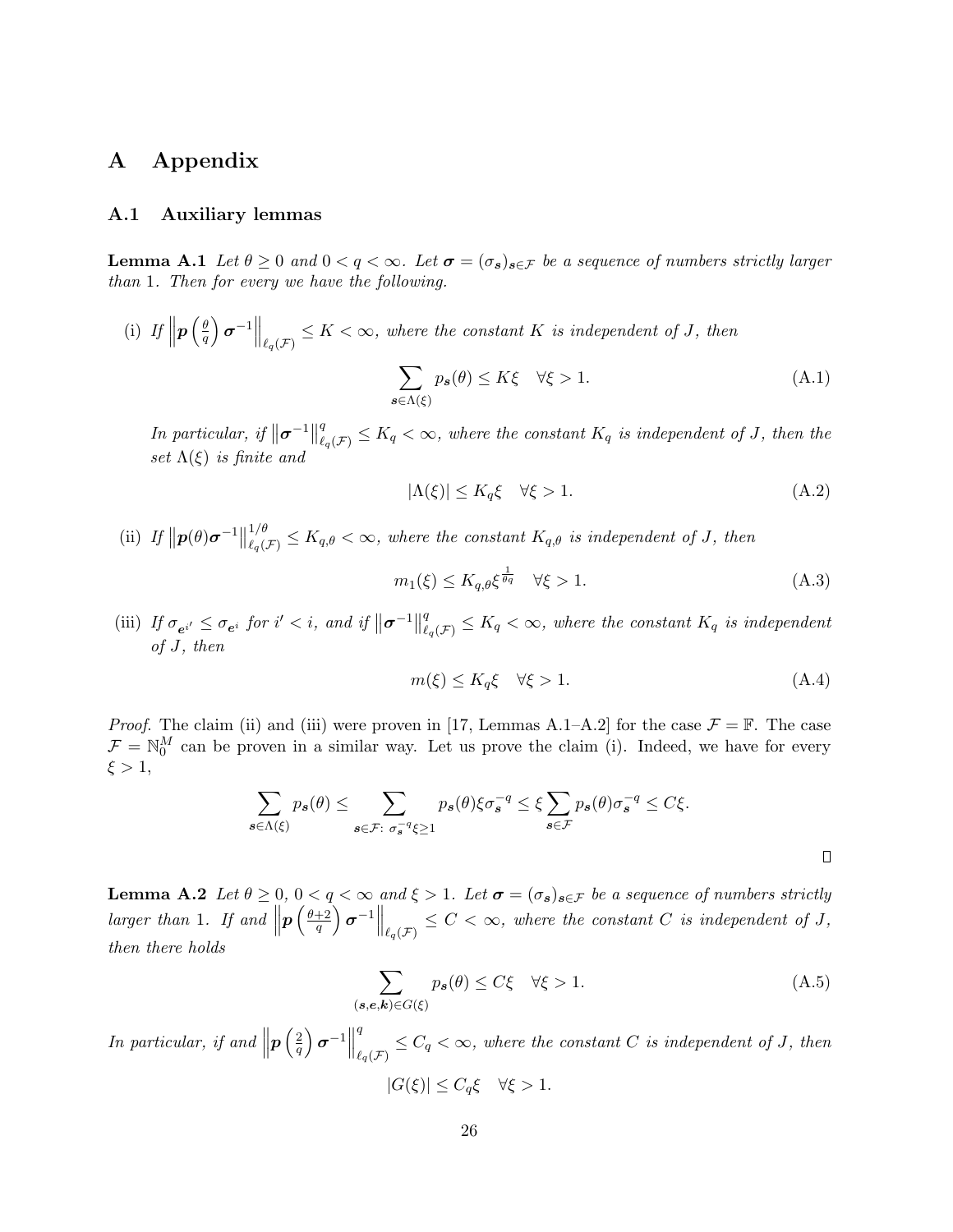# A Appendix

## A.1 Auxiliary lemmas

**Lemma A.1** *Let $\theta \geq 0$ and $0 < q < \infty$. Let $\boldsymbol{\sigma} = (\sigma_{\boldsymbol{s}})_{\boldsymbol{s} \in \mathcal{F}}$ be a sequence of numbers strictly larger than 1. Then for every we have the following.*

(i) *If $\left\| \boldsymbol{p}\left(\frac{\theta}{q}\right) \boldsymbol{\sigma}^{-1} \right\|_{\ell_q(\mathcal{F})} \leq K < \infty$, where the constant $K$ is independent of $J$, then*

$$\sum_{\boldsymbol{s} \in \Lambda(\xi)} p_{\boldsymbol{s}}(\theta) \leq K\xi \quad \forall \xi > 1. \tag{A.1}$$

*In particular, if $\left\| \boldsymbol{\sigma}^{-1} \right\|_{\ell_q(\mathcal{F})}^q \leq K_q < \infty$, where the constant $K_q$ is independent of $J$, then the set $\Lambda(\xi)$ is finite and*

$$|\Lambda(\xi)| \leq K_q \xi \quad \forall \xi > 1. \tag{A.2}$$

(ii) *If $\left\| \boldsymbol{p}(\theta) \boldsymbol{\sigma}^{-1} \right\|_{\ell_q(\mathcal{F})}^{1/\theta} \leq K_{q,\theta} < \infty$, where the constant $K_{q,\theta}$ is independent of $J$, then*

$$m_1(\xi) \leq K_{q,\theta} \xi^{\frac{1}{\theta q}} \quad \forall \xi > 1. \tag{A.3}$$

(iii) *If $\sigma_{\boldsymbol{e}^{i'}} \leq \sigma_{\boldsymbol{e}^i}$ for $i' < i$, and if $\left\| \boldsymbol{\sigma}^{-1} \right\|_{\ell_q(\mathcal{F})}^q \leq K_q < \infty$, where the constant $K_q$ is independent of $J$, then*

$$m(\xi) \leq K_q \xi \quad \forall \xi > 1. \tag{A.4}$$

*Proof.* The claim (ii) and (iii) were proven in [17, Lemmas A.1–A.2] for the case $\mathcal{F} = \mathbb{F}$. The case $\mathcal{F} = \mathbb{N}_0^M$ can be proven in a similar way. Let us prove the claim (i). Indeed, we have for every $\xi > 1$,

$$\sum_{\boldsymbol{s} \in \Lambda(\xi)} p_{\boldsymbol{s}}(\theta) \leq \sum_{\boldsymbol{s} \in \mathcal{F}: \ \sigma_{\boldsymbol{s}}^{-q} \xi \geq 1} p_{\boldsymbol{s}}(\theta) \xi \sigma_{\boldsymbol{s}}^{-q} \leq \xi \sum_{\boldsymbol{s} \in \mathcal{F}} p_{\boldsymbol{s}}(\theta) \sigma_{\boldsymbol{s}}^{-q} \leq C\xi.$$

$\square$

**Lemma A.2** *Let $\theta \geq 0$, $0 < q < \infty$ and $\xi > 1$. Let $\boldsymbol{\sigma} = (\sigma_{\boldsymbol{s}})_{\boldsymbol{s} \in \mathcal{F}}$ be a sequence of numbers strictly larger than 1. If and $\left\| \boldsymbol{p}\left(\frac{\theta+2}{q}\right) \boldsymbol{\sigma}^{-1} \right\|_{\ell_q(\mathcal{F})} \leq C < \infty$, where the constant $C$ is independent of $J$, then there holds*

$$\sum_{(\boldsymbol{s}, \boldsymbol{e}, \boldsymbol{k}) \in G(\xi)} p_{\boldsymbol{s}}(\theta) \leq C\xi \quad \forall \xi > 1. \tag{A.5}$$

*In particular, if and $\left\| \boldsymbol{p}\left(\frac{2}{q}\right) \boldsymbol{\sigma}^{-1} \right\|_{\ell_q(\mathcal{F})}^q \leq C_q < \infty$, where the constant $C$ is independent of $J$, then*

$$|G(\xi)| \leq C_q \xi \quad \forall \xi > 1.$$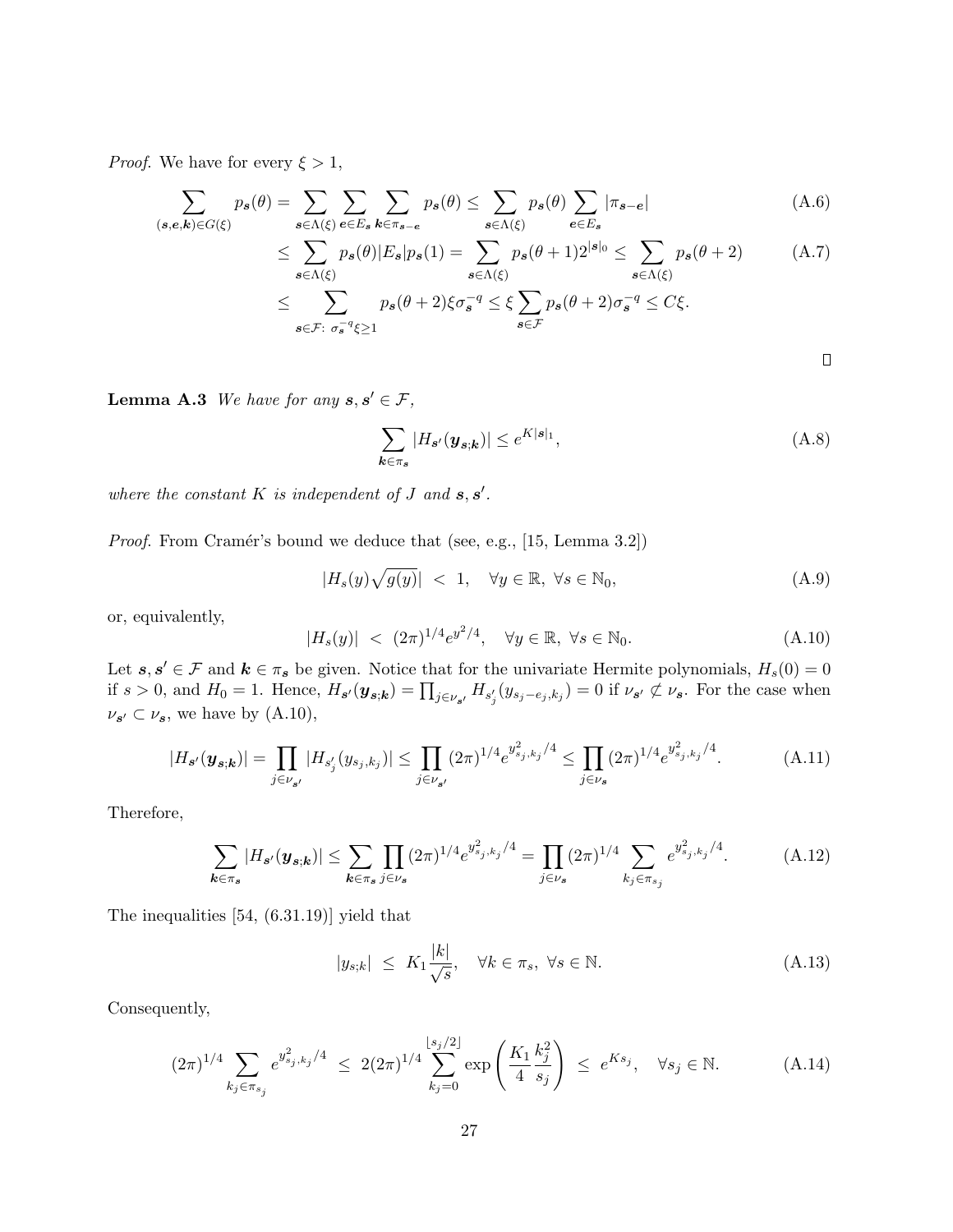*Proof.* We have for every $\xi > 1$,

$$\sum_{(\boldsymbol{s},\boldsymbol{e},\boldsymbol{k})\in G(\xi)} p_{\boldsymbol{s}}(\theta) = \sum_{\boldsymbol{s}\in\Lambda(\xi)} \sum_{\boldsymbol{e}\in E_{\boldsymbol{s}}} \sum_{\boldsymbol{k}\in\pi_{\boldsymbol{s}-\boldsymbol{e}}} p_{\boldsymbol{s}}(\theta) \le \sum_{\boldsymbol{s}\in\Lambda(\xi)} p_{\boldsymbol{s}}(\theta) \sum_{\boldsymbol{e}\in E_{\boldsymbol{s}}} |\pi_{\boldsymbol{s}-\boldsymbol{e}}| \tag{A.6}$$

$$\le \sum_{\boldsymbol{s}\in\Lambda(\xi)} p_{\boldsymbol{s}}(\theta)|E_{\boldsymbol{s}}|p_{\boldsymbol{s}}(1) = \sum_{\boldsymbol{s}\in\Lambda(\xi)} p_{\boldsymbol{s}}(\theta+1)2^{|\boldsymbol{s}|_0} \le \sum_{\boldsymbol{s}\in\Lambda(\xi)} p_{\boldsymbol{s}}(\theta+2) \tag{A.7}$$

$$\le \sum_{\boldsymbol{s}\in\mathcal{F}:\ \sigma_{\boldsymbol{s}}^{-q}\xi\ge 1} p_{\boldsymbol{s}}(\theta+2)\xi\sigma_{\boldsymbol{s}}^{-q} \le \xi \sum_{\boldsymbol{s}\in\mathcal{F}} p_{\boldsymbol{s}}(\theta+2)\sigma_{\boldsymbol{s}}^{-q} \le C\xi.$$

$\square$

**Lemma A.3** *We have for any $\boldsymbol{s},\boldsymbol{s}'\in\mathcal{F}$,*

$$\sum_{\boldsymbol{k}\in\pi_{\boldsymbol{s}}} |H_{\boldsymbol{s}'}(\boldsymbol{y}_{\boldsymbol{s};\boldsymbol{k}})| \le e^{K|\boldsymbol{s}|_1}, \tag{A.8}$$

*where the constant $K$ is independent of $J$ and $\boldsymbol{s},\boldsymbol{s}'$.*

*Proof.* From Cramér's bound we deduce that (see, e.g., [15, Lemma 3.2])

$$|H_s(y)\sqrt{g(y)}| \;<\; 1, \quad \forall y\in\mathbb{R},\ \forall s\in\mathbb{N}_0, \tag{A.9}$$

or, equivalently,

$$|H_s(y)| \;<\; (2\pi)^{1/4}e^{y^2/4}, \quad \forall y\in\mathbb{R},\ \forall s\in\mathbb{N}_0. \tag{A.10}$$

Let $\boldsymbol{s},\boldsymbol{s}'\in\mathcal{F}$ and $\boldsymbol{k}\in\pi_{\boldsymbol{s}}$ be given. Notice that for the univariate Hermite polynomials, $H_s(0)=0$ if $s>0$, and $H_0=1$. Hence, $H_{\boldsymbol{s}'}(\boldsymbol{y}_{\boldsymbol{s};\boldsymbol{k}}) = \prod_{j\in\nu_{\boldsymbol{s}'}} H_{s'_j}(y_{s_j-e_j,k_j}) = 0$ if $\nu_{\boldsymbol{s}'}\not\subset\nu_{\boldsymbol{s}}$. For the case when $\nu_{\boldsymbol{s}'}\subset\nu_{\boldsymbol{s}}$, we have by (A.10),

$$|H_{\boldsymbol{s}'}(\boldsymbol{y}_{\boldsymbol{s};\boldsymbol{k}})| = \prod_{j\in\nu_{\boldsymbol{s}'}} |H_{s'_j}(y_{s_j,k_j})| \le \prod_{j\in\nu_{\boldsymbol{s}'}} (2\pi)^{1/4}e^{y_{s_j,k_j}^2/4} \le \prod_{j\in\nu_{\boldsymbol{s}}} (2\pi)^{1/4}e^{y_{s_j,k_j}^2/4}. \tag{A.11}$$

Therefore,

$$\sum_{\boldsymbol{k}\in\pi_{\boldsymbol{s}}} |H_{\boldsymbol{s}'}(\boldsymbol{y}_{\boldsymbol{s};\boldsymbol{k}})| \le \sum_{\boldsymbol{k}\in\pi_{\boldsymbol{s}}} \prod_{j\in\nu_{\boldsymbol{s}}} (2\pi)^{1/4}e^{y_{s_j,k_j}^2/4} = \prod_{j\in\nu_{\boldsymbol{s}}} (2\pi)^{1/4} \sum_{k_j\in\pi_{s_j}} e^{y_{s_j,k_j}^2/4}. \tag{A.12}$$

The inequalities [54, (6.31.19)] yield that

$$|y_{s;k}| \;\le\; K_1\frac{|k|}{\sqrt{s}}, \quad \forall k\in\pi_s,\ \forall s\in\mathbb{N}. \tag{A.13}$$

Consequently,

$$(2\pi)^{1/4} \sum_{k_j\in\pi_{s_j}} e^{y_{s_j,k_j}^2/4} \;\le\; 2(2\pi)^{1/4} \sum_{k_j=0}^{\lfloor s_j/2\rfloor} \exp\left(\frac{K_1}{4}\frac{k_j^2}{s_j}\right) \;\le\; e^{Ks_j}, \quad \forall s_j\in\mathbb{N}. \tag{A.14}$$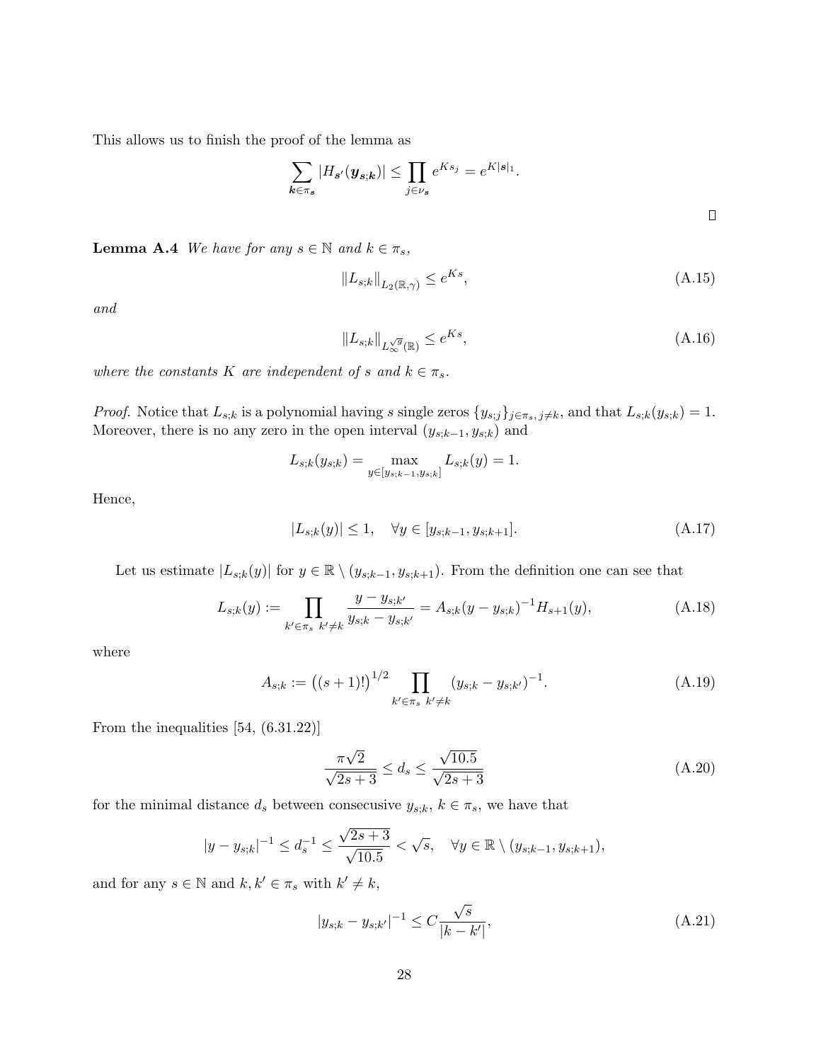This allows us to finish the proof of the lemma as

$$\sum_{\boldsymbol{k}\in\pi_{\boldsymbol{s}}} |H_{\boldsymbol{s}'}(\boldsymbol{y}_{\boldsymbol{s};\boldsymbol{k}})| \le \prod_{j\in\nu_{\boldsymbol{s}}} e^{Ks_j} = e^{K|\boldsymbol{s}|_1}.$$

□

**Lemma A.4** *We have for any $s \in \mathbb{N}$ and $k \in \pi_s$,*

$$\|L_{s;k}\|_{L_2(\mathbb{R},\gamma)} \le e^{Ks}, \tag{A.15}$$

*and*

$$\|L_{s;k}\|_{L_\infty^{\sqrt{g}}(\mathbb{R})} \le e^{Ks}, \tag{A.16}$$

*where the constants $K$ are independent of $s$ and $k \in \pi_s$.*

*Proof.* Notice that $L_{s;k}$ is a polynomial having $s$ single zeros $\{y_{s;j}\}_{j\in\pi_s,\, j\neq k}$, and that $L_{s;k}(y_{s;k}) = 1$. Moreover, there is no any zero in the open interval $(y_{s;k-1}, y_{s;k})$ and

$$L_{s;k}(y_{s;k}) = \max_{y\in[y_{s;k-1},y_{s;k}]} L_{s;k}(y) = 1.$$

Hence,

$$|L_{s;k}(y)| \le 1, \quad \forall y \in [y_{s;k-1}, y_{s;k+1}]. \tag{A.17}$$

Let us estimate $|L_{s;k}(y)|$ for $y \in \mathbb{R} \setminus (y_{s;k-1}, y_{s;k+1})$. From the definition one can see that

$$L_{s;k}(y) := \prod_{k'\in\pi_s\ k'\neq k} \frac{y - y_{s;k'}}{y_{s;k} - y_{s;k'}} = A_{s;k}(y - y_{s;k})^{-1} H_{s+1}(y), \tag{A.18}$$

where

$$A_{s;k} := \big((s+1)!\big)^{1/2} \prod_{k'\in\pi_s\ k'\neq k} (y_{s;k} - y_{s;k'})^{-1}. \tag{A.19}$$

From the inequalities [54, (6.31.22)]

$$\frac{\pi\sqrt{2}}{\sqrt{2s+3}} \le d_s \le \frac{\sqrt{10.5}}{\sqrt{2s+3}} \tag{A.20}$$

for the minimal distance $d_s$ between consecusive $y_{s;k}$, $k \in \pi_s$, we have that

$$|y - y_{s;k}|^{-1} \le d_s^{-1} \le \frac{\sqrt{2s+3}}{\sqrt{10.5}} < \sqrt{s}, \quad \forall y \in \mathbb{R} \setminus (y_{s;k-1}, y_{s;k+1}),$$

and for any $s \in \mathbb{N}$ and $k, k' \in \pi_s$ with $k' \neq k$,

$$|y_{s;k} - y_{s;k'}|^{-1} \le C\frac{\sqrt{s}}{|k - k'|}, \tag{A.21}$$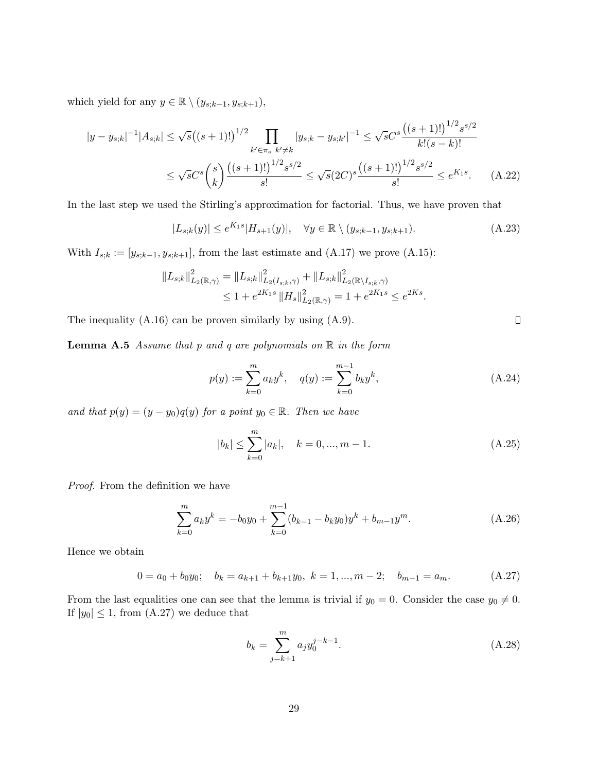which yield for any $y \in \mathbb{R} \setminus (y_{s;k-1}, y_{s;k+1})$,

$$
\begin{aligned}
|y - y_{s;k}|^{-1}|A_{s;k}| &\le \sqrt{s}\big((s+1)!\big)^{1/2} \prod_{k' \in \pi_s \ k' \ne k} |y_{s;k} - y_{s;k'}|^{-1} \le \sqrt{s}C^s \frac{\big((s+1)!\big)^{1/2} s^{s/2}}{k!(s-k)!} \\
&\le \sqrt{s}C^s \binom{s}{k} \frac{\big((s+1)!\big)^{1/2} s^{s/2}}{s!} \le \sqrt{s}(2C)^s \frac{\big((s+1)!\big)^{1/2} s^{s/2}}{s!} \le e^{K_1 s}. \qquad \text{(A.22)}
\end{aligned}
$$

In the last step we used the Stirling's approximation for factorial. Thus, we have proven that

$$
|L_{s;k}(y)| \le e^{K_1 s} |H_{s+1}(y)|, \quad \forall y \in \mathbb{R} \setminus (y_{s;k-1}, y_{s;k+1}). \qquad \text{(A.23)}
$$

With $I_{s;k} := [y_{s;k-1}, y_{s;k+1}]$, from the last estimate and (A.17) we prove (A.15):

$$
\begin{aligned}
\|L_{s;k}\|^2_{L_2(\mathbb{R},\gamma)} &= \|L_{s;k}\|^2_{L_2(I_{s;k},\gamma)} + \|L_{s;k}\|^2_{L_2(\mathbb{R}\setminus I_{s;k},\gamma)} \\
&\le 1 + e^{2K_1 s} \|H_s\|^2_{L_2(\mathbb{R},\gamma)} = 1 + e^{2K_1 s} \le e^{2Ks}.
\end{aligned}
$$

The inequality (A.16) can be proven similarly by using (A.9). $\square$

**Lemma A.5** *Assume that $p$ and $q$ are polynomials on $\mathbb{R}$ in the form*

$$
p(y) := \sum_{k=0}^{m} a_k y^k, \quad q(y) := \sum_{k=0}^{m-1} b_k y^k, \qquad \text{(A.24)}
$$

*and that $p(y) = (y - y_0)q(y)$ for a point $y_0 \in \mathbb{R}$. Then we have*

$$
|b_k| \le \sum_{k=0}^{m} |a_k|, \quad k = 0, ..., m-1. \qquad \text{(A.25)}
$$

*Proof.* From the definition we have

$$
\sum_{k=0}^{m} a_k y^k = -b_0 y_0 + \sum_{k=0}^{m-1} (b_{k-1} - b_k y_0) y^k + b_{m-1} y^m. \qquad \text{(A.26)}
$$

Hence we obtain

$$
0 = a_0 + b_0 y_0; \quad b_k = a_{k+1} + b_{k+1} y_0, \ k = 1, ..., m-2; \quad b_{m-1} = a_m. \qquad \text{(A.27)}
$$

From the last equalities one can see that the lemma is trivial if $y_0 = 0$. Consider the case $y_0 \ne 0$. If $|y_0| \le 1$, from (A.27) we deduce that

$$
b_k = \sum_{j=k+1}^{m} a_j y_0^{j-k-1}. \qquad \text{(A.28)}
$$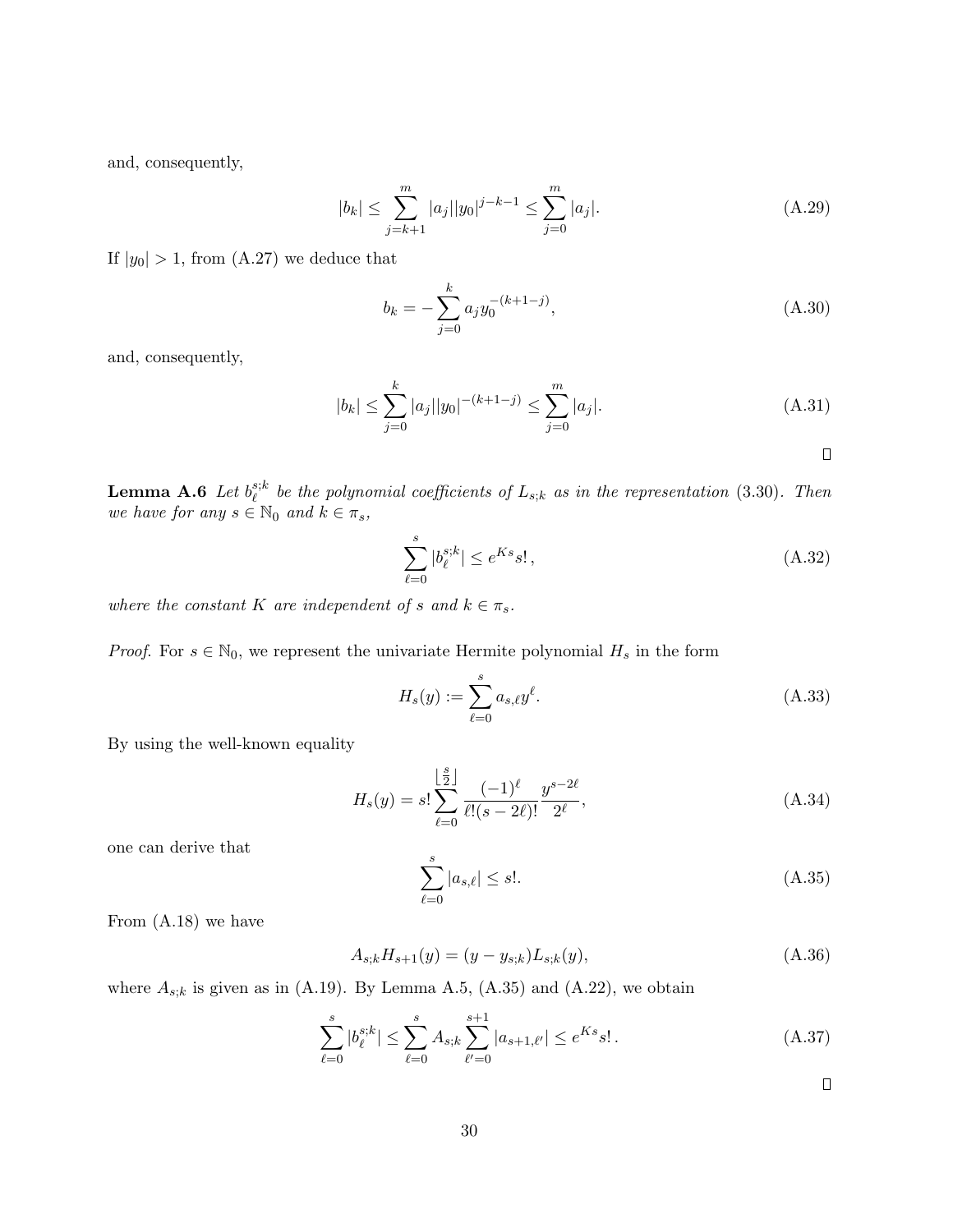and, consequently,

$$|b_k| \leq \sum_{j=k+1}^{m} |a_j||y_0|^{j-k-1} \leq \sum_{j=0}^{m} |a_j|. \tag{A.29}$$

If $|y_0| > 1$, from (A.27) we deduce that

$$b_k = -\sum_{j=0}^{k} a_j y_0^{-(k+1-j)}, \tag{A.30}$$

and, consequently,

$$|b_k| \leq \sum_{j=0}^{k} |a_j||y_0|^{-(k+1-j)} \leq \sum_{j=0}^{m} |a_j|. \tag{A.31}$$

□

**Lemma A.6** *Let $b_\ell^{s;k}$ be the polynomial coefficients of $L_{s;k}$ as in the representation* (3.30)*. Then we have for any $s \in \mathbb{N}_0$ and $k \in \pi_s$,*

$$\sum_{\ell=0}^{s} |b_\ell^{s;k}| \leq e^{Ks} s!\,, \tag{A.32}$$

*where the constant $K$ are independent of $s$ and $k \in \pi_s$.*

*Proof.* For $s \in \mathbb{N}_0$, we represent the univariate Hermite polynomial $H_s$ in the form

$$H_s(y) := \sum_{\ell=0}^{s} a_{s,\ell} y^\ell. \tag{A.33}$$

By using the well-known equality

$$H_s(y) = s! \sum_{\ell=0}^{\lfloor \frac{s}{2} \rfloor} \frac{(-1)^\ell}{\ell!(s-2\ell)!} \frac{y^{s-2\ell}}{2^\ell}, \tag{A.34}$$

one can derive that

$$\sum_{\ell=0}^{s} |a_{s,\ell}| \leq s!. \tag{A.35}$$

From (A.18) we have

$$A_{s;k} H_{s+1}(y) = (y - y_{s;k}) L_{s;k}(y), \tag{A.36}$$

where $A_{s;k}$ is given as in (A.19). By Lemma A.5, (A.35) and (A.22), we obtain

$$\sum_{\ell=0}^{s} |b_\ell^{s;k}| \leq \sum_{\ell=0}^{s} A_{s;k} \sum_{\ell'=0}^{s+1} |a_{s+1,\ell'}| \leq e^{Ks} s!\,. \tag{A.37}$$

□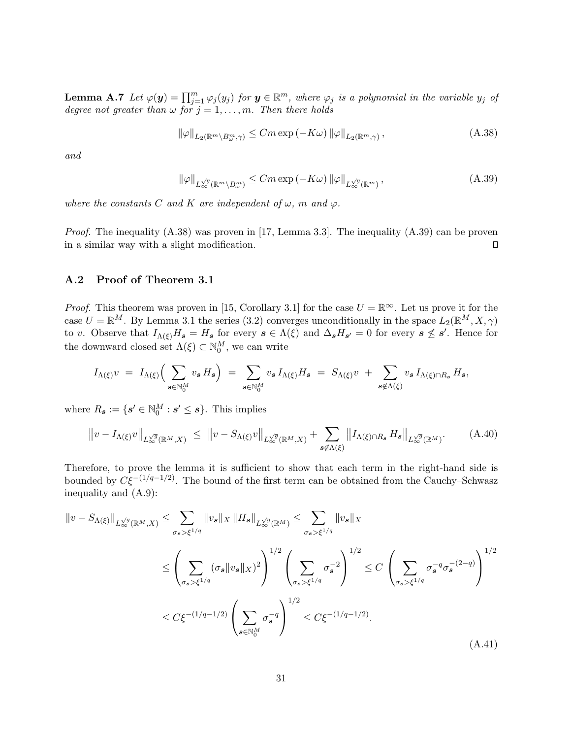**Lemma A.7** *Let $\varphi(\boldsymbol{y}) = \prod_{j=1}^m \varphi_j(y_j)$ for $\boldsymbol{y} \in \mathbb{R}^m$, where $\varphi_j$ is a polynomial in the variable $y_j$ of degree not greater than $\omega$ for $j = 1, \ldots, m$. Then there holds*

$$\|\varphi\|_{L_2(\mathbb{R}^m \setminus B^m_\omega, \gamma)} \leq Cm \exp\left(-K\omega\right) \|\varphi\|_{L_2(\mathbb{R}^m, \gamma)}, \tag{A.38}$$

*and*

$$\|\varphi\|_{L_\infty^{\sqrt{g}}(\mathbb{R}^m \setminus B^m_\omega)} \leq Cm \exp\left(-K\omega\right) \|\varphi\|_{L_\infty^{\sqrt{g}}(\mathbb{R}^m)}, \tag{A.39}$$

*where the constants $C$ and $K$ are independent of $\omega$, $m$ and $\varphi$.*

*Proof.* The inequality (A.38) was proven in [17, Lemma 3.3]. The inequality (A.39) can be proven in a similar way with a slight modification. □

### A.2 Proof of Theorem 3.1

*Proof.* This theorem was proven in [15, Corollary 3.1] for the case $U = \mathbb{R}^\infty$. Let us prove it for the case $U = \mathbb{R}^M$. By Lemma 3.1 the series (3.2) converges unconditionally in the space $L_2(\mathbb{R}^M, X, \gamma)$ to $v$. Observe that $I_{\Lambda(\xi)} H_{\boldsymbol{s}} = H_{\boldsymbol{s}}$ for every $\boldsymbol{s} \in \Lambda(\xi)$ and $\Delta_{\boldsymbol{s}} H_{\boldsymbol{s}'} = 0$ for every $\boldsymbol{s} \not\leq \boldsymbol{s}'$. Hence for the downward closed set $\Lambda(\xi) \subset \mathbb{N}_0^M$, we can write

$$I_{\Lambda(\xi)} v \;=\; I_{\Lambda(\xi)}\Big(\sum_{\boldsymbol{s} \in \mathbb{N}_0^M} v_{\boldsymbol{s}}\, H_{\boldsymbol{s}}\Big) \;=\; \sum_{\boldsymbol{s} \in \mathbb{N}_0^M} v_{\boldsymbol{s}}\, I_{\Lambda(\xi)} H_{\boldsymbol{s}} \;=\; S_{\Lambda(\xi)} v \;+\; \sum_{\boldsymbol{s} \notin \Lambda(\xi)} v_{\boldsymbol{s}}\, I_{\Lambda(\xi) \cap R_{\boldsymbol{s}}}\, H_{\boldsymbol{s}},$$

where $R_{\boldsymbol{s}} := \{\boldsymbol{s}' \in \mathbb{N}_0^M : \boldsymbol{s}' \leq \boldsymbol{s}\}$. This implies

$$\left\|v - I_{\Lambda(\xi)} v\right\|_{L_\infty^{\sqrt{g}}(\mathbb{R}^M, X)} \;\leq\; \left\|v - S_{\Lambda(\xi)} v\right\|_{L_\infty^{\sqrt{g}}(\mathbb{R}^M, X)} + \sum_{\boldsymbol{s} \notin \Lambda(\xi)} \left\|I_{\Lambda(\xi) \cap R_{\boldsymbol{s}}}\, H_{\boldsymbol{s}}\right\|_{L_\infty^{\sqrt{g}}(\mathbb{R}^M)}. \tag{A.40}$$

Therefore, to prove the lemma it is sufficient to show that each term in the right-hand side is bounded by $C\xi^{-(1/q - 1/2)}$. The bound of the first term can be obtained from the Cauchy–Schwasz inequality and (A.9):

$$\begin{aligned}
\|v - S_{\Lambda(\xi)}\|_{L_\infty^{\sqrt{g}}(\mathbb{R}^M, X)} &\leq \sum_{\sigma_{\boldsymbol{s}} > \xi^{1/q}} \|v_{\boldsymbol{s}}\|_X \, \|H_{\boldsymbol{s}}\|_{L_\infty^{\sqrt{g}}(\mathbb{R}^M)} \leq \sum_{\sigma_{\boldsymbol{s}} > \xi^{1/q}} \|v_{\boldsymbol{s}}\|_X \\
&\leq \left(\sum_{\sigma_{\boldsymbol{s}} > \xi^{1/q}} (\sigma_{\boldsymbol{s}} \|v_{\boldsymbol{s}}\|_X)^2\right)^{1/2} \left(\sum_{\sigma_{\boldsymbol{s}} > \xi^{1/q}} \sigma_{\boldsymbol{s}}^{-2}\right)^{1/2} \leq C \left(\sum_{\sigma_{\boldsymbol{s}} > \xi^{1/q}} \sigma_{\boldsymbol{s}}^{-q} \sigma_{\boldsymbol{s}}^{-(2-q)}\right)^{1/2} \\
&\leq C\xi^{-(1/q - 1/2)} \left(\sum_{\boldsymbol{s} \in \mathbb{N}_0^M} \sigma_{\boldsymbol{s}}^{-q}\right)^{1/2} \leq C\xi^{-(1/q - 1/2)}.
\end{aligned} \tag{A.41}$$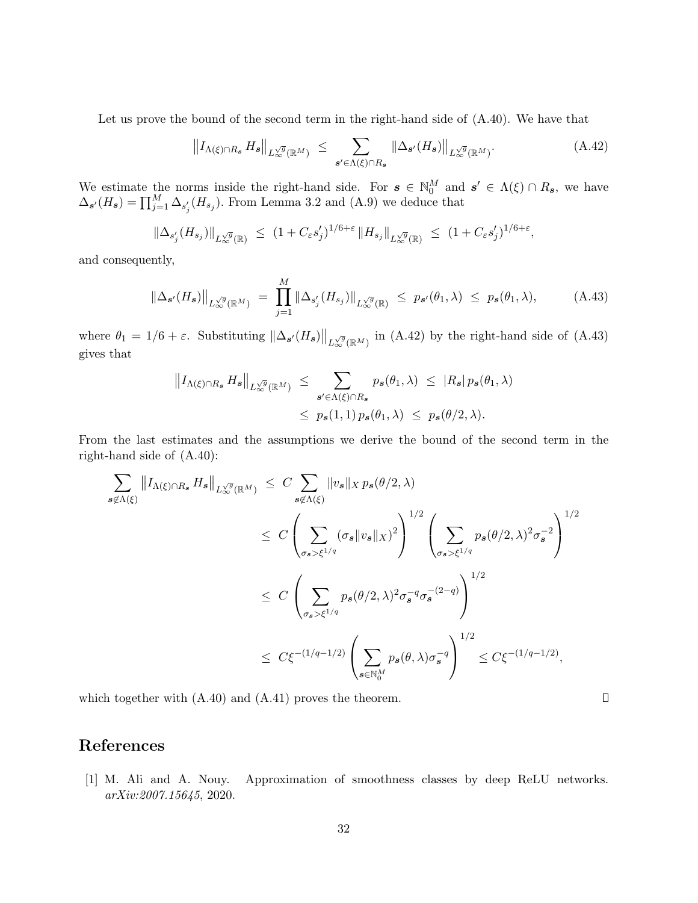Let us prove the bound of the second term in the right-hand side of (A.40). We have that

$$\left\| I_{\Lambda(\xi)\cap R_{\boldsymbol{s}}} H_{\boldsymbol{s}} \right\|_{L^{\sqrt{g}}_\infty(\mathbb{R}^M)} \;\le\; \sum_{\boldsymbol{s}' \in \Lambda(\xi)\cap R_{\boldsymbol{s}}} \left\| \Delta_{\boldsymbol{s}'}(H_{\boldsymbol{s}}) \right\|_{L^{\sqrt{g}}_\infty(\mathbb{R}^M)}. \tag{A.42}$$

We estimate the norms inside the right-hand side. For $\boldsymbol{s} \in \mathbb{N}_0^M$ and $\boldsymbol{s}' \in \Lambda(\xi)\cap R_{\boldsymbol{s}}$, we have $\Delta_{\boldsymbol{s}'}(H_{\boldsymbol{s}}) = \prod_{j=1}^M \Delta_{s_j'}(H_{s_j})$. From Lemma 3.2 and (A.9) we deduce that

$$\|\Delta_{s_j'}(H_{s_j})\|_{L^{\sqrt{g}}_\infty(\mathbb{R})} \;\le\; (1 + C_\varepsilon s_j')^{1/6+\varepsilon} \, \|H_{s_j}\|_{L^{\sqrt{g}}_\infty(\mathbb{R})} \;\le\; (1 + C_\varepsilon s_j')^{1/6+\varepsilon},$$

and consequently,

$$\left\|\Delta_{\boldsymbol{s}'}(H_{\boldsymbol{s}})\right\|_{L^{\sqrt{g}}_\infty(\mathbb{R}^M)} \;=\; \prod_{j=1}^M \|\Delta_{s_j'}(H_{s_j})\|_{L^{\sqrt{g}}_\infty(\mathbb{R})} \;\le\; p_{\boldsymbol{s}'}(\theta_1,\lambda) \;\le\; p_{\boldsymbol{s}}(\theta_1,\lambda), \tag{A.43}$$

where $\theta_1 = 1/6 + \varepsilon$. Substituting $\left\|\Delta_{\boldsymbol{s}'}(H_{\boldsymbol{s}})\right\|_{L^{\sqrt{g}}_\infty(\mathbb{R}^M)}$ in (A.42) by the right-hand side of (A.43) gives that

$$\begin{aligned}
\left\| I_{\Lambda(\xi)\cap R_{\boldsymbol{s}}} H_{\boldsymbol{s}} \right\|_{L^{\sqrt{g}}_\infty(\mathbb{R}^M)} \;&\le\; \sum_{\boldsymbol{s}' \in \Lambda(\xi)\cap R_{\boldsymbol{s}}} p_{\boldsymbol{s}}(\theta_1,\lambda) \;\le\; |R_{\boldsymbol{s}}| \, p_{\boldsymbol{s}}(\theta_1,\lambda) \\
&\le\; p_{\boldsymbol{s}}(1,1)\, p_{\boldsymbol{s}}(\theta_1,\lambda) \;\le\; p_{\boldsymbol{s}}(\theta/2,\lambda).
\end{aligned}$$

From the last estimates and the assumptions we derive the bound of the second term in the right-hand side of (A.40):

$$\begin{aligned}
\sum_{\boldsymbol{s}\notin\Lambda(\xi)} \left\| I_{\Lambda(\xi)\cap R_{\boldsymbol{s}}} H_{\boldsymbol{s}} \right\|_{L^{\sqrt{g}}_\infty(\mathbb{R}^M)} \;&\le\; C \sum_{\boldsymbol{s}\notin\Lambda(\xi)} \|v_{\boldsymbol{s}}\|_X \, p_{\boldsymbol{s}}(\theta/2,\lambda) \\
&\le\; C \left( \sum_{\sigma_{\boldsymbol{s}} > \xi^{1/q}} (\sigma_{\boldsymbol{s}} \|v_{\boldsymbol{s}}\|_X)^2 \right)^{1/2} \left( \sum_{\sigma_{\boldsymbol{s}} > \xi^{1/q}} p_{\boldsymbol{s}}(\theta/2,\lambda)^2 \sigma_{\boldsymbol{s}}^{-2} \right)^{1/2} \\
&\le\; C \left( \sum_{\sigma_{\boldsymbol{s}} > \xi^{1/q}} p_{\boldsymbol{s}}(\theta/2,\lambda)^2 \sigma_{\boldsymbol{s}}^{-q} \sigma_{\boldsymbol{s}}^{-(2-q)} \right)^{1/2} \\
&\le\; C \xi^{-(1/q-1/2)} \left( \sum_{\boldsymbol{s}\in\mathbb{N}_0^M} p_{\boldsymbol{s}}(\theta,\lambda) \sigma_{\boldsymbol{s}}^{-q} \right)^{1/2} \le C \xi^{-(1/q-1/2)},
\end{aligned}$$

which together with (A.40) and (A.41) proves the theorem. $\square$

## References

[1] M. Ali and A. Nouy. Approximation of smoothness classes by deep ReLU networks. *arXiv:2007.15645*, 2020.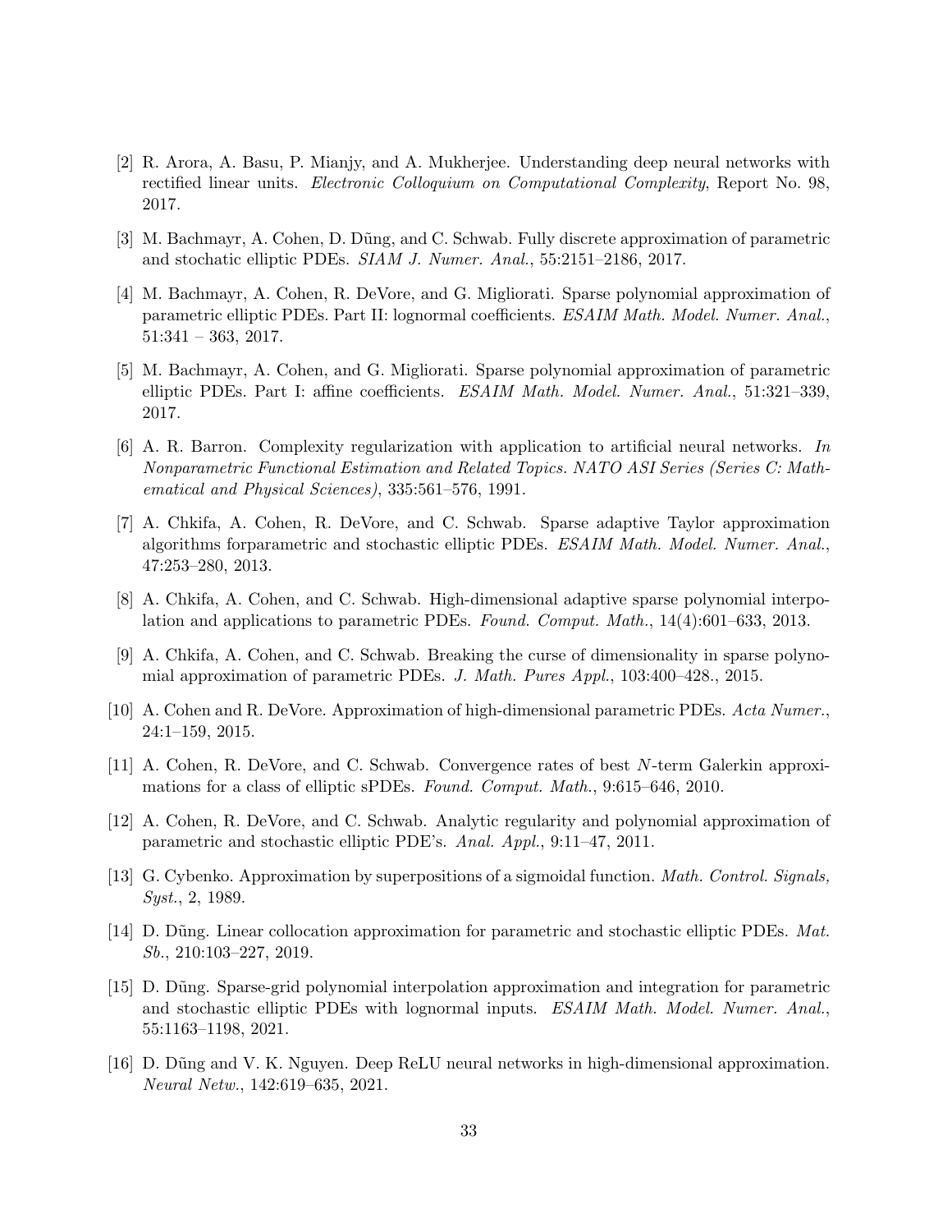[2] R. Arora, A. Basu, P. Mianjy, and A. Mukherjee. Understanding deep neural networks with rectified linear units. *Electronic Colloquium on Computational Complexity*, Report No. 98, 2017.

[3] M. Bachmayr, A. Cohen, D. Dũng, and C. Schwab. Fully discrete approximation of parametric and stochatic elliptic PDEs. *SIAM J. Numer. Anal.*, 55:2151–2186, 2017.

[4] M. Bachmayr, A. Cohen, R. DeVore, and G. Migliorati. Sparse polynomial approximation of parametric elliptic PDEs. Part II: lognormal coefficients. *ESAIM Math. Model. Numer. Anal.*, 51:341 – 363, 2017.

[5] M. Bachmayr, A. Cohen, and G. Migliorati. Sparse polynomial approximation of parametric elliptic PDEs. Part I: affine coefficients. *ESAIM Math. Model. Numer. Anal.*, 51:321–339, 2017.

[6] A. R. Barron. Complexity regularization with application to artificial neural networks. *In Nonparametric Functional Estimation and Related Topics. NATO ASI Series (Series C: Mathematical and Physical Sciences)*, 335:561–576, 1991.

[7] A. Chkifa, A. Cohen, R. DeVore, and C. Schwab. Sparse adaptive Taylor approximation algorithms forparametric and stochastic elliptic PDEs. *ESAIM Math. Model. Numer. Anal.*, 47:253–280, 2013.

[8] A. Chkifa, A. Cohen, and C. Schwab. High-dimensional adaptive sparse polynomial interpolation and applications to parametric PDEs. *Found. Comput. Math.*, 14(4):601–633, 2013.

[9] A. Chkifa, A. Cohen, and C. Schwab. Breaking the curse of dimensionality in sparse polynomial approximation of parametric PDEs. *J. Math. Pures Appl.*, 103:400–428., 2015.

[10] A. Cohen and R. DeVore. Approximation of high-dimensional parametric PDEs. *Acta Numer.*, 24:1–159, 2015.

[11] A. Cohen, R. DeVore, and C. Schwab. Convergence rates of best $N$-term Galerkin approximations for a class of elliptic sPDEs. *Found. Comput. Math.*, 9:615–646, 2010.

[12] A. Cohen, R. DeVore, and C. Schwab. Analytic regularity and polynomial approximation of parametric and stochastic elliptic PDE's. *Anal. Appl.*, 9:11–47, 2011.

[13] G. Cybenko. Approximation by superpositions of a sigmoidal function. *Math. Control. Signals, Syst.*, 2, 1989.

[14] D. Dũng. Linear collocation approximation for parametric and stochastic elliptic PDEs. *Mat. Sb.*, 210:103–227, 2019.

[15] D. Dũng. Sparse-grid polynomial interpolation approximation and integration for parametric and stochastic elliptic PDEs with lognormal inputs. *ESAIM Math. Model. Numer. Anal.*, 55:1163–1198, 2021.

[16] D. Dũng and V. K. Nguyen. Deep ReLU neural networks in high-dimensional approximation. *Neural Netw.*, 142:619–635, 2021.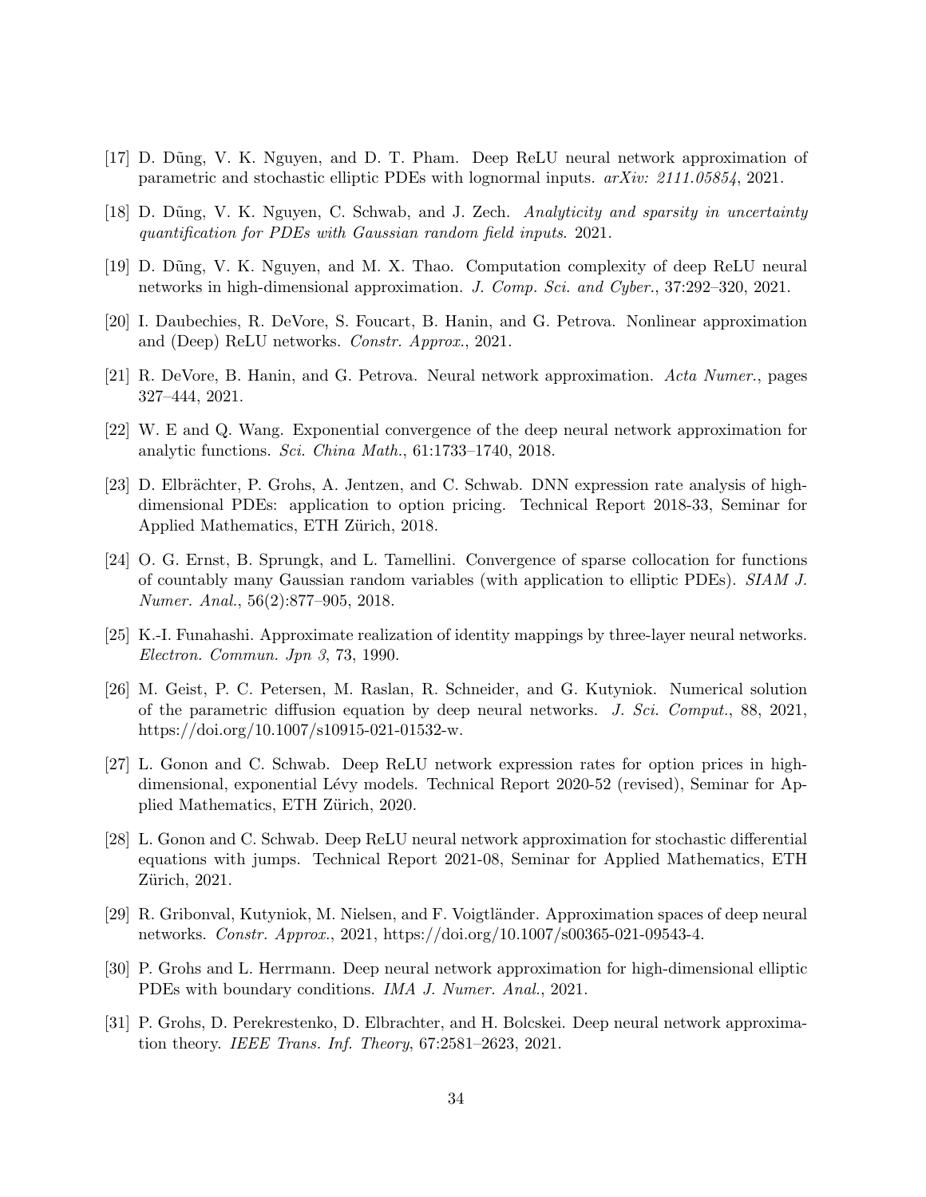[17] D. Dũng, V. K. Nguyen, and D. T. Pham. Deep ReLU neural network approximation of parametric and stochastic elliptic PDEs with lognormal inputs. *arXiv: 2111.05854*, 2021.

[18] D. Dũng, V. K. Nguyen, C. Schwab, and J. Zech. *Analyticity and sparsity in uncertainty quantification for PDEs with Gaussian random field inputs*. 2021.

[19] D. Dũng, V. K. Nguyen, and M. X. Thao. Computation complexity of deep ReLU neural networks in high-dimensional approximation. *J. Comp. Sci. and Cyber.*, 37:292–320, 2021.

[20] I. Daubechies, R. DeVore, S. Foucart, B. Hanin, and G. Petrova. Nonlinear approximation and (Deep) ReLU networks. *Constr. Approx.*, 2021.

[21] R. DeVore, B. Hanin, and G. Petrova. Neural network approximation. *Acta Numer.*, pages 327–444, 2021.

[22] W. E and Q. Wang. Exponential convergence of the deep neural network approximation for analytic functions. *Sci. China Math.*, 61:1733–1740, 2018.

[23] D. Elbrächter, P. Grohs, A. Jentzen, and C. Schwab. DNN expression rate analysis of high-dimensional PDEs: application to option pricing. Technical Report 2018-33, Seminar for Applied Mathematics, ETH Zürich, 2018.

[24] O. G. Ernst, B. Sprungk, and L. Tamellini. Convergence of sparse collocation for functions of countably many Gaussian random variables (with application to elliptic PDEs). *SIAM J. Numer. Anal.*, 56(2):877–905, 2018.

[25] K.-I. Funahashi. Approximate realization of identity mappings by three-layer neural networks. *Electron. Commun. Jpn 3*, 73, 1990.

[26] M. Geist, P. C. Petersen, M. Raslan, R. Schneider, and G. Kutyniok. Numerical solution of the parametric diffusion equation by deep neural networks. *J. Sci. Comput.*, 88, 2021, https://doi.org/10.1007/s10915-021-01532-w.

[27] L. Gonon and C. Schwab. Deep ReLU network expression rates for option prices in high-dimensional, exponential Lévy models. Technical Report 2020-52 (revised), Seminar for Applied Mathematics, ETH Zürich, 2020.

[28] L. Gonon and C. Schwab. Deep ReLU neural network approximation for stochastic differential equations with jumps. Technical Report 2021-08, Seminar for Applied Mathematics, ETH Zürich, 2021.

[29] R. Gribonval, Kutyniok, M. Nielsen, and F. Voigtländer. Approximation spaces of deep neural networks. *Constr. Approx.*, 2021, https://doi.org/10.1007/s00365-021-09543-4.

[30] P. Grohs and L. Herrmann. Deep neural network approximation for high-dimensional elliptic PDEs with boundary conditions. *IMA J. Numer. Anal.*, 2021.

[31] P. Grohs, D. Perekrestenko, D. Elbrachter, and H. Bolcskei. Deep neural network approximation theory. *IEEE Trans. Inf. Theory*, 67:2581–2623, 2021.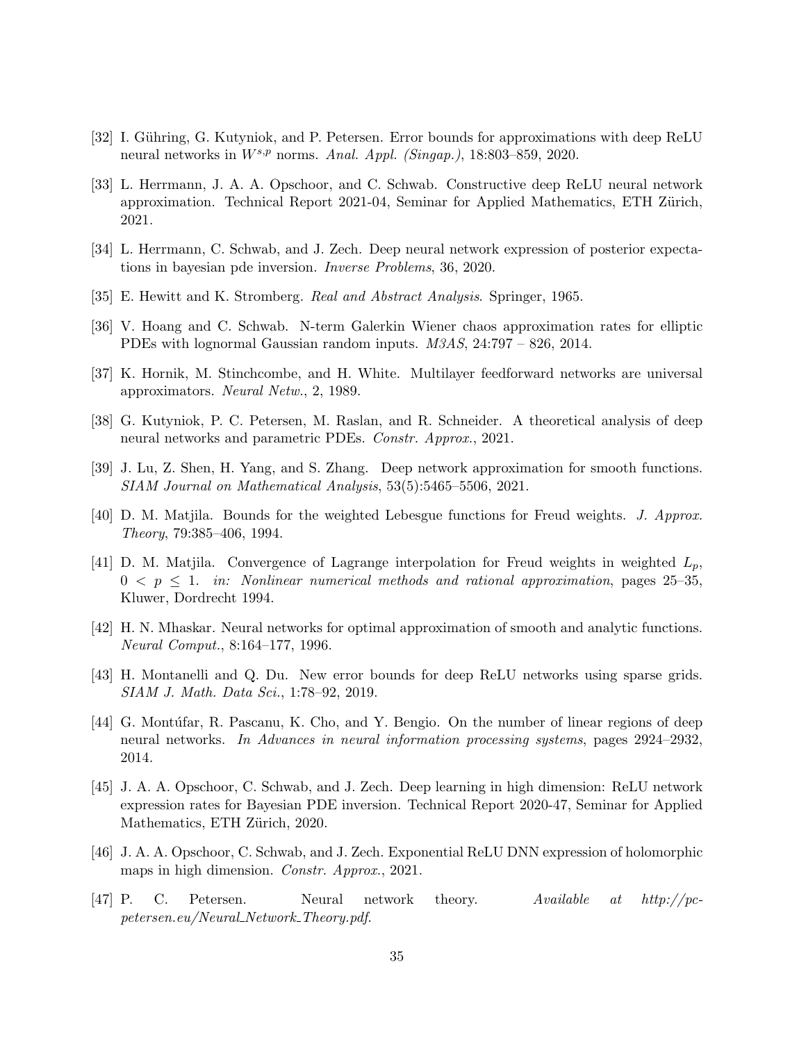[32] I. Gühring, G. Kutyniok, and P. Petersen. Error bounds for approximations with deep ReLU neural networks in $W^{s,p}$ norms. *Anal. Appl. (Singap.)*, 18:803–859, 2020.

[33] L. Herrmann, J. A. A. Opschoor, and C. Schwab. Constructive deep ReLU neural network approximation. Technical Report 2021-04, Seminar for Applied Mathematics, ETH Zürich, 2021.

[34] L. Herrmann, C. Schwab, and J. Zech. Deep neural network expression of posterior expectations in bayesian pde inversion. *Inverse Problems*, 36, 2020.

[35] E. Hewitt and K. Stromberg. *Real and Abstract Analysis*. Springer, 1965.

[36] V. Hoang and C. Schwab. N-term Galerkin Wiener chaos approximation rates for elliptic PDEs with lognormal Gaussian random inputs. *M3AS*, 24:797 – 826, 2014.

[37] K. Hornik, M. Stinchcombe, and H. White. Multilayer feedforward networks are universal approximators. *Neural Netw.*, 2, 1989.

[38] G. Kutyniok, P. C. Petersen, M. Raslan, and R. Schneider. A theoretical analysis of deep neural networks and parametric PDEs. *Constr. Approx.*, 2021.

[39] J. Lu, Z. Shen, H. Yang, and S. Zhang. Deep network approximation for smooth functions. *SIAM Journal on Mathematical Analysis*, 53(5):5465–5506, 2021.

[40] D. M. Matjila. Bounds for the weighted Lebesgue functions for Freud weights. *J. Approx. Theory*, 79:385–406, 1994.

[41] D. M. Matjila. Convergence of Lagrange interpolation for Freud weights in weighted $L_p$, $0 < p \leq 1$. *in: Nonlinear numerical methods and rational approximation*, pages 25–35, Kluwer, Dordrecht 1994.

[42] H. N. Mhaskar. Neural networks for optimal approximation of smooth and analytic functions. *Neural Comput.*, 8:164–177, 1996.

[43] H. Montanelli and Q. Du. New error bounds for deep ReLU networks using sparse grids. *SIAM J. Math. Data Sci.*, 1:78–92, 2019.

[44] G. Montúfar, R. Pascanu, K. Cho, and Y. Bengio. On the number of linear regions of deep neural networks. *In Advances in neural information processing systems*, pages 2924–2932, 2014.

[45] J. A. A. Opschoor, C. Schwab, and J. Zech. Deep learning in high dimension: ReLU network expression rates for Bayesian PDE inversion. Technical Report 2020-47, Seminar for Applied Mathematics, ETH Zürich, 2020.

[46] J. A. A. Opschoor, C. Schwab, and J. Zech. Exponential ReLU DNN expression of holomorphic maps in high dimension. *Constr. Approx.*, 2021.

[47] P. C. Petersen. Neural network theory. *Available at http://pc-petersen.eu/Neural_Network_Theory.pdf*.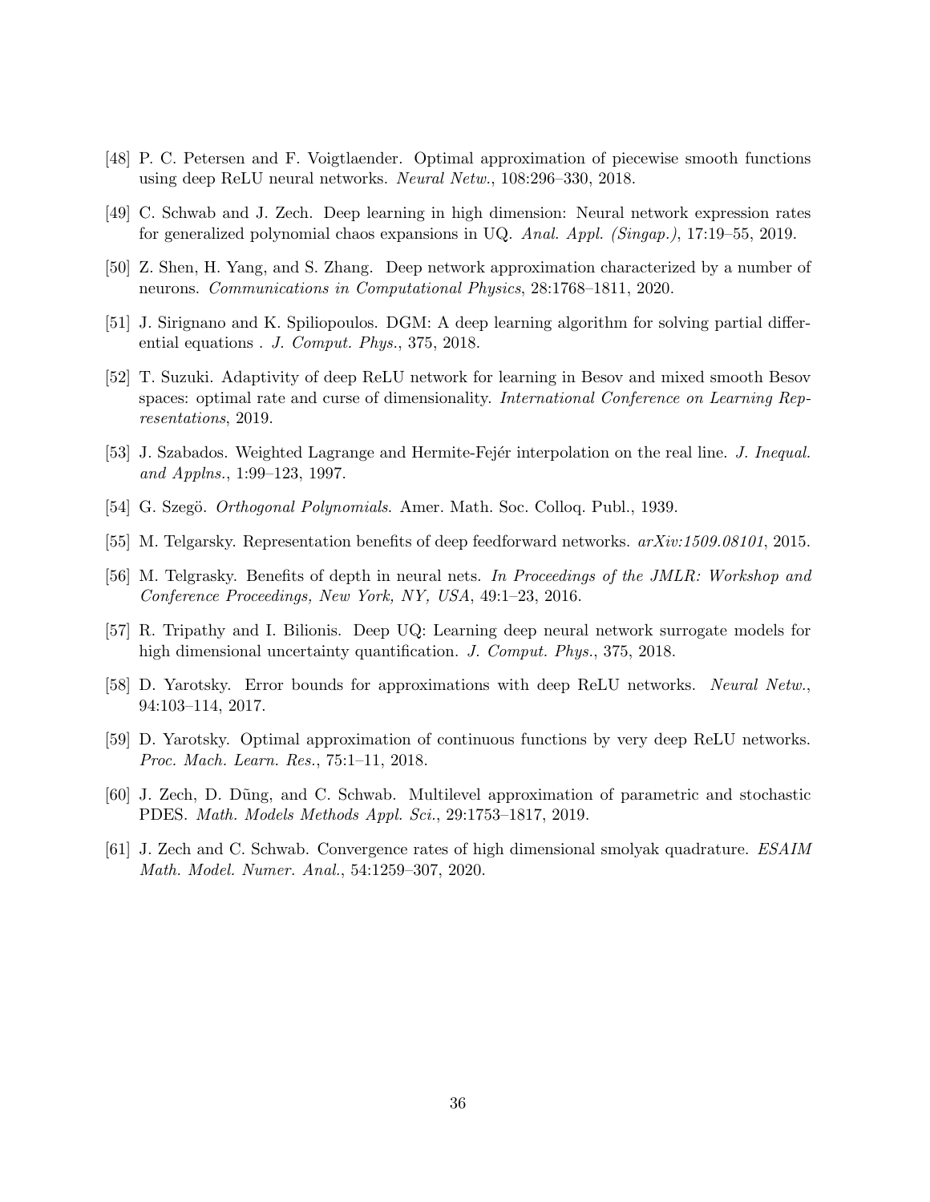[48] P. C. Petersen and F. Voigtlaender. Optimal approximation of piecewise smooth functions using deep ReLU neural networks. *Neural Netw.*, 108:296–330, 2018.

[49] C. Schwab and J. Zech. Deep learning in high dimension: Neural network expression rates for generalized polynomial chaos expansions in UQ. *Anal. Appl. (Singap.)*, 17:19–55, 2019.

[50] Z. Shen, H. Yang, and S. Zhang. Deep network approximation characterized by a number of neurons. *Communications in Computational Physics*, 28:1768–1811, 2020.

[51] J. Sirignano and K. Spiliopoulos. DGM: A deep learning algorithm for solving partial differential equations . *J. Comput. Phys.*, 375, 2018.

[52] T. Suzuki. Adaptivity of deep ReLU network for learning in Besov and mixed smooth Besov spaces: optimal rate and curse of dimensionality. *International Conference on Learning Representations*, 2019.

[53] J. Szabados. Weighted Lagrange and Hermite-Fejér interpolation on the real line. *J. Inequal. and Applns.*, 1:99–123, 1997.

[54] G. Szegö. *Orthogonal Polynomials*. Amer. Math. Soc. Colloq. Publ., 1939.

[55] M. Telgarsky. Representation benefits of deep feedforward networks. *arXiv:1509.08101*, 2015.

[56] M. Telgrasky. Benefits of depth in neural nets. *In Proceedings of the JMLR: Workshop and Conference Proceedings, New York, NY, USA*, 49:1–23, 2016.

[57] R. Tripathy and I. Bilionis. Deep UQ: Learning deep neural network surrogate models for high dimensional uncertainty quantification. *J. Comput. Phys.*, 375, 2018.

[58] D. Yarotsky. Error bounds for approximations with deep ReLU networks. *Neural Netw.*, 94:103–114, 2017.

[59] D. Yarotsky. Optimal approximation of continuous functions by very deep ReLU networks. *Proc. Mach. Learn. Res.*, 75:1–11, 2018.

[60] J. Zech, D. Dũng, and C. Schwab. Multilevel approximation of parametric and stochastic PDES. *Math. Models Methods Appl. Sci.*, 29:1753–1817, 2019.

[61] J. Zech and C. Schwab. Convergence rates of high dimensional smolyak quadrature. *ESAIM Math. Model. Numer. Anal.*, 54:1259–307, 2020.